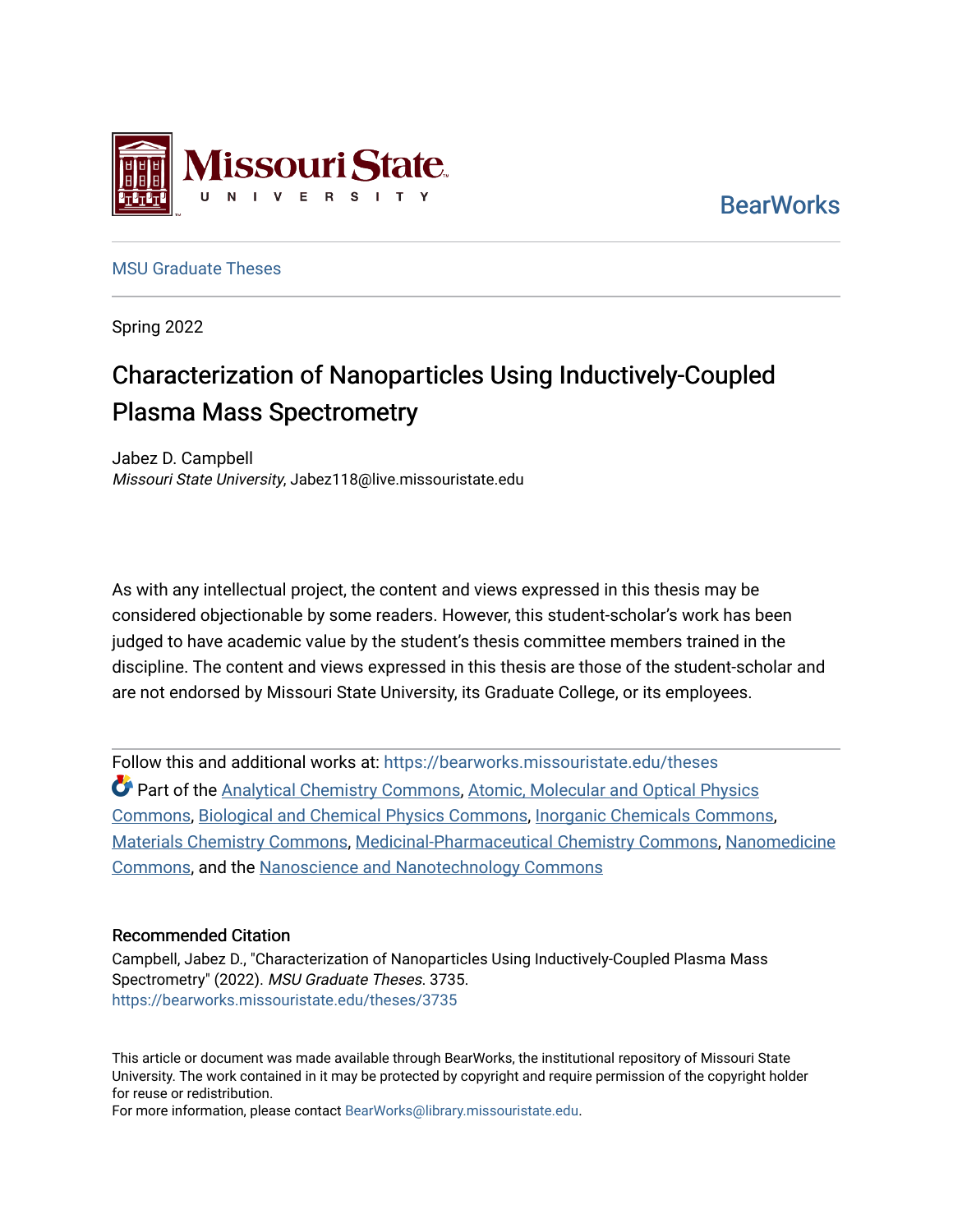Missouri State University

BearWorks

MSU Graduate Theses

Spring 2022

# Characterization of Nanoparticles Using Inductively-Coupled Plasma Mass Spectrometry

Jabez D. Campbell
*Missouri State University*, Jabez118@live.missouristate.edu

As with any intellectual project, the content and views expressed in this thesis may be considered objectionable by some readers. However, this student-scholar's work has been judged to have academic value by the student's thesis committee members trained in the discipline. The content and views expressed in this thesis are those of the student-scholar and are not endorsed by Missouri State University, its Graduate College, or its employees.

Follow this and additional works at: https://bearworks.missouristate.edu/theses

Part of the Analytical Chemistry Commons, Atomic, Molecular and Optical Physics Commons, Biological and Chemical Physics Commons, Inorganic Chemicals Commons, Materials Chemistry Commons, Medicinal-Pharmaceutical Chemistry Commons, Nanomedicine Commons, and the Nanoscience and Nanotechnology Commons

## Recommended Citation

Campbell, Jabez D., "Characterization of Nanoparticles Using Inductively-Coupled Plasma Mass Spectrometry" (2022). *MSU Graduate Theses*. 3735.
https://bearworks.missouristate.edu/theses/3735

This article or document was made available through BearWorks, the institutional repository of Missouri State University. The work contained in it may be protected by copyright and require permission of the copyright holder for reuse or redistribution.
For more information, please contact BearWorks@library.missouristate.edu.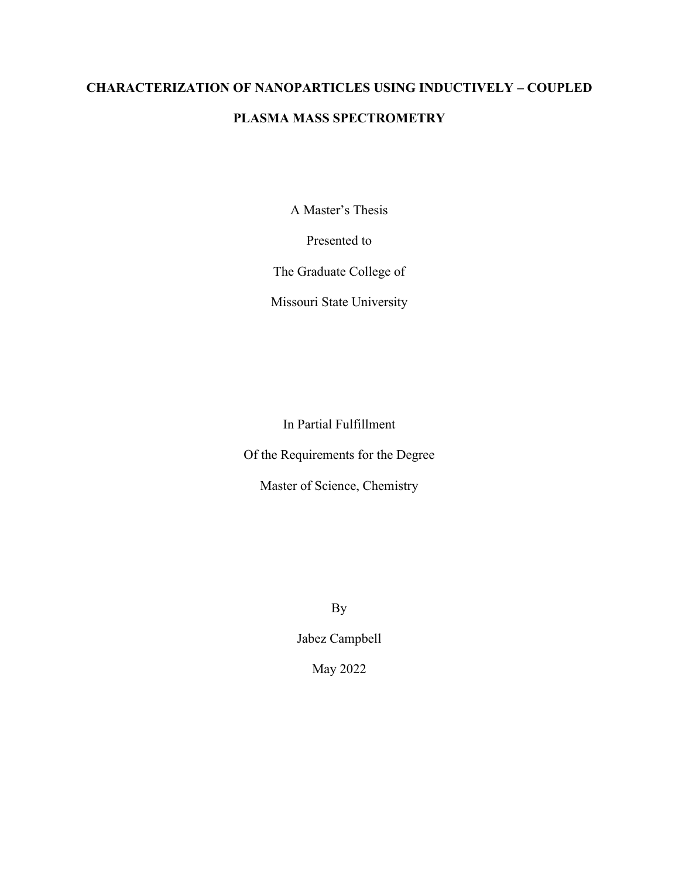# CHARACTERIZATION OF NANOPARTICLES USING INDUCTIVELY – COUPLED PLASMA MASS SPECTROMETRY

A Master's Thesis

Presented to

The Graduate College of

Missouri State University

In Partial Fulfillment

Of the Requirements for the Degree

Master of Science, Chemistry

By

Jabez Campbell

May 2022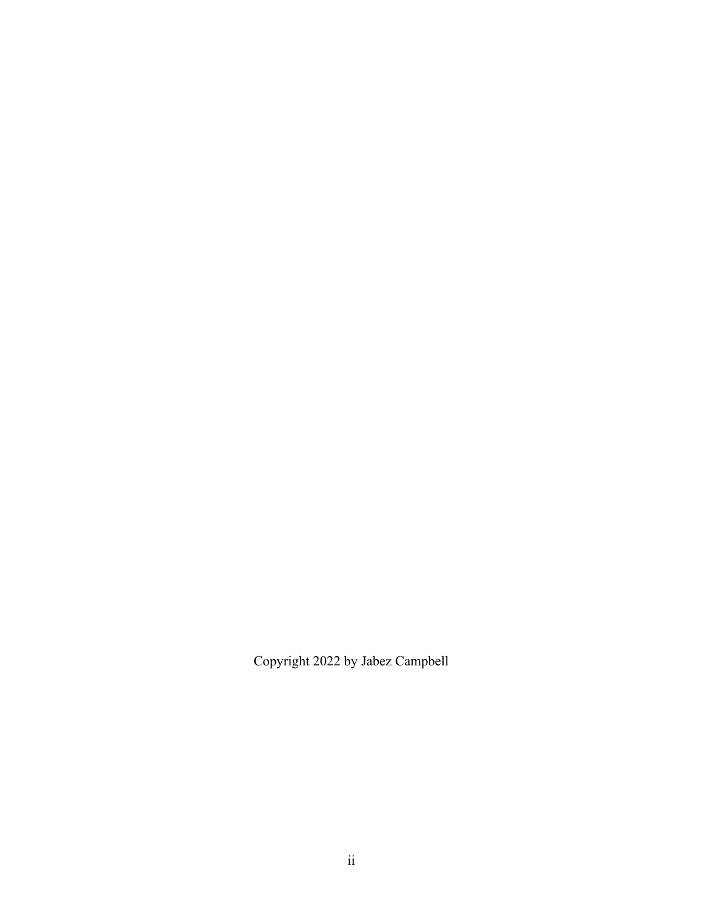Copyright 2022 by Jabez Campbell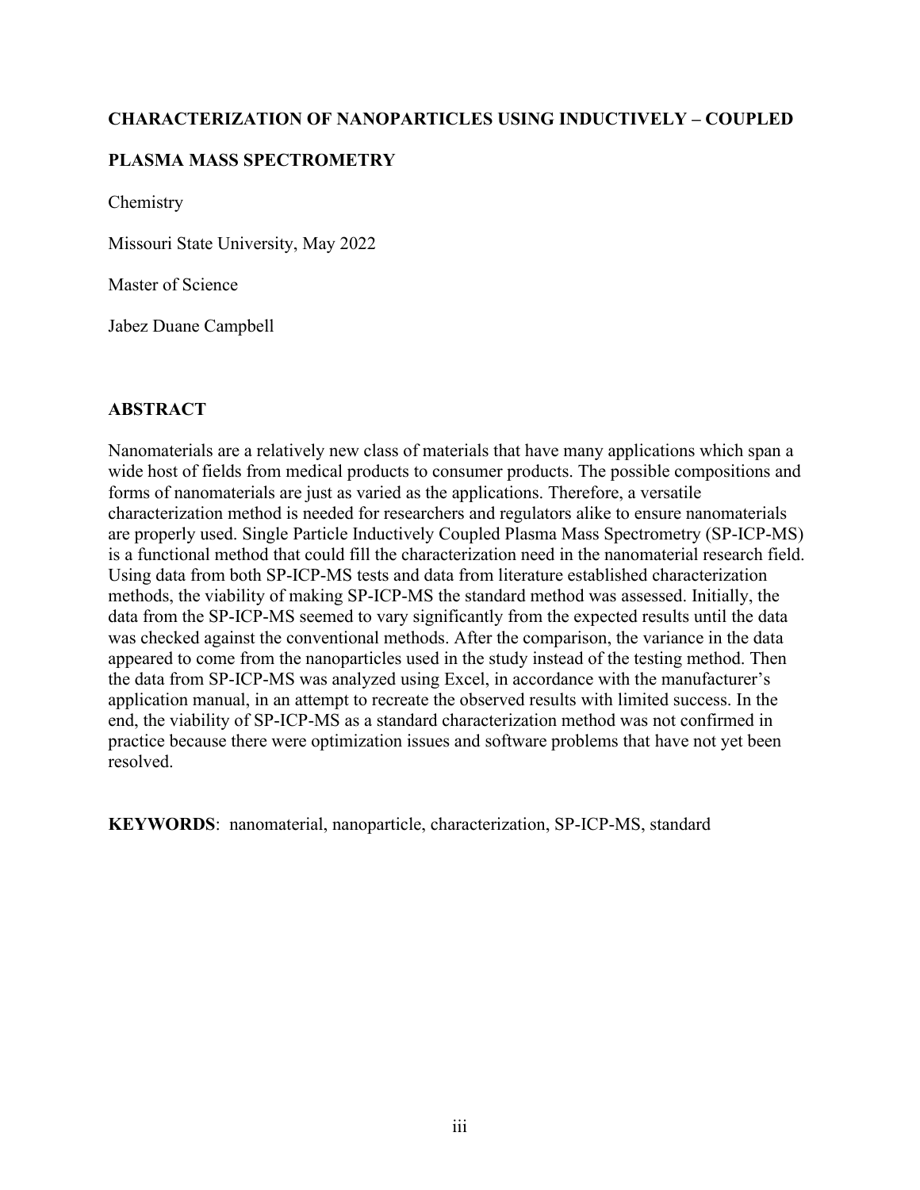**CHARACTERIZATION OF NANOPARTICLES USING INDUCTIVELY – COUPLED PLASMA MASS SPECTROMETRY**

Chemistry

Missouri State University, May 2022

Master of Science

Jabez Duane Campbell

## ABSTRACT

Nanomaterials are a relatively new class of materials that have many applications which span a wide host of fields from medical products to consumer products. The possible compositions and forms of nanomaterials are just as varied as the applications. Therefore, a versatile characterization method is needed for researchers and regulators alike to ensure nanomaterials are properly used. Single Particle Inductively Coupled Plasma Mass Spectrometry (SP-ICP-MS) is a functional method that could fill the characterization need in the nanomaterial research field. Using data from both SP-ICP-MS tests and data from literature established characterization methods, the viability of making SP-ICP-MS the standard method was assessed. Initially, the data from the SP-ICP-MS seemed to vary significantly from the expected results until the data was checked against the conventional methods. After the comparison, the variance in the data appeared to come from the nanoparticles used in the study instead of the testing method. Then the data from SP-ICP-MS was analyzed using Excel, in accordance with the manufacturer's application manual, in an attempt to recreate the observed results with limited success. In the end, the viability of SP-ICP-MS as a standard characterization method was not confirmed in practice because there were optimization issues and software problems that have not yet been resolved.

**KEYWORDS**: nanomaterial, nanoparticle, characterization, SP-ICP-MS, standard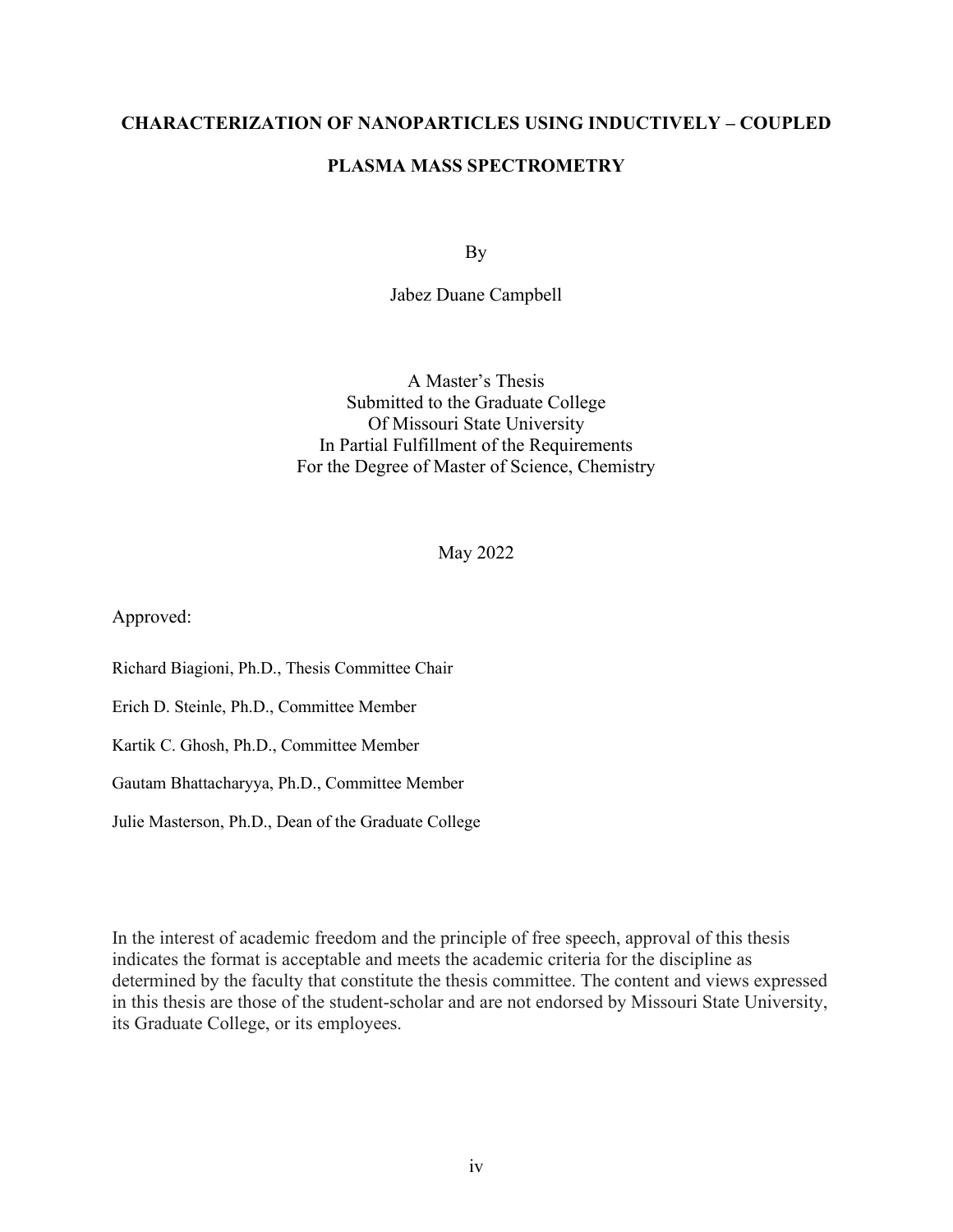# CHARACTERIZATION OF NANOPARTICLES USING INDUCTIVELY – COUPLED PLASMA MASS SPECTROMETRY

By

Jabez Duane Campbell

A Master's Thesis
Submitted to the Graduate College
Of Missouri State University
In Partial Fulfillment of the Requirements
For the Degree of Master of Science, Chemistry

May 2022

Approved:

Richard Biagioni, Ph.D., Thesis Committee Chair

Erich D. Steinle, Ph.D., Committee Member

Kartik C. Ghosh, Ph.D., Committee Member

Gautam Bhattacharyya, Ph.D., Committee Member

Julie Masterson, Ph.D., Dean of the Graduate College

In the interest of academic freedom and the principle of free speech, approval of this thesis indicates the format is acceptable and meets the academic criteria for the discipline as determined by the faculty that constitute the thesis committee. The content and views expressed in this thesis are those of the student-scholar and are not endorsed by Missouri State University, its Graduate College, or its employees.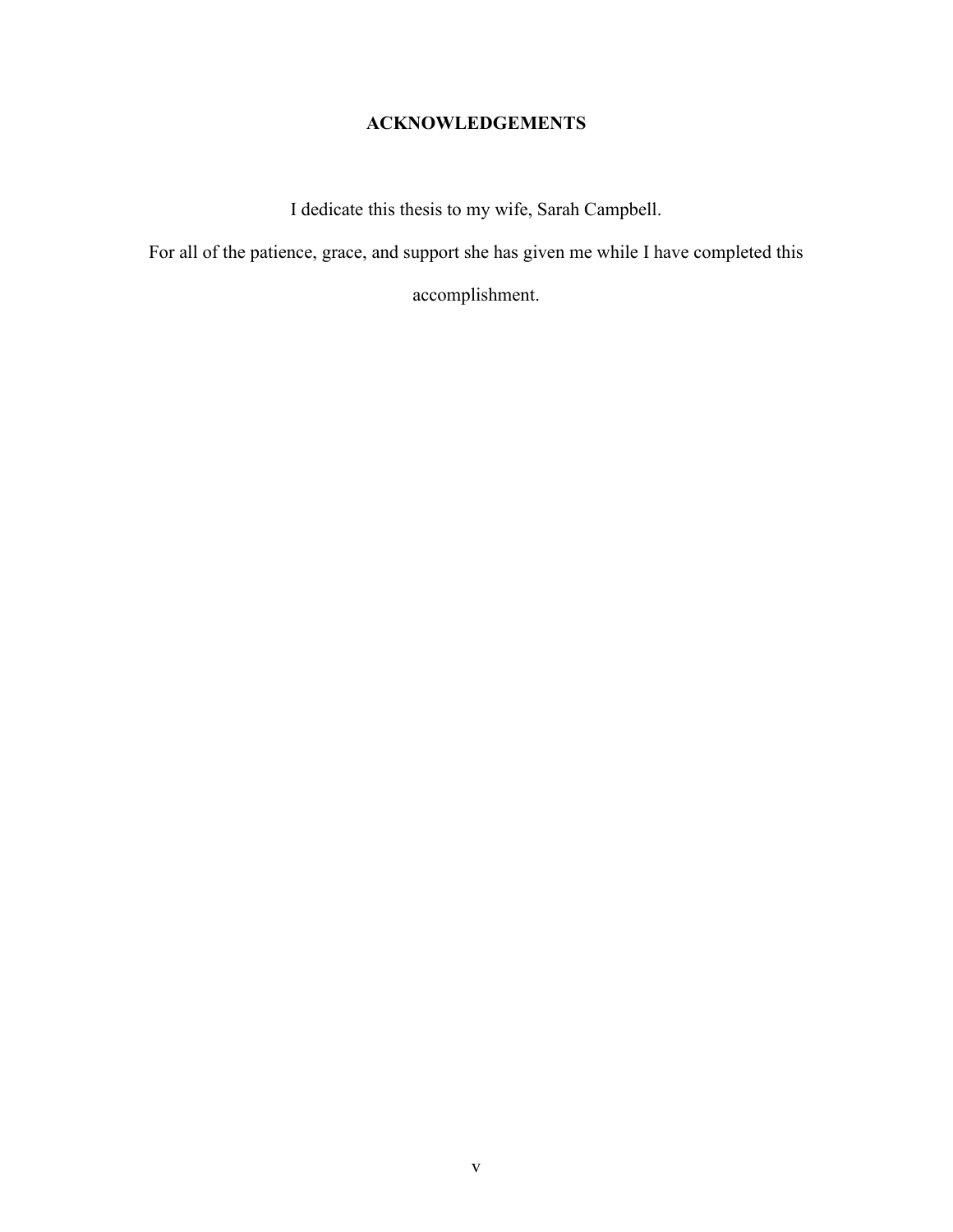# ACKNOWLEDGEMENTS

I dedicate this thesis to my wife, Sarah Campbell.

For all of the patience, grace, and support she has given me while I have completed this accomplishment.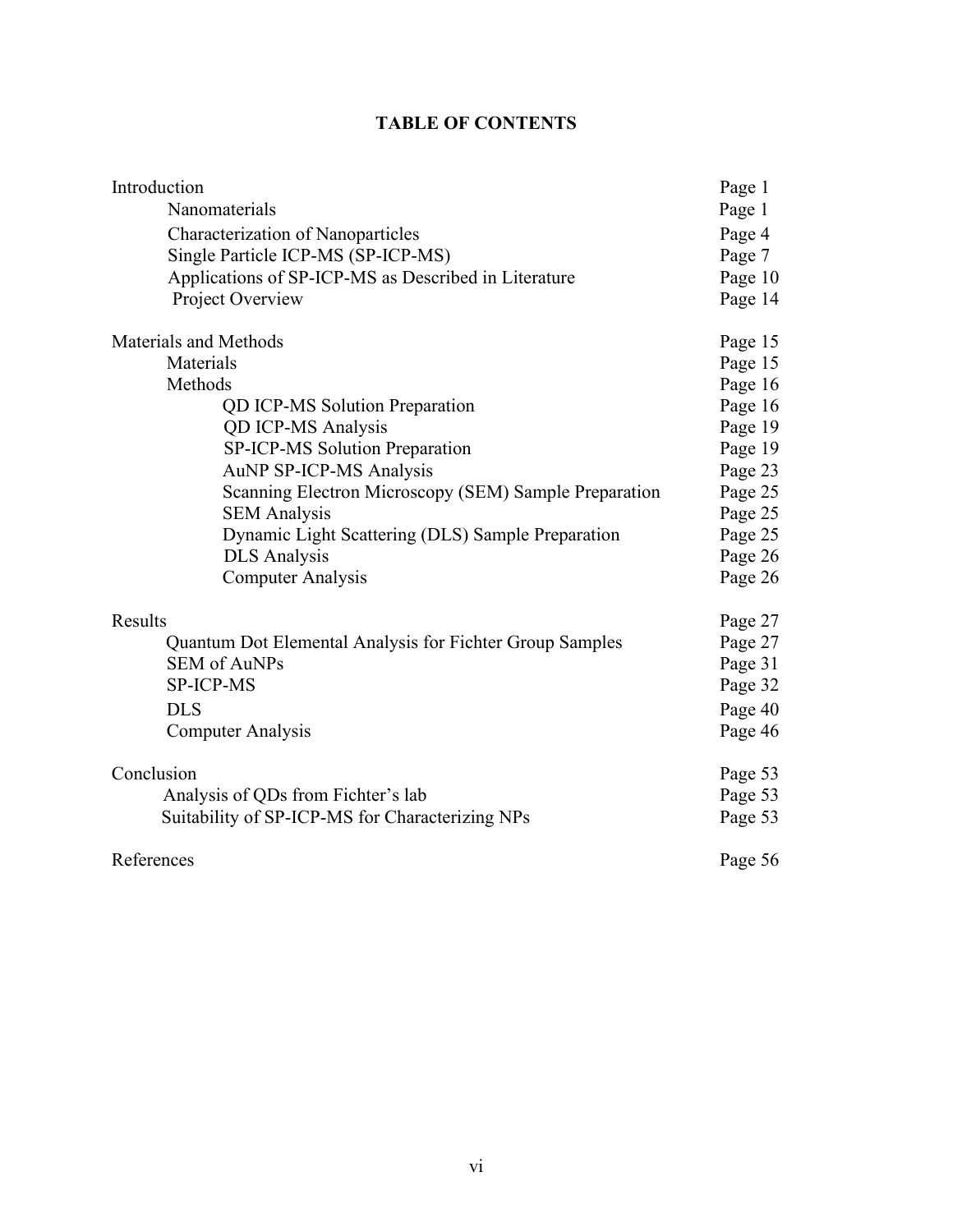## TABLE OF CONTENTS

| | |
|---|---|
| Introduction | Page 1 |
| &nbsp;&nbsp;&nbsp;&nbsp;Nanomaterials | Page 1 |
| &nbsp;&nbsp;&nbsp;&nbsp;Characterization of Nanoparticles | Page 4 |
| &nbsp;&nbsp;&nbsp;&nbsp;Single Particle ICP-MS (SP-ICP-MS) | Page 7 |
| &nbsp;&nbsp;&nbsp;&nbsp;Applications of SP-ICP-MS as Described in Literature | Page 10 |
| &nbsp;&nbsp;&nbsp;&nbsp;Project Overview | Page 14 |
| Materials and Methods | Page 15 |
| &nbsp;&nbsp;&nbsp;&nbsp;Materials | Page 15 |
| &nbsp;&nbsp;&nbsp;&nbsp;Methods | Page 16 |
| &nbsp;&nbsp;&nbsp;&nbsp;&nbsp;&nbsp;&nbsp;&nbsp;QD ICP-MS Solution Preparation | Page 16 |
| &nbsp;&nbsp;&nbsp;&nbsp;&nbsp;&nbsp;&nbsp;&nbsp;QD ICP-MS Analysis | Page 19 |
| &nbsp;&nbsp;&nbsp;&nbsp;&nbsp;&nbsp;&nbsp;&nbsp;SP-ICP-MS Solution Preparation | Page 19 |
| &nbsp;&nbsp;&nbsp;&nbsp;&nbsp;&nbsp;&nbsp;&nbsp;AuNP SP-ICP-MS Analysis | Page 23 |
| &nbsp;&nbsp;&nbsp;&nbsp;&nbsp;&nbsp;&nbsp;&nbsp;Scanning Electron Microscopy (SEM) Sample Preparation | Page 25 |
| &nbsp;&nbsp;&nbsp;&nbsp;&nbsp;&nbsp;&nbsp;&nbsp;SEM Analysis | Page 25 |
| &nbsp;&nbsp;&nbsp;&nbsp;&nbsp;&nbsp;&nbsp;&nbsp;Dynamic Light Scattering (DLS) Sample Preparation | Page 25 |
| &nbsp;&nbsp;&nbsp;&nbsp;&nbsp;&nbsp;&nbsp;&nbsp;DLS Analysis | Page 26 |
| &nbsp;&nbsp;&nbsp;&nbsp;&nbsp;&nbsp;&nbsp;&nbsp;Computer Analysis | Page 26 |
| Results | Page 27 |
| &nbsp;&nbsp;&nbsp;&nbsp;Quantum Dot Elemental Analysis for Fichter Group Samples | Page 27 |
| &nbsp;&nbsp;&nbsp;&nbsp;SEM of AuNPs | Page 31 |
| &nbsp;&nbsp;&nbsp;&nbsp;SP-ICP-MS | Page 32 |
| &nbsp;&nbsp;&nbsp;&nbsp;DLS | Page 40 |
| &nbsp;&nbsp;&nbsp;&nbsp;Computer Analysis | Page 46 |
| Conclusion | Page 53 |
| &nbsp;&nbsp;&nbsp;&nbsp;Analysis of QDs from Fichter's lab | Page 53 |
| &nbsp;&nbsp;&nbsp;&nbsp;Suitability of SP-ICP-MS for Characterizing NPs | Page 53 |
| References | Page 56 |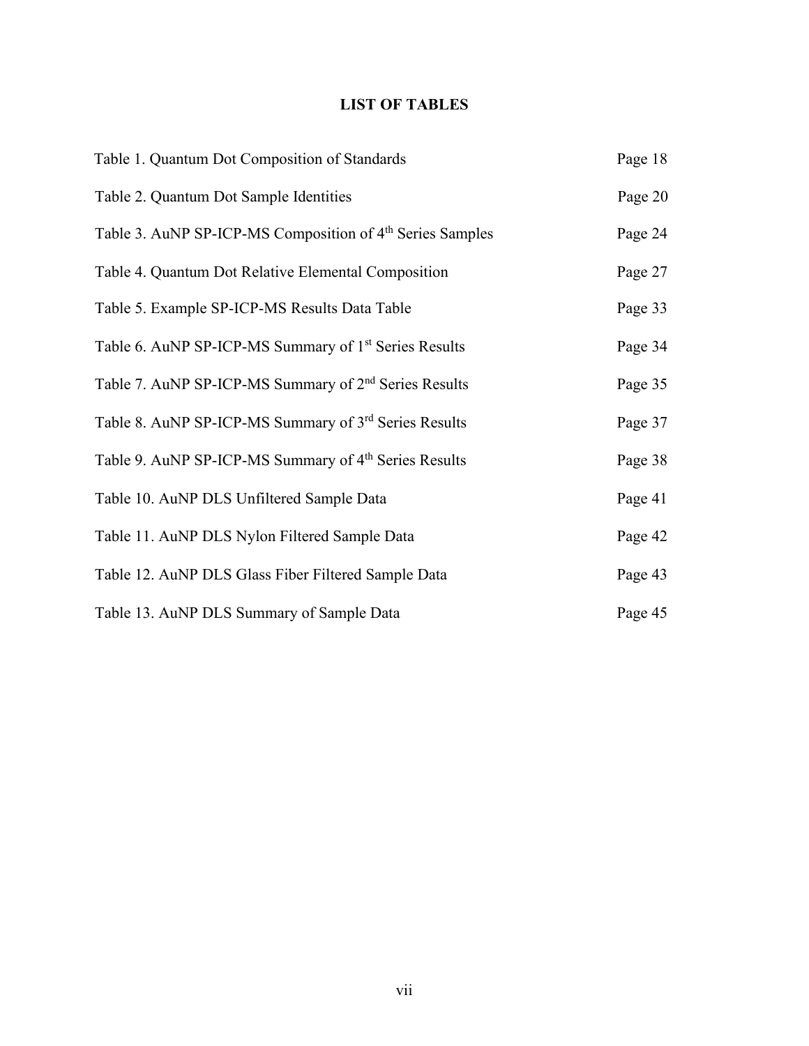# LIST OF TABLES

| | |
|---|---|
| Table 1. Quantum Dot Composition of Standards | Page 18 |
| Table 2. Quantum Dot Sample Identities | Page 20 |
| Table 3. AuNP SP-ICP-MS Composition of 4$^{th}$ Series Samples | Page 24 |
| Table 4. Quantum Dot Relative Elemental Composition | Page 27 |
| Table 5. Example SP-ICP-MS Results Data Table | Page 33 |
| Table 6. AuNP SP-ICP-MS Summary of 1$^{st}$ Series Results | Page 34 |
| Table 7. AuNP SP-ICP-MS Summary of 2$^{nd}$ Series Results | Page 35 |
| Table 8. AuNP SP-ICP-MS Summary of 3$^{rd}$ Series Results | Page 37 |
| Table 9. AuNP SP-ICP-MS Summary of 4$^{th}$ Series Results | Page 38 |
| Table 10. AuNP DLS Unfiltered Sample Data | Page 41 |
| Table 11. AuNP DLS Nylon Filtered Sample Data | Page 42 |
| Table 12. AuNP DLS Glass Fiber Filtered Sample Data | Page 43 |
| Table 13. AuNP DLS Summary of Sample Data | Page 45 |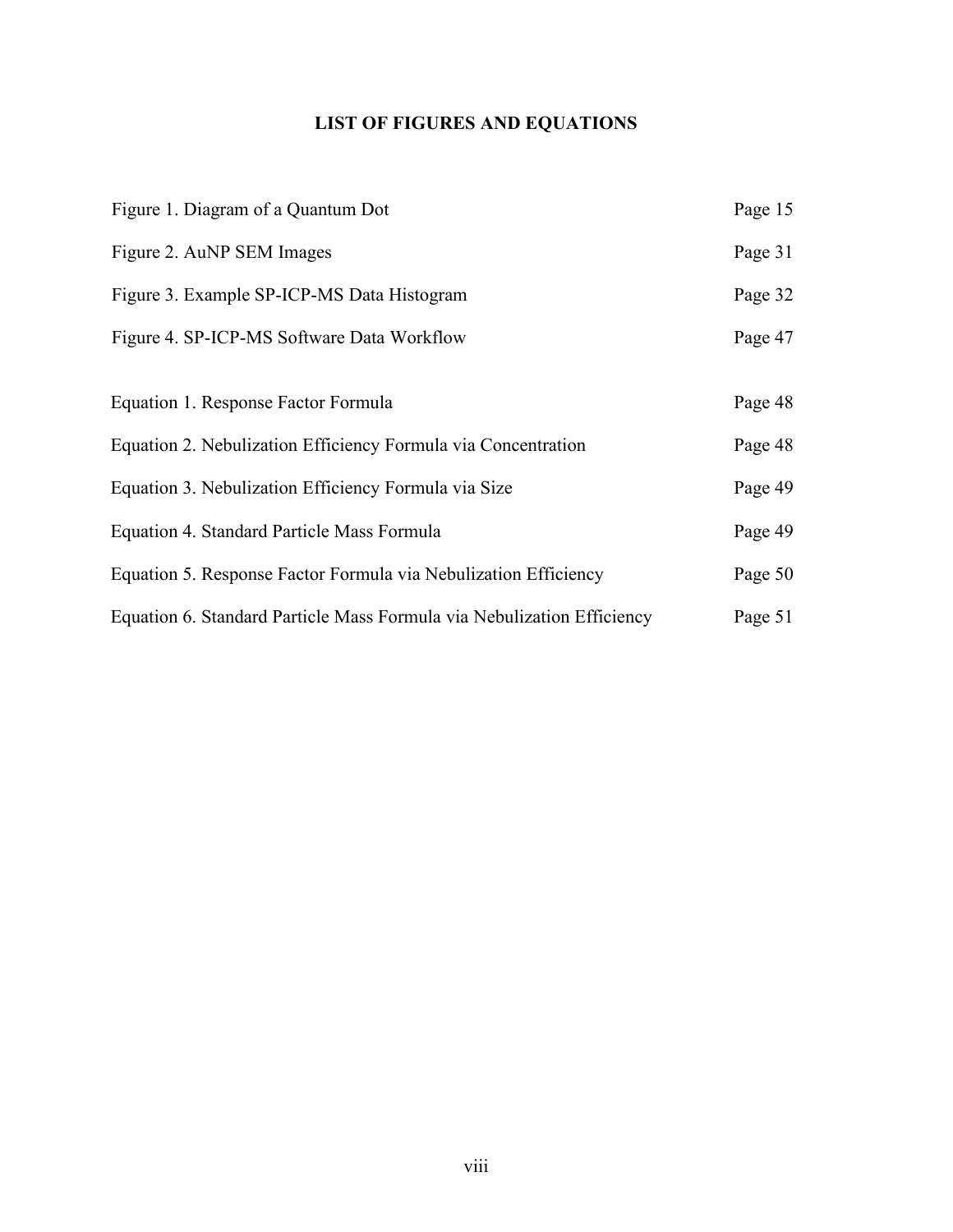# LIST OF FIGURES AND EQUATIONS

| | |
|---|---|
| Figure 1. Diagram of a Quantum Dot | Page 15 |
| Figure 2. AuNP SEM Images | Page 31 |
| Figure 3. Example SP-ICP-MS Data Histogram | Page 32 |
| Figure 4. SP-ICP-MS Software Data Workflow | Page 47 |
| | |
| Equation 1. Response Factor Formula | Page 48 |
| Equation 2. Nebulization Efficiency Formula via Concentration | Page 48 |
| Equation 3. Nebulization Efficiency Formula via Size | Page 49 |
| Equation 4. Standard Particle Mass Formula | Page 49 |
| Equation 5. Response Factor Formula via Nebulization Efficiency | Page 50 |
| Equation 6. Standard Particle Mass Formula via Nebulization Efficiency | Page 51 |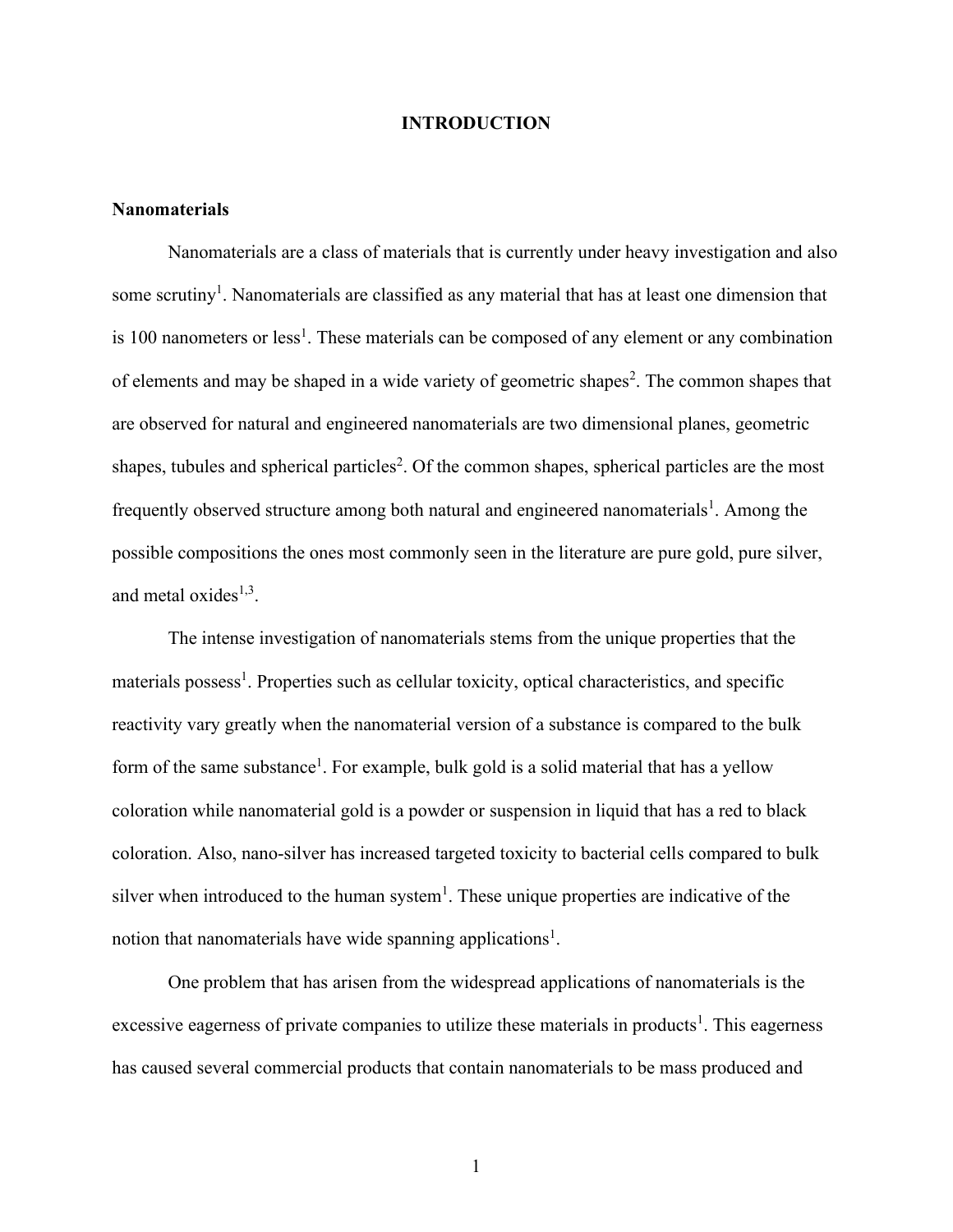# INTRODUCTION

## Nanomaterials

Nanomaterials are a class of materials that is currently under heavy investigation and also some scrutiny[1]. Nanomaterials are classified as any material that has at least one dimension that is 100 nanometers or less[1]. These materials can be composed of any element or any combination of elements and may be shaped in a wide variety of geometric shapes[2]. The common shapes that are observed for natural and engineered nanomaterials are two dimensional planes, geometric shapes, tubules and spherical particles[2]. Of the common shapes, spherical particles are the most frequently observed structure among both natural and engineered nanomaterials[1]. Among the possible compositions the ones most commonly seen in the literature are pure gold, pure silver, and metal oxides[1,3].

The intense investigation of nanomaterials stems from the unique properties that the materials possess[1]. Properties such as cellular toxicity, optical characteristics, and specific reactivity vary greatly when the nanomaterial version of a substance is compared to the bulk form of the same substance[1]. For example, bulk gold is a solid material that has a yellow coloration while nanomaterial gold is a powder or suspension in liquid that has a red to black coloration. Also, nano-silver has increased targeted toxicity to bacterial cells compared to bulk silver when introduced to the human system[1]. These unique properties are indicative of the notion that nanomaterials have wide spanning applications[1].

One problem that has arisen from the widespread applications of nanomaterials is the excessive eagerness of private companies to utilize these materials in products[1]. This eagerness has caused several commercial products that contain nanomaterials to be mass produced and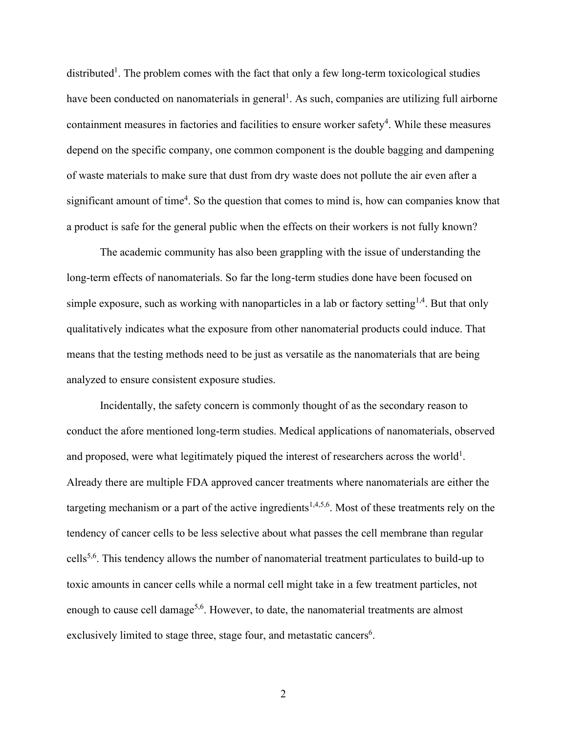distributed[1]. The problem comes with the fact that only a few long-term toxicological studies have been conducted on nanomaterials in general[1]. As such, companies are utilizing full airborne containment measures in factories and facilities to ensure worker safety[4]. While these measures depend on the specific company, one common component is the double bagging and dampening of waste materials to make sure that dust from dry waste does not pollute the air even after a significant amount of time[4]. So the question that comes to mind is, how can companies know that a product is safe for the general public when the effects on their workers is not fully known?

The academic community has also been grappling with the issue of understanding the long-term effects of nanomaterials. So far the long-term studies done have been focused on simple exposure, such as working with nanoparticles in a lab or factory setting[1,4]. But that only qualitatively indicates what the exposure from other nanomaterial products could induce. That means that the testing methods need to be just as versatile as the nanomaterials that are being analyzed to ensure consistent exposure studies.

Incidentally, the safety concern is commonly thought of as the secondary reason to conduct the afore mentioned long-term studies. Medical applications of nanomaterials, observed and proposed, were what legitimately piqued the interest of researchers across the world[1]. Already there are multiple FDA approved cancer treatments where nanomaterials are either the targeting mechanism or a part of the active ingredients[1,4,5,6]. Most of these treatments rely on the tendency of cancer cells to be less selective about what passes the cell membrane than regular cells[5,6]. This tendency allows the number of nanomaterial treatment particulates to build-up to toxic amounts in cancer cells while a normal cell might take in a few treatment particles, not enough to cause cell damage[5,6]. However, to date, the nanomaterial treatments are almost exclusively limited to stage three, stage four, and metastatic cancers[6].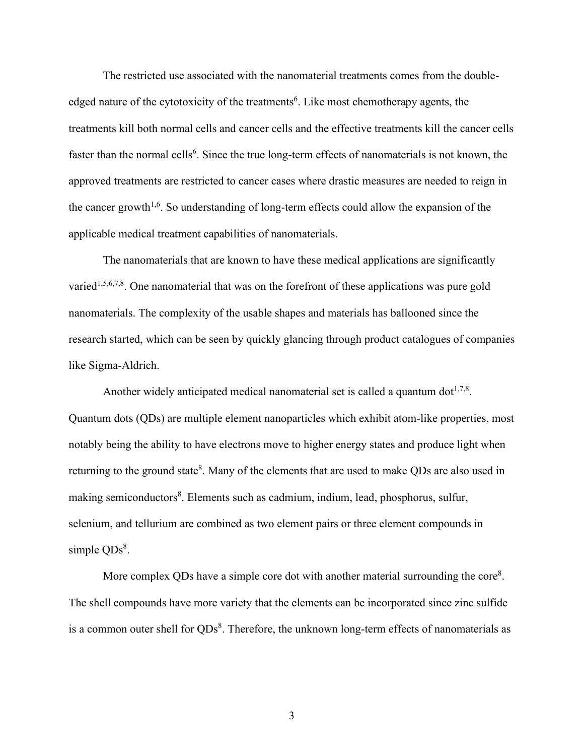The restricted use associated with the nanomaterial treatments comes from the double-edged nature of the cytotoxicity of the treatments[6]. Like most chemotherapy agents, the treatments kill both normal cells and cancer cells and the effective treatments kill the cancer cells faster than the normal cells[6]. Since the true long-term effects of nanomaterials is not known, the approved treatments are restricted to cancer cases where drastic measures are needed to reign in the cancer growth[1,6]. So understanding of long-term effects could allow the expansion of the applicable medical treatment capabilities of nanomaterials.

The nanomaterials that are known to have these medical applications are significantly varied[1,5,6,7,8]. One nanomaterial that was on the forefront of these applications was pure gold nanomaterials. The complexity of the usable shapes and materials has ballooned since the research started, which can be seen by quickly glancing through product catalogues of companies like Sigma-Aldrich.

Another widely anticipated medical nanomaterial set is called a quantum dot[1,7,8]. Quantum dots (QDs) are multiple element nanoparticles which exhibit atom-like properties, most notably being the ability to have electrons move to higher energy states and produce light when returning to the ground state[8]. Many of the elements that are used to make QDs are also used in making semiconductors[8]. Elements such as cadmium, indium, lead, phosphorus, sulfur, selenium, and tellurium are combined as two element pairs or three element compounds in simple QDs[8].

More complex QDs have a simple core dot with another material surrounding the core[8]. The shell compounds have more variety that the elements can be incorporated since zinc sulfide is a common outer shell for QDs[8]. Therefore, the unknown long-term effects of nanomaterials as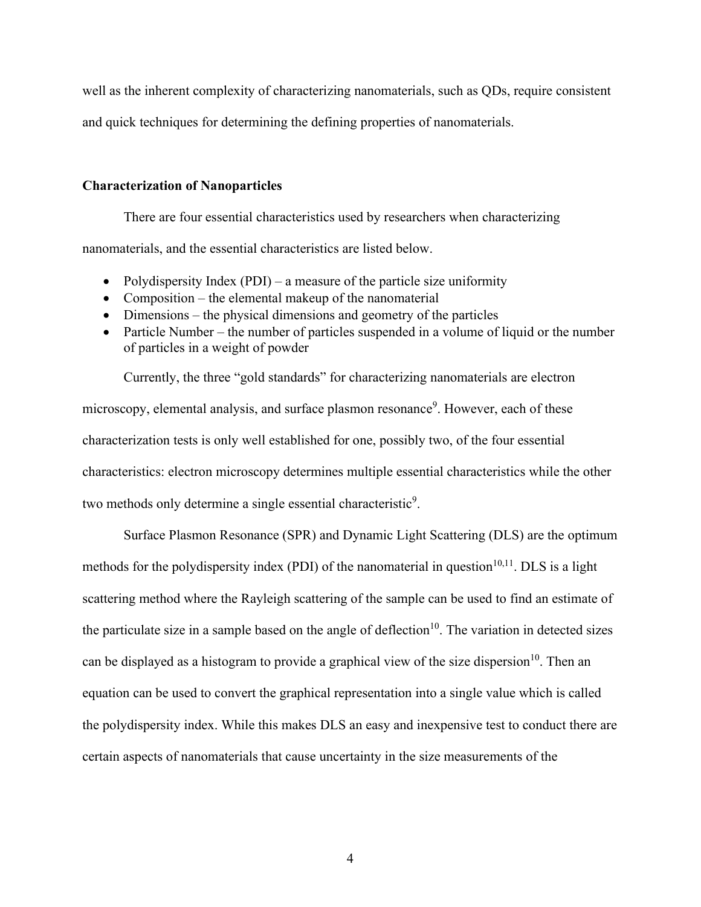well as the inherent complexity of characterizing nanomaterials, such as QDs, require consistent and quick techniques for determining the defining properties of nanomaterials.

### Characterization of Nanoparticles

There are four essential characteristics used by researchers when characterizing nanomaterials, and the essential characteristics are listed below.

- Polydispersity Index (PDI) – a measure of the particle size uniformity
- Composition – the elemental makeup of the nanomaterial
- Dimensions – the physical dimensions and geometry of the particles
- Particle Number – the number of particles suspended in a volume of liquid or the number of particles in a weight of powder

Currently, the three "gold standards" for characterizing nanomaterials are electron microscopy, elemental analysis, and surface plasmon resonance[9]. However, each of these characterization tests is only well established for one, possibly two, of the four essential characteristics: electron microscopy determines multiple essential characteristics while the other two methods only determine a single essential characteristic[9].

Surface Plasmon Resonance (SPR) and Dynamic Light Scattering (DLS) are the optimum methods for the polydispersity index (PDI) of the nanomaterial in question[10,11]. DLS is a light scattering method where the Rayleigh scattering of the sample can be used to find an estimate of the particulate size in a sample based on the angle of deflection[10]. The variation in detected sizes can be displayed as a histogram to provide a graphical view of the size dispersion[10]. Then an equation can be used to convert the graphical representation into a single value which is called the polydispersity index. While this makes DLS an easy and inexpensive test to conduct there are certain aspects of nanomaterials that cause uncertainty in the size measurements of the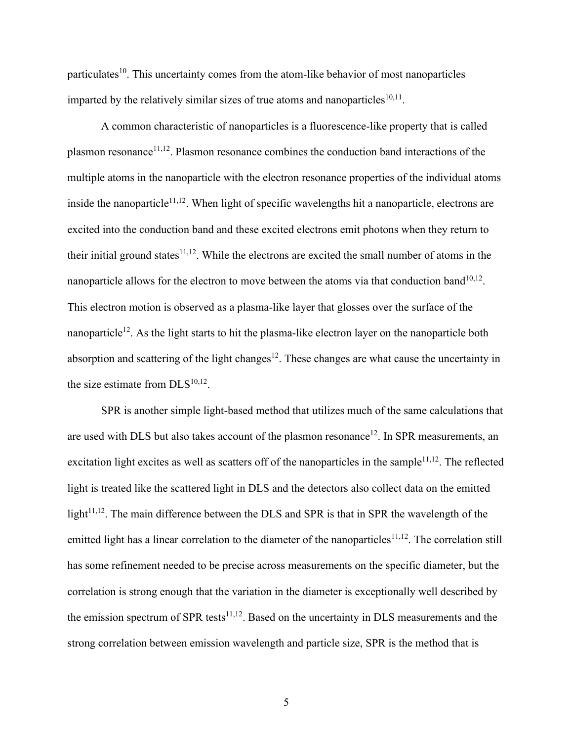particulates[10]. This uncertainty comes from the atom-like behavior of most nanoparticles imparted by the relatively similar sizes of true atoms and nanoparticles[10,11].

A common characteristic of nanoparticles is a fluorescence-like property that is called plasmon resonance[11,12]. Plasmon resonance combines the conduction band interactions of the multiple atoms in the nanoparticle with the electron resonance properties of the individual atoms inside the nanoparticle[11,12]. When light of specific wavelengths hit a nanoparticle, electrons are excited into the conduction band and these excited electrons emit photons when they return to their initial ground states[11,12]. While the electrons are excited the small number of atoms in the nanoparticle allows for the electron to move between the atoms via that conduction band[10,12]. This electron motion is observed as a plasma-like layer that glosses over the surface of the nanoparticle[12]. As the light starts to hit the plasma-like electron layer on the nanoparticle both absorption and scattering of the light changes[12]. These changes are what cause the uncertainty in the size estimate from DLS[10,12].

SPR is another simple light-based method that utilizes much of the same calculations that are used with DLS but also takes account of the plasmon resonance[12]. In SPR measurements, an excitation light excites as well as scatters off of the nanoparticles in the sample[11,12]. The reflected light is treated like the scattered light in DLS and the detectors also collect data on the emitted light[11,12]. The main difference between the DLS and SPR is that in SPR the wavelength of the emitted light has a linear correlation to the diameter of the nanoparticles[11,12]. The correlation still has some refinement needed to be precise across measurements on the specific diameter, but the correlation is strong enough that the variation in the diameter is exceptionally well described by the emission spectrum of SPR tests[11,12]. Based on the uncertainty in DLS measurements and the strong correlation between emission wavelength and particle size, SPR is the method that is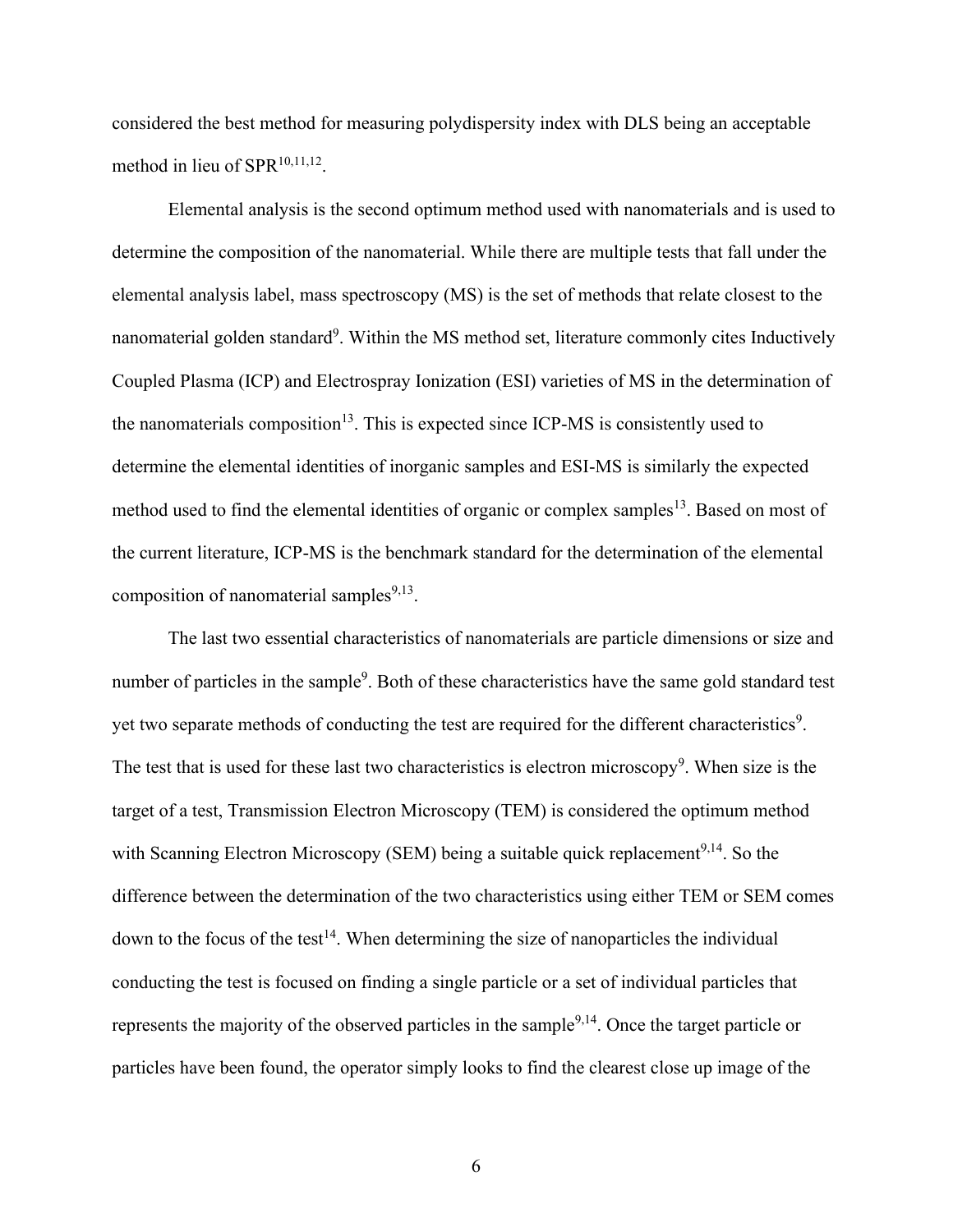considered the best method for measuring polydispersity index with DLS being an acceptable method in lieu of SPR[10,11,12].

Elemental analysis is the second optimum method used with nanomaterials and is used to determine the composition of the nanomaterial. While there are multiple tests that fall under the elemental analysis label, mass spectroscopy (MS) is the set of methods that relate closest to the nanomaterial golden standard[9]. Within the MS method set, literature commonly cites Inductively Coupled Plasma (ICP) and Electrospray Ionization (ESI) varieties of MS in the determination of the nanomaterials composition[13]. This is expected since ICP-MS is consistently used to determine the elemental identities of inorganic samples and ESI-MS is similarly the expected method used to find the elemental identities of organic or complex samples[13]. Based on most of the current literature, ICP-MS is the benchmark standard for the determination of the elemental composition of nanomaterial samples[9,13].

The last two essential characteristics of nanomaterials are particle dimensions or size and number of particles in the sample[9]. Both of these characteristics have the same gold standard test yet two separate methods of conducting the test are required for the different characteristics[9]. The test that is used for these last two characteristics is electron microscopy[9]. When size is the target of a test, Transmission Electron Microscopy (TEM) is considered the optimum method with Scanning Electron Microscopy (SEM) being a suitable quick replacement[9,14]. So the difference between the determination of the two characteristics using either TEM or SEM comes down to the focus of the test[14]. When determining the size of nanoparticles the individual conducting the test is focused on finding a single particle or a set of individual particles that represents the majority of the observed particles in the sample[9,14]. Once the target particle or particles have been found, the operator simply looks to find the clearest close up image of the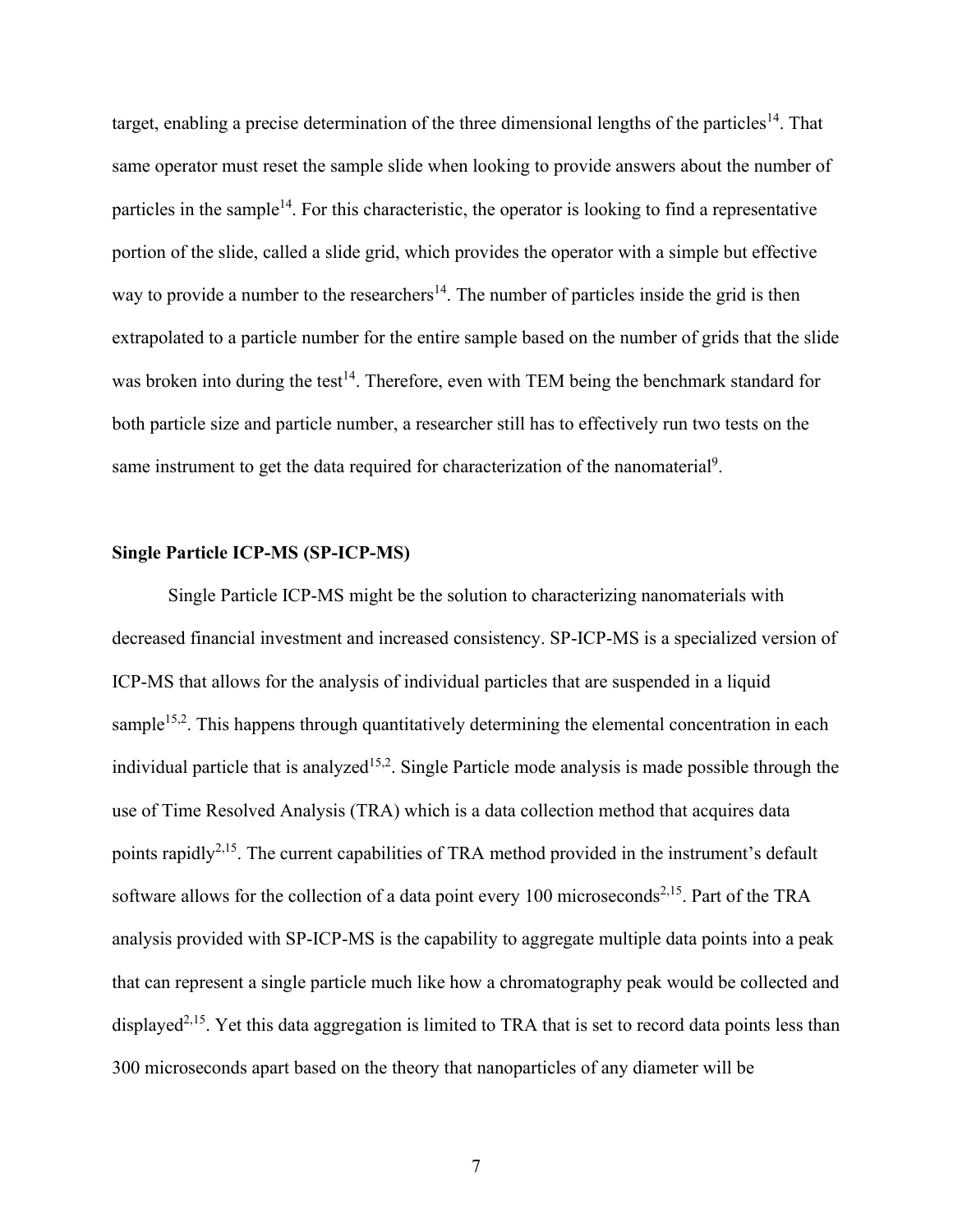target, enabling a precise determination of the three dimensional lengths of the particles[14]. That same operator must reset the sample slide when looking to provide answers about the number of particles in the sample[14]. For this characteristic, the operator is looking to find a representative portion of the slide, called a slide grid, which provides the operator with a simple but effective way to provide a number to the researchers[14]. The number of particles inside the grid is then extrapolated to a particle number for the entire sample based on the number of grids that the slide was broken into during the test[14]. Therefore, even with TEM being the benchmark standard for both particle size and particle number, a researcher still has to effectively run two tests on the same instrument to get the data required for characterization of the nanomaterial[9].

**Single Particle ICP-MS (SP-ICP-MS)**

Single Particle ICP-MS might be the solution to characterizing nanomaterials with decreased financial investment and increased consistency. SP-ICP-MS is a specialized version of ICP-MS that allows for the analysis of individual particles that are suspended in a liquid sample[15,2]. This happens through quantitatively determining the elemental concentration in each individual particle that is analyzed[15,2]. Single Particle mode analysis is made possible through the use of Time Resolved Analysis (TRA) which is a data collection method that acquires data points rapidly[2,15]. The current capabilities of TRA method provided in the instrument's default software allows for the collection of a data point every 100 microseconds[2,15]. Part of the TRA analysis provided with SP-ICP-MS is the capability to aggregate multiple data points into a peak that can represent a single particle much like how a chromatography peak would be collected and displayed[2,15]. Yet this data aggregation is limited to TRA that is set to record data points less than 300 microseconds apart based on the theory that nanoparticles of any diameter will be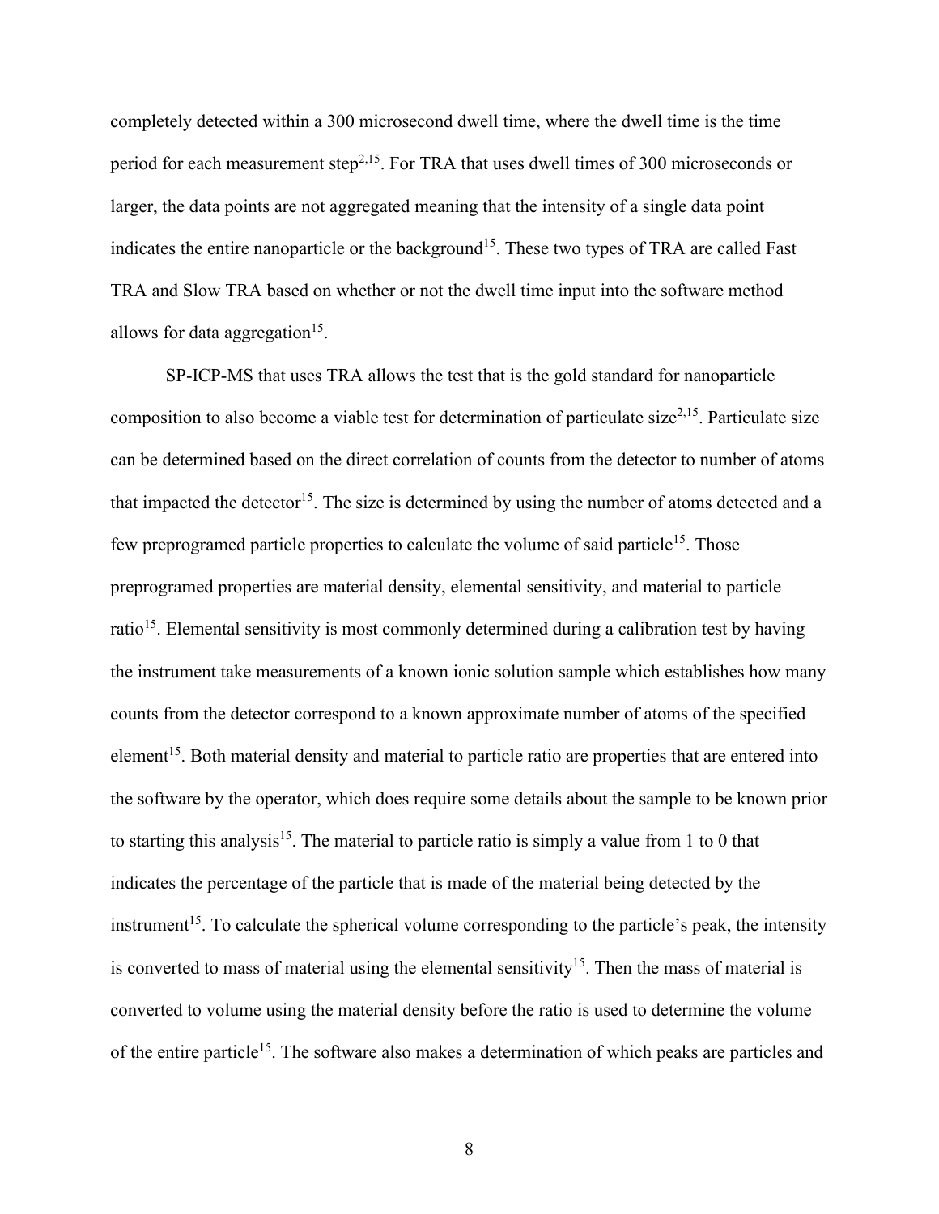completely detected within a 300 microsecond dwell time, where the dwell time is the time period for each measurement step[2,15]. For TRA that uses dwell times of 300 microseconds or larger, the data points are not aggregated meaning that the intensity of a single data point indicates the entire nanoparticle or the background[15]. These two types of TRA are called Fast TRA and Slow TRA based on whether or not the dwell time input into the software method allows for data aggregation[15].

SP-ICP-MS that uses TRA allows the test that is the gold standard for nanoparticle composition to also become a viable test for determination of particulate size[2,15]. Particulate size can be determined based on the direct correlation of counts from the detector to number of atoms that impacted the detector[15]. The size is determined by using the number of atoms detected and a few preprogramed particle properties to calculate the volume of said particle[15]. Those preprogramed properties are material density, elemental sensitivity, and material to particle ratio[15]. Elemental sensitivity is most commonly determined during a calibration test by having the instrument take measurements of a known ionic solution sample which establishes how many counts from the detector correspond to a known approximate number of atoms of the specified element[15]. Both material density and material to particle ratio are properties that are entered into the software by the operator, which does require some details about the sample to be known prior to starting this analysis[15]. The material to particle ratio is simply a value from 1 to 0 that indicates the percentage of the particle that is made of the material being detected by the instrument[15]. To calculate the spherical volume corresponding to the particle's peak, the intensity is converted to mass of material using the elemental sensitivity[15]. Then the mass of material is converted to volume using the material density before the ratio is used to determine the volume of the entire particle[15]. The software also makes a determination of which peaks are particles and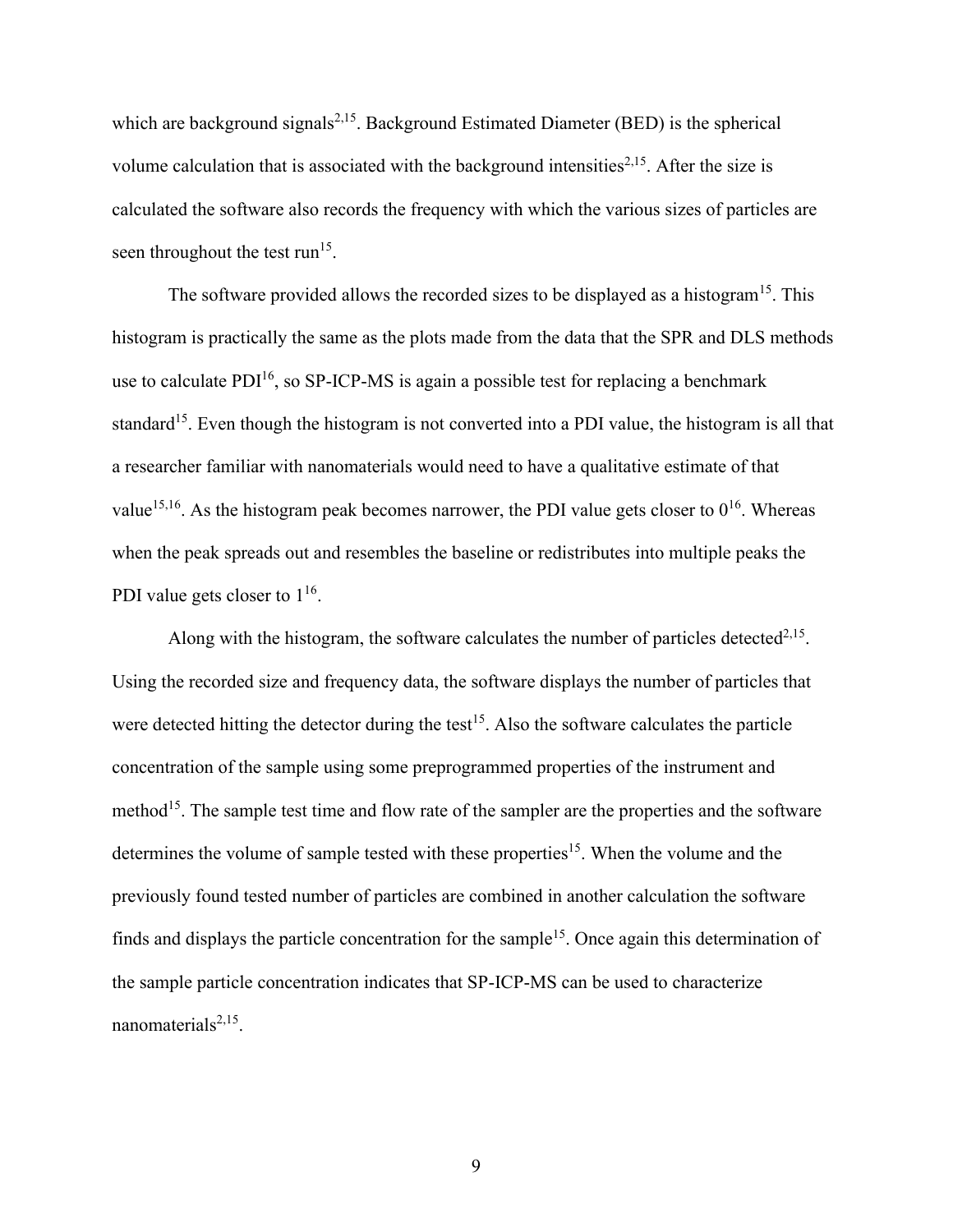which are background signals[2,15]. Background Estimated Diameter (BED) is the spherical volume calculation that is associated with the background intensities[2,15]. After the size is calculated the software also records the frequency with which the various sizes of particles are seen throughout the test run[15].

The software provided allows the recorded sizes to be displayed as a histogram[15]. This histogram is practically the same as the plots made from the data that the SPR and DLS methods use to calculate PDI[16], so SP-ICP-MS is again a possible test for replacing a benchmark standard[15]. Even though the histogram is not converted into a PDI value, the histogram is all that a researcher familiar with nanomaterials would need to have a qualitative estimate of that value[15,16]. As the histogram peak becomes narrower, the PDI value gets closer to 0[16]. Whereas when the peak spreads out and resembles the baseline or redistributes into multiple peaks the PDI value gets closer to 1[16].

Along with the histogram, the software calculates the number of particles detected[2,15]. Using the recorded size and frequency data, the software displays the number of particles that were detected hitting the detector during the test[15]. Also the software calculates the particle concentration of the sample using some preprogrammed properties of the instrument and method[15]. The sample test time and flow rate of the sampler are the properties and the software determines the volume of sample tested with these properties[15]. When the volume and the previously found tested number of particles are combined in another calculation the software finds and displays the particle concentration for the sample[15]. Once again this determination of the sample particle concentration indicates that SP-ICP-MS can be used to characterize nanomaterials[2,15].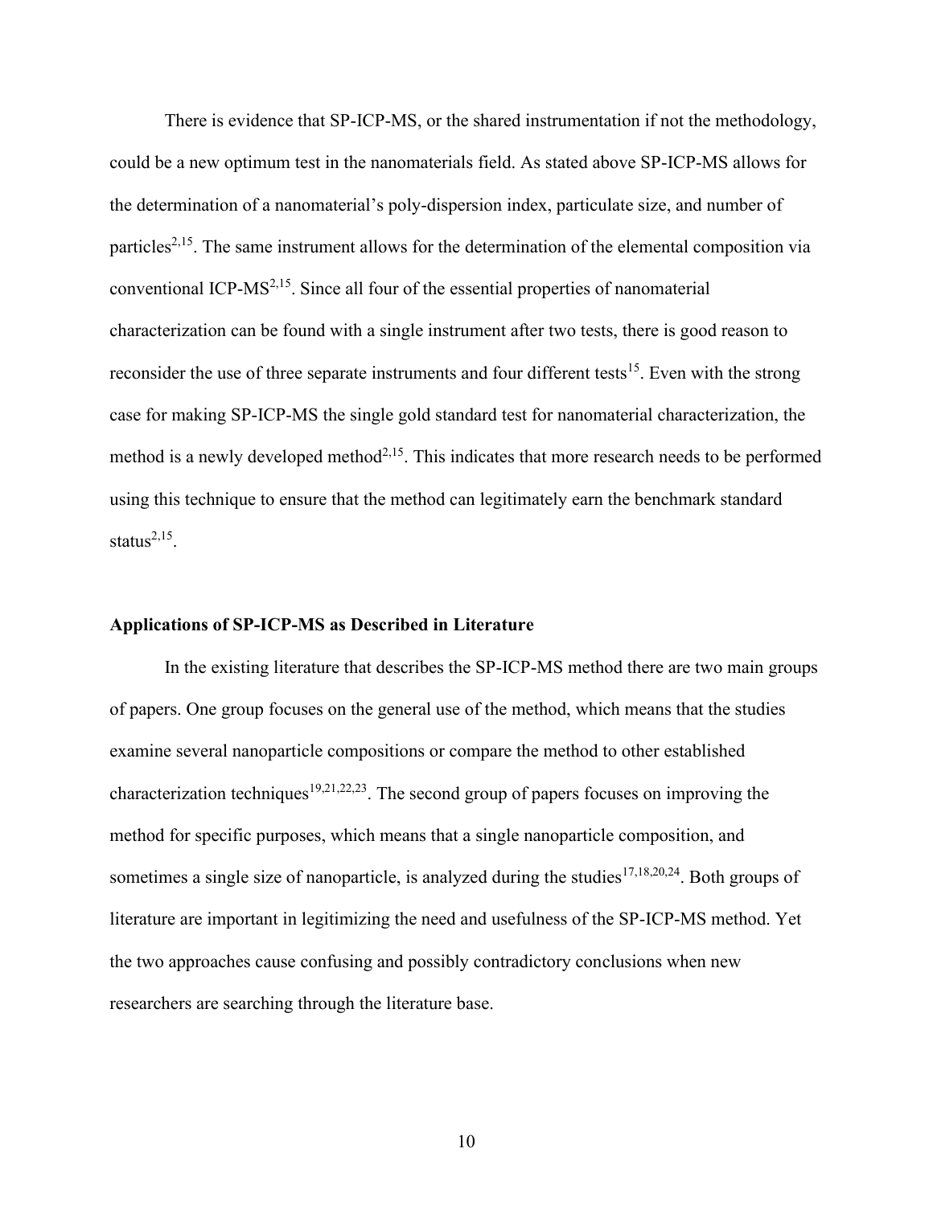There is evidence that SP-ICP-MS, or the shared instrumentation if not the methodology, could be a new optimum test in the nanomaterials field. As stated above SP-ICP-MS allows for the determination of a nanomaterial's poly-dispersion index, particulate size, and number of particles[2,15]. The same instrument allows for the determination of the elemental composition via conventional ICP-MS[2,15]. Since all four of the essential properties of nanomaterial characterization can be found with a single instrument after two tests, there is good reason to reconsider the use of three separate instruments and four different tests[15]. Even with the strong case for making SP-ICP-MS the single gold standard test for nanomaterial characterization, the method is a newly developed method[2,15]. This indicates that more research needs to be performed using this technique to ensure that the method can legitimately earn the benchmark standard status[2,15].

## Applications of SP-ICP-MS as Described in Literature

In the existing literature that describes the SP-ICP-MS method there are two main groups of papers. One group focuses on the general use of the method, which means that the studies examine several nanoparticle compositions or compare the method to other established characterization techniques[19,21,22,23]. The second group of papers focuses on improving the method for specific purposes, which means that a single nanoparticle composition, and sometimes a single size of nanoparticle, is analyzed during the studies[17,18,20,24]. Both groups of literature are important in legitimizing the need and usefulness of the SP-ICP-MS method. Yet the two approaches cause confusing and possibly contradictory conclusions when new researchers are searching through the literature base.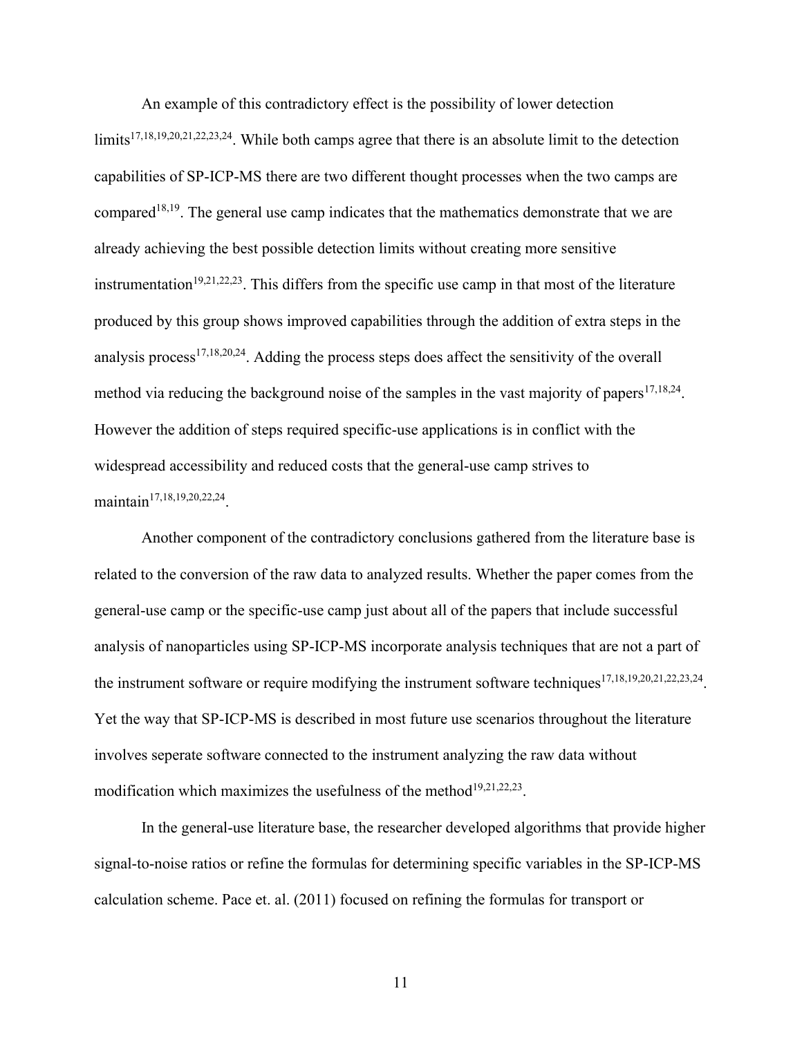An example of this contradictory effect is the possibility of lower detection limits[17,18,19,20,21,22,23,24]. While both camps agree that there is an absolute limit to the detection capabilities of SP-ICP-MS there are two different thought processes when the two camps are compared[18,19]. The general use camp indicates that the mathematics demonstrate that we are already achieving the best possible detection limits without creating more sensitive instrumentation[19,21,22,23]. This differs from the specific use camp in that most of the literature produced by this group shows improved capabilities through the addition of extra steps in the analysis process[17,18,20,24]. Adding the process steps does affect the sensitivity of the overall method via reducing the background noise of the samples in the vast majority of papers[17,18,24]. However the addition of steps required specific-use applications is in conflict with the widespread accessibility and reduced costs that the general-use camp strives to maintain[17,18,19,20,22,24].

Another component of the contradictory conclusions gathered from the literature base is related to the conversion of the raw data to analyzed results. Whether the paper comes from the general-use camp or the specific-use camp just about all of the papers that include successful analysis of nanoparticles using SP-ICP-MS incorporate analysis techniques that are not a part of the instrument software or require modifying the instrument software techniques[17,18,19,20,21,22,23,24]. Yet the way that SP-ICP-MS is described in most future use scenarios throughout the literature involves seperate software connected to the instrument analyzing the raw data without modification which maximizes the usefulness of the method[19,21,22,23].

In the general-use literature base, the researcher developed algorithms that provide higher signal-to-noise ratios or refine the formulas for determining specific variables in the SP-ICP-MS calculation scheme. Pace et. al. (2011) focused on refining the formulas for transport or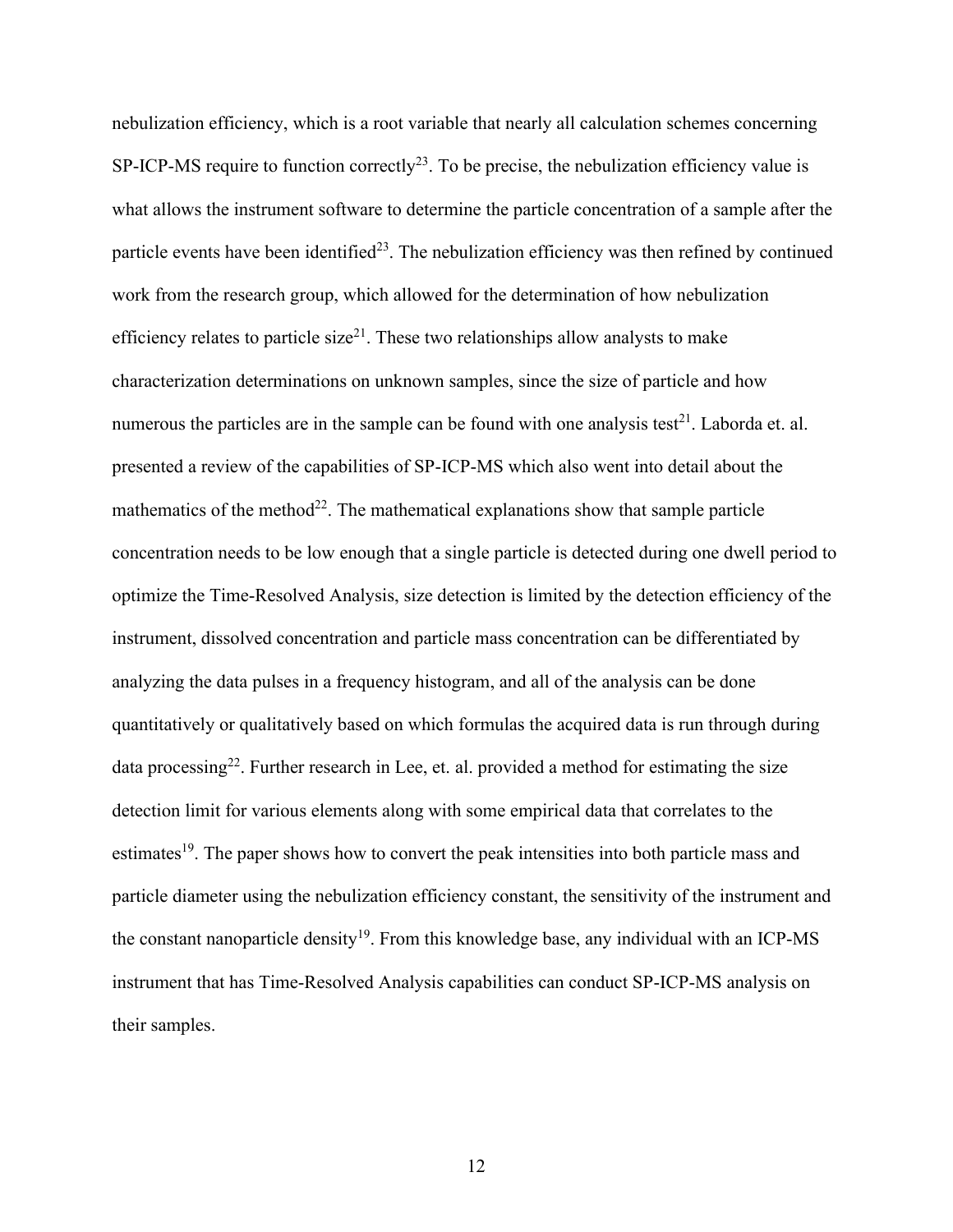nebulization efficiency, which is a root variable that nearly all calculation schemes concerning SP-ICP-MS require to function correctly[23]. To be precise, the nebulization efficiency value is what allows the instrument software to determine the particle concentration of a sample after the particle events have been identified[23]. The nebulization efficiency was then refined by continued work from the research group, which allowed for the determination of how nebulization efficiency relates to particle size[21]. These two relationships allow analysts to make characterization determinations on unknown samples, since the size of particle and how numerous the particles are in the sample can be found with one analysis test[21]. Laborda et. al. presented a review of the capabilities of SP-ICP-MS which also went into detail about the mathematics of the method[22]. The mathematical explanations show that sample particle concentration needs to be low enough that a single particle is detected during one dwell period to optimize the Time-Resolved Analysis, size detection is limited by the detection efficiency of the instrument, dissolved concentration and particle mass concentration can be differentiated by analyzing the data pulses in a frequency histogram, and all of the analysis can be done quantitatively or qualitatively based on which formulas the acquired data is run through during data processing[22]. Further research in Lee, et. al. provided a method for estimating the size detection limit for various elements along with some empirical data that correlates to the estimates[19]. The paper shows how to convert the peak intensities into both particle mass and particle diameter using the nebulization efficiency constant, the sensitivity of the instrument and the constant nanoparticle density[19]. From this knowledge base, any individual with an ICP-MS instrument that has Time-Resolved Analysis capabilities can conduct SP-ICP-MS analysis on their samples.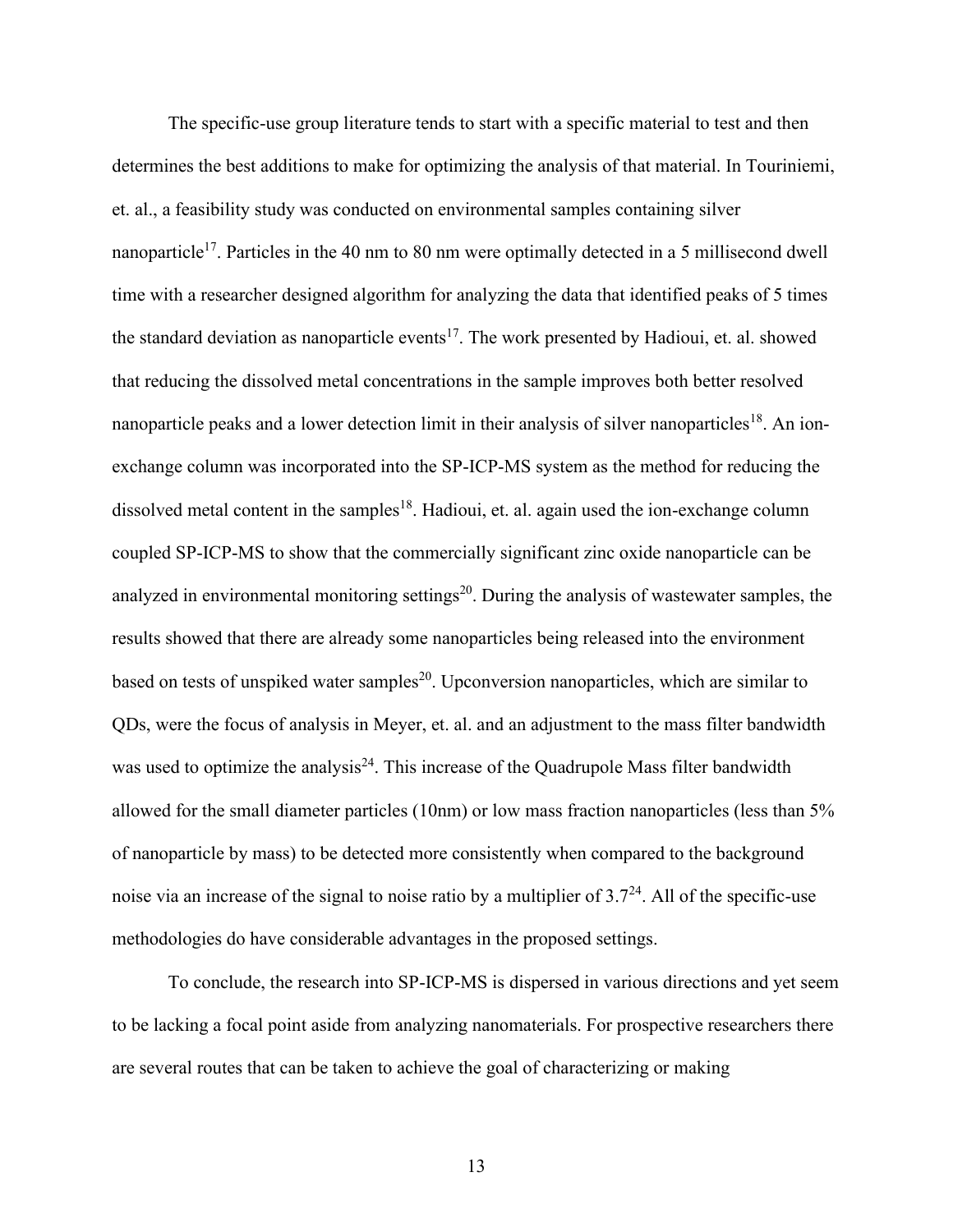The specific-use group literature tends to start with a specific material to test and then determines the best additions to make for optimizing the analysis of that material. In Touriniemi, et. al., a feasibility study was conducted on environmental samples containing silver nanoparticle[17]. Particles in the 40 nm to 80 nm were optimally detected in a 5 millisecond dwell time with a researcher designed algorithm for analyzing the data that identified peaks of 5 times the standard deviation as nanoparticle events[17]. The work presented by Hadioui, et. al. showed that reducing the dissolved metal concentrations in the sample improves both better resolved nanoparticle peaks and a lower detection limit in their analysis of silver nanoparticles[18]. An ion-exchange column was incorporated into the SP-ICP-MS system as the method for reducing the dissolved metal content in the samples[18]. Hadioui, et. al. again used the ion-exchange column coupled SP-ICP-MS to show that the commercially significant zinc oxide nanoparticle can be analyzed in environmental monitoring settings[20]. During the analysis of wastewater samples, the results showed that there are already some nanoparticles being released into the environment based on tests of unspiked water samples[20]. Upconversion nanoparticles, which are similar to QDs, were the focus of analysis in Meyer, et. al. and an adjustment to the mass filter bandwidth was used to optimize the analysis[24]. This increase of the Quadrupole Mass filter bandwidth allowed for the small diameter particles (10nm) or low mass fraction nanoparticles (less than 5% of nanoparticle by mass) to be detected more consistently when compared to the background noise via an increase of the signal to noise ratio by a multiplier of 3.7[24]. All of the specific-use methodologies do have considerable advantages in the proposed settings.

To conclude, the research into SP-ICP-MS is dispersed in various directions and yet seem to be lacking a focal point aside from analyzing nanomaterials. For prospective researchers there are several routes that can be taken to achieve the goal of characterizing or making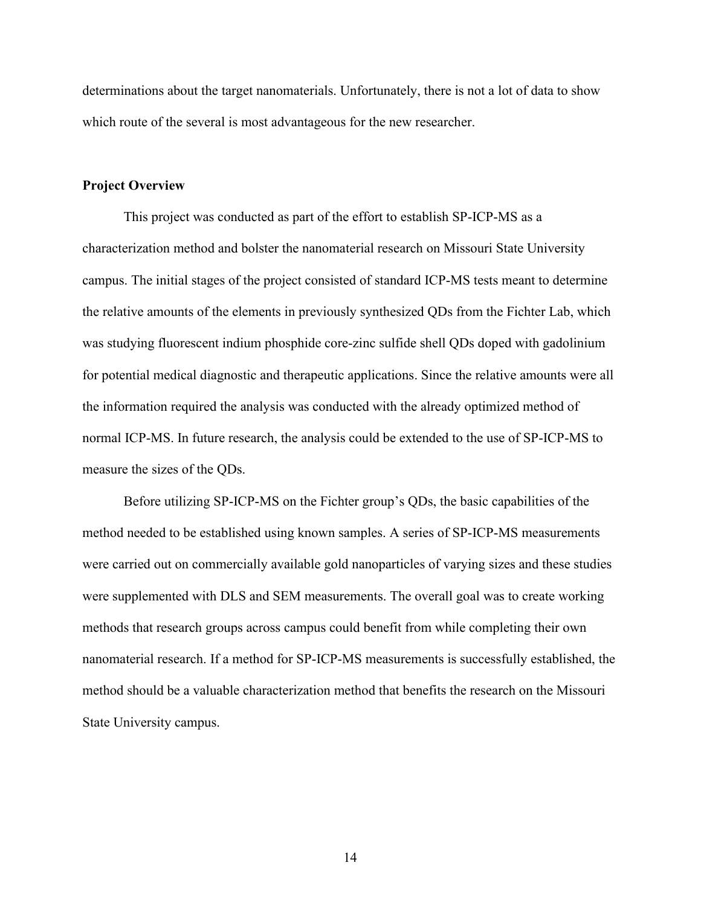determinations about the target nanomaterials. Unfortunately, there is not a lot of data to show which route of the several is most advantageous for the new researcher.

## Project Overview

This project was conducted as part of the effort to establish SP-ICP-MS as a characterization method and bolster the nanomaterial research on Missouri State University campus. The initial stages of the project consisted of standard ICP-MS tests meant to determine the relative amounts of the elements in previously synthesized QDs from the Fichter Lab, which was studying fluorescent indium phosphide core-zinc sulfide shell QDs doped with gadolinium for potential medical diagnostic and therapeutic applications. Since the relative amounts were all the information required the analysis was conducted with the already optimized method of normal ICP-MS. In future research, the analysis could be extended to the use of SP-ICP-MS to measure the sizes of the QDs.

Before utilizing SP-ICP-MS on the Fichter group's QDs, the basic capabilities of the method needed to be established using known samples. A series of SP-ICP-MS measurements were carried out on commercially available gold nanoparticles of varying sizes and these studies were supplemented with DLS and SEM measurements. The overall goal was to create working methods that research groups across campus could benefit from while completing their own nanomaterial research. If a method for SP-ICP-MS measurements is successfully established, the method should be a valuable characterization method that benefits the research on the Missouri State University campus.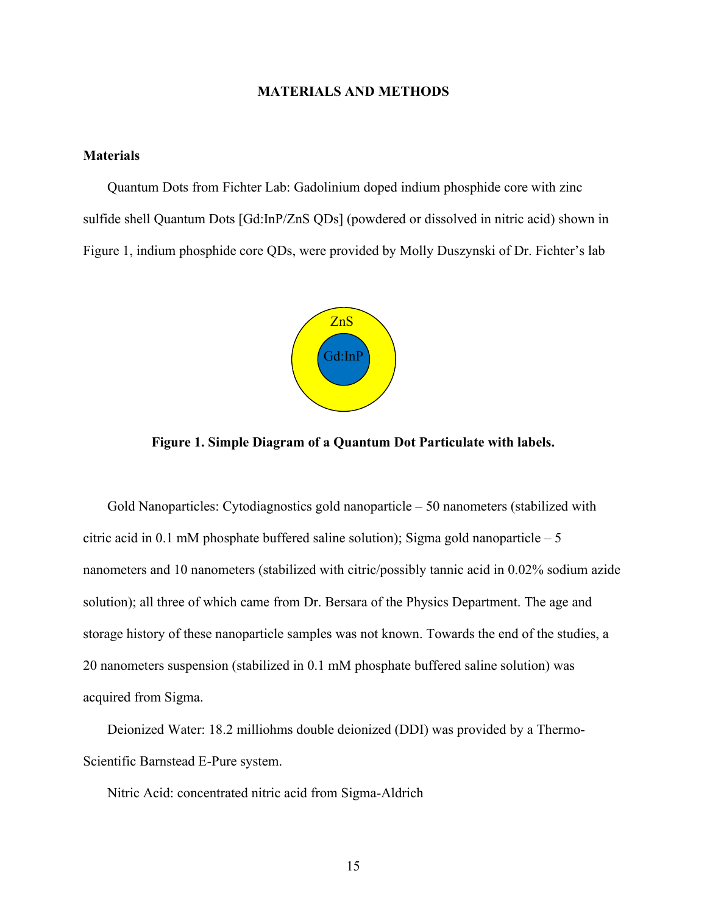## MATERIALS AND METHODS

### Materials

Quantum Dots from Fichter Lab: Gadolinium doped indium phosphide core with zinc sulfide shell Quantum Dots [Gd:InP/ZnS QDs] (powdered or dissolved in nitric acid) shown in Figure 1, indium phosphide core QDs, were provided by Molly Duszynski of Dr. Fichter's lab

**Figure 1. Simple Diagram of a Quantum Dot Particulate with labels.**

Gold Nanoparticles: Cytodiagnostics gold nanoparticle – 50 nanometers (stabilized with citric acid in 0.1 mM phosphate buffered saline solution); Sigma gold nanoparticle – 5 nanometers and 10 nanometers (stabilized with citric/possibly tannic acid in 0.02% sodium azide solution); all three of which came from Dr. Bersara of the Physics Department. The age and storage history of these nanoparticle samples was not known. Towards the end of the studies, a 20 nanometers suspension (stabilized in 0.1 mM phosphate buffered saline solution) was acquired from Sigma.

Deionized Water: 18.2 milliohms double deionized (DDI) was provided by a Thermo-Scientific Barnstead E-Pure system.

Nitric Acid: concentrated nitric acid from Sigma-Aldrich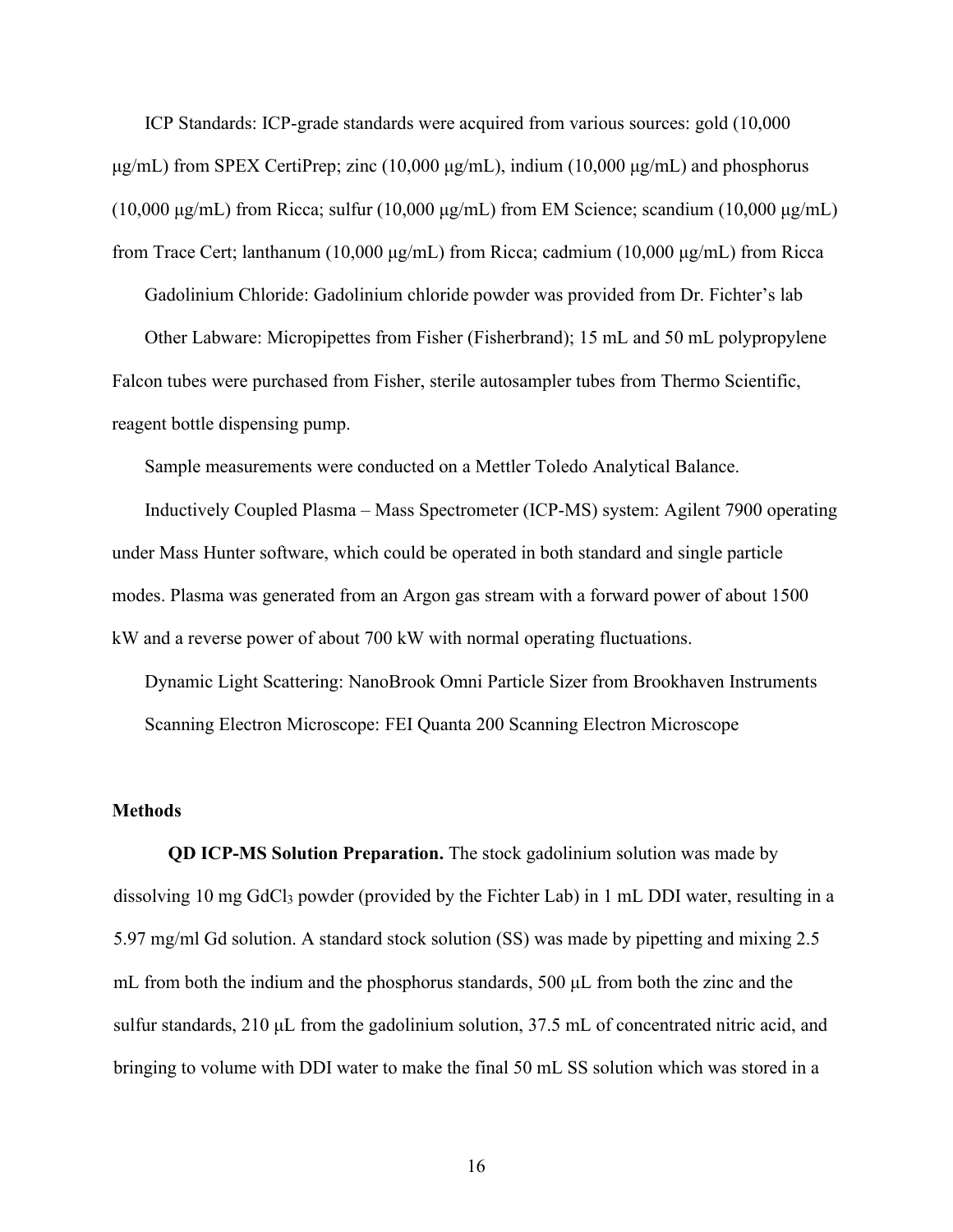ICP Standards: ICP-grade standards were acquired from various sources: gold (10,000 μg/mL) from SPEX CertiPrep; zinc (10,000 μg/mL), indium (10,000 μg/mL) and phosphorus (10,000 μg/mL) from Ricca; sulfur (10,000 μg/mL) from EM Science; scandium (10,000 μg/mL) from Trace Cert; lanthanum (10,000 μg/mL) from Ricca; cadmium (10,000 μg/mL) from Ricca

Gadolinium Chloride: Gadolinium chloride powder was provided from Dr. Fichter's lab

Other Labware: Micropipettes from Fisher (Fisherbrand); 15 mL and 50 mL polypropylene Falcon tubes were purchased from Fisher, sterile autosampler tubes from Thermo Scientific, reagent bottle dispensing pump.

Sample measurements were conducted on a Mettler Toledo Analytical Balance.

Inductively Coupled Plasma – Mass Spectrometer (ICP-MS) system: Agilent 7900 operating under Mass Hunter software, which could be operated in both standard and single particle modes. Plasma was generated from an Argon gas stream with a forward power of about 1500 kW and a reverse power of about 700 kW with normal operating fluctuations.

Dynamic Light Scattering: NanoBrook Omni Particle Sizer from Brookhaven Instruments

Scanning Electron Microscope: FEI Quanta 200 Scanning Electron Microscope

## Methods

**QD ICP-MS Solution Preparation.** The stock gadolinium solution was made by dissolving 10 mg $GdCl_3$ powder (provided by the Fichter Lab) in 1 mL DDI water, resulting in a 5.97 mg/ml Gd solution. A standard stock solution (SS) was made by pipetting and mixing 2.5 mL from both the indium and the phosphorus standards, 500 μL from both the zinc and the sulfur standards, 210 μL from the gadolinium solution, 37.5 mL of concentrated nitric acid, and bringing to volume with DDI water to make the final 50 mL SS solution which was stored in a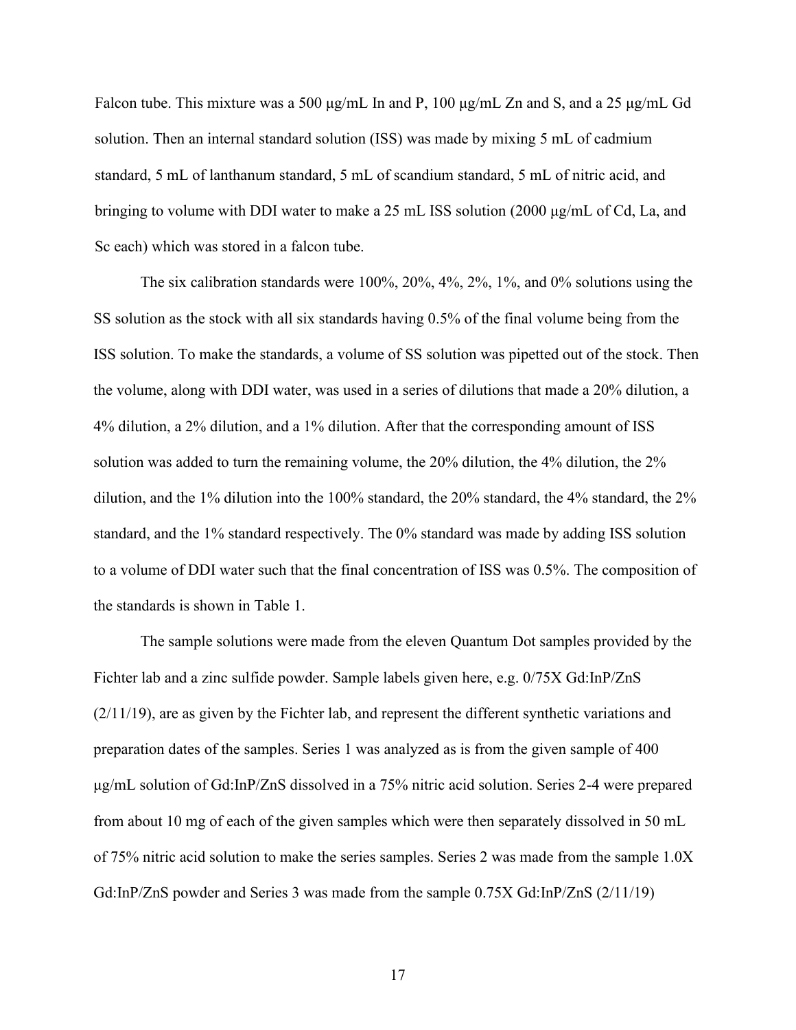Falcon tube. This mixture was a 500 μg/mL In and P, 100 μg/mL Zn and S, and a 25 μg/mL Gd solution. Then an internal standard solution (ISS) was made by mixing 5 mL of cadmium standard, 5 mL of lanthanum standard, 5 mL of scandium standard, 5 mL of nitric acid, and bringing to volume with DDI water to make a 25 mL ISS solution (2000 μg/mL of Cd, La, and Sc each) which was stored in a falcon tube.

The six calibration standards were 100%, 20%, 4%, 2%, 1%, and 0% solutions using the SS solution as the stock with all six standards having 0.5% of the final volume being from the ISS solution. To make the standards, a volume of SS solution was pipetted out of the stock. Then the volume, along with DDI water, was used in a series of dilutions that made a 20% dilution, a 4% dilution, a 2% dilution, and a 1% dilution. After that the corresponding amount of ISS solution was added to turn the remaining volume, the 20% dilution, the 4% dilution, the 2% dilution, and the 1% dilution into the 100% standard, the 20% standard, the 4% standard, the 2% standard, and the 1% standard respectively. The 0% standard was made by adding ISS solution to a volume of DDI water such that the final concentration of ISS was 0.5%. The composition of the standards is shown in Table 1.

The sample solutions were made from the eleven Quantum Dot samples provided by the Fichter lab and a zinc sulfide powder. Sample labels given here, e.g. 0/75X Gd:InP/ZnS (2/11/19), are as given by the Fichter lab, and represent the different synthetic variations and preparation dates of the samples. Series 1 was analyzed as is from the given sample of 400 μg/mL solution of Gd:InP/ZnS dissolved in a 75% nitric acid solution. Series 2-4 were prepared from about 10 mg of each of the given samples which were then separately dissolved in 50 mL of 75% nitric acid solution to make the series samples. Series 2 was made from the sample 1.0X Gd:InP/ZnS powder and Series 3 was made from the sample 0.75X Gd:InP/ZnS (2/11/19)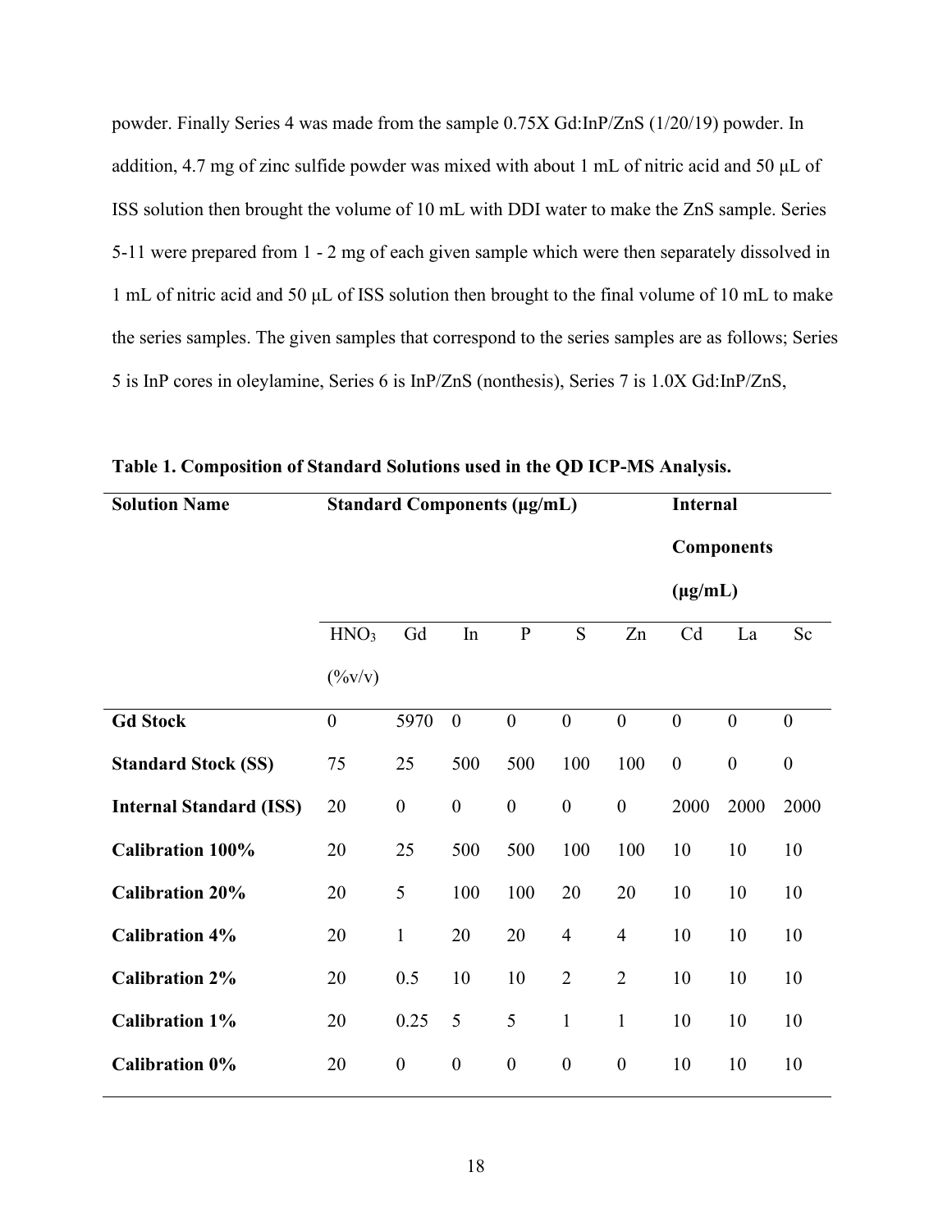powder. Finally Series 4 was made from the sample 0.75X Gd:InP/ZnS (1/20/19) powder. In addition, 4.7 mg of zinc sulfide powder was mixed with about 1 mL of nitric acid and 50 μL of ISS solution then brought the volume of 10 mL with DDI water to make the ZnS sample. Series 5-11 were prepared from 1 - 2 mg of each given sample which were then separately dissolved in 1 mL of nitric acid and 50 μL of ISS solution then brought to the final volume of 10 mL to make the series samples. The given samples that correspond to the series samples are as follows; Series 5 is InP cores in oleylamine, Series 6 is InP/ZnS (nonthesis), Series 7 is 1.0X Gd:InP/ZnS,

**Table 1. Composition of Standard Solutions used in the QD ICP-MS Analysis.**

| Solution Name | Standard Components (μg/mL) | | | | | | Internal Components (μg/mL) | | |
|---|---|---|---|---|---|---|---|---|---|
| | $HNO_3$ (%v/v) | Gd | In | P | S | Zn | Cd | La | Sc |
| **Gd Stock** | 0 | 5970 | 0 | 0 | 0 | 0 | 0 | 0 | 0 |
| **Standard Stock (SS)** | 75 | 25 | 500 | 500 | 100 | 100 | 0 | 0 | 0 |
| **Internal Standard (ISS)** | 20 | 0 | 0 | 0 | 0 | 0 | 2000 | 2000 | 2000 |
| **Calibration 100%** | 20 | 25 | 500 | 500 | 100 | 100 | 10 | 10 | 10 |
| **Calibration 20%** | 20 | 5 | 100 | 100 | 20 | 20 | 10 | 10 | 10 |
| **Calibration 4%** | 20 | 1 | 20 | 20 | 4 | 4 | 10 | 10 | 10 |
| **Calibration 2%** | 20 | 0.5 | 10 | 10 | 2 | 2 | 10 | 10 | 10 |
| **Calibration 1%** | 20 | 0.25 | 5 | 5 | 1 | 1 | 10 | 10 | 10 |
| **Calibration 0%** | 20 | 0 | 0 | 0 | 0 | 0 | 10 | 10 | 10 |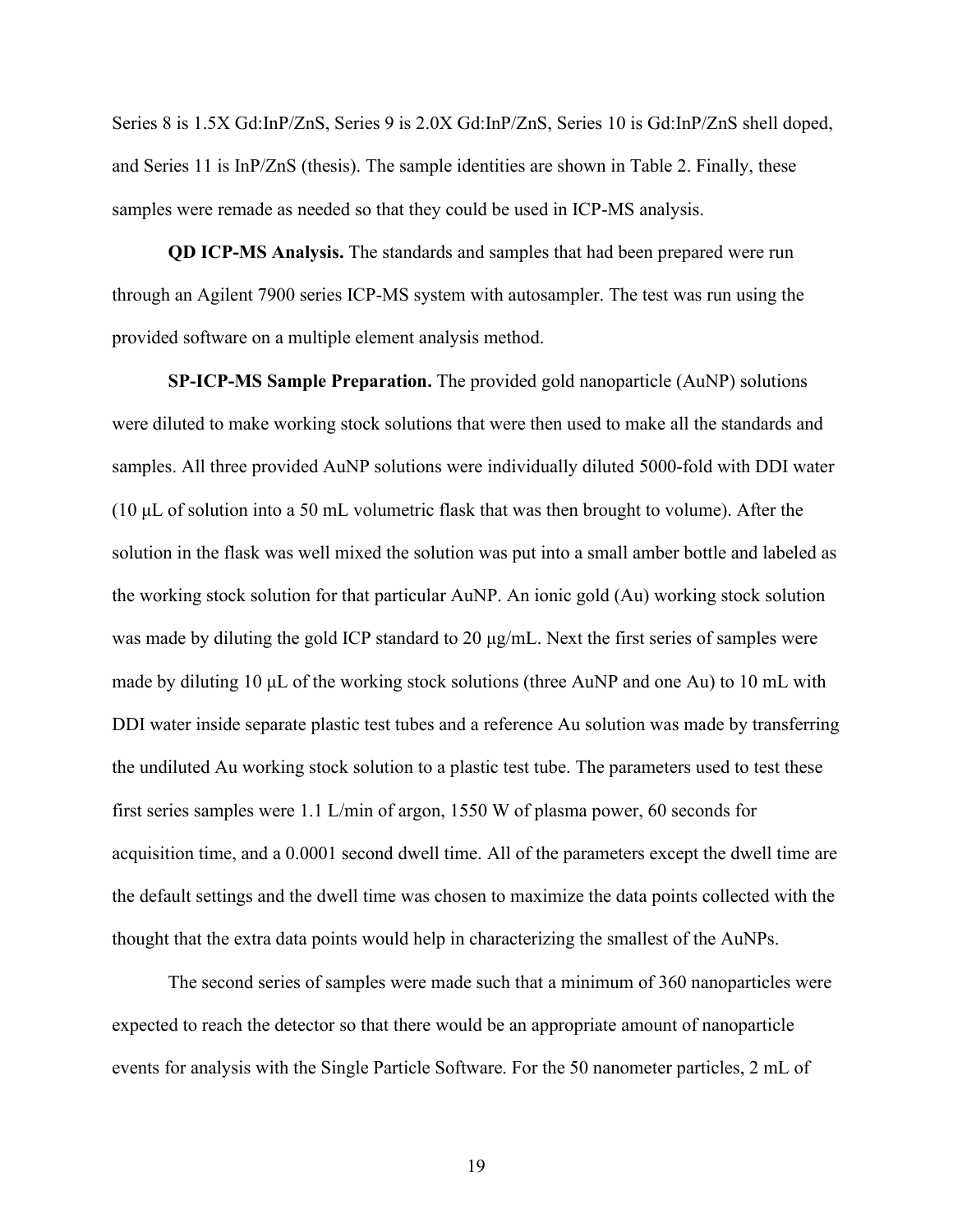Series 8 is 1.5X Gd:InP/ZnS, Series 9 is 2.0X Gd:InP/ZnS, Series 10 is Gd:InP/ZnS shell doped, and Series 11 is InP/ZnS (thesis). The sample identities are shown in Table 2. Finally, these samples were remade as needed so that they could be used in ICP-MS analysis.

**QD ICP-MS Analysis.** The standards and samples that had been prepared were run through an Agilent 7900 series ICP-MS system with autosampler. The test was run using the provided software on a multiple element analysis method.

**SP-ICP-MS Sample Preparation.** The provided gold nanoparticle (AuNP) solutions were diluted to make working stock solutions that were then used to make all the standards and samples. All three provided AuNP solutions were individually diluted 5000-fold with DDI water (10 µL of solution into a 50 mL volumetric flask that was then brought to volume). After the solution in the flask was well mixed the solution was put into a small amber bottle and labeled as the working stock solution for that particular AuNP. An ionic gold (Au) working stock solution was made by diluting the gold ICP standard to 20 µg/mL. Next the first series of samples were made by diluting 10 µL of the working stock solutions (three AuNP and one Au) to 10 mL with DDI water inside separate plastic test tubes and a reference Au solution was made by transferring the undiluted Au working stock solution to a plastic test tube. The parameters used to test these first series samples were 1.1 L/min of argon, 1550 W of plasma power, 60 seconds for acquisition time, and a 0.0001 second dwell time. All of the parameters except the dwell time are the default settings and the dwell time was chosen to maximize the data points collected with the thought that the extra data points would help in characterizing the smallest of the AuNPs.

The second series of samples were made such that a minimum of 360 nanoparticles were expected to reach the detector so that there would be an appropriate amount of nanoparticle events for analysis with the Single Particle Software. For the 50 nanometer particles, 2 mL of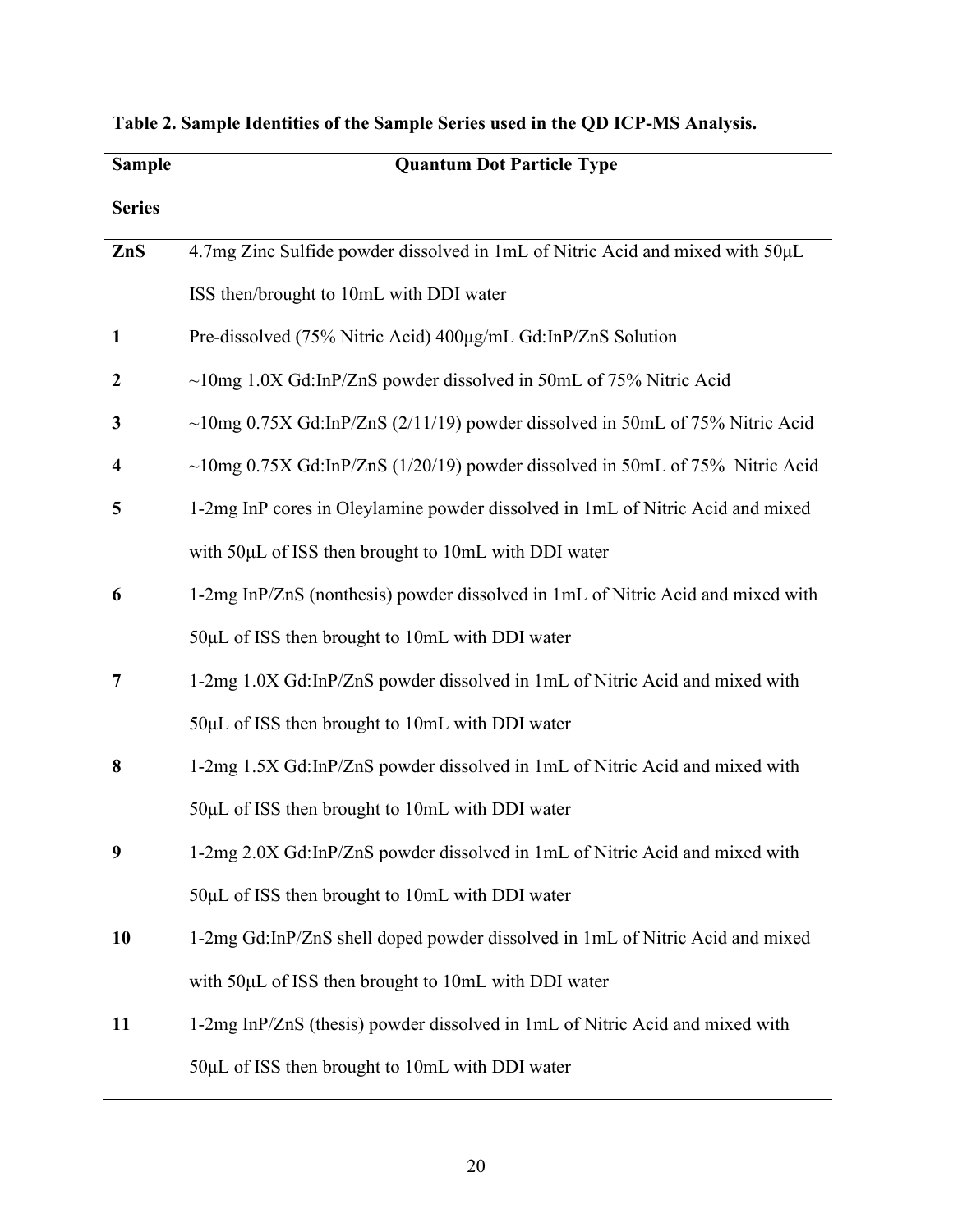**Table 2. Sample Identities of the Sample Series used in the QD ICP-MS Analysis.**

| Sample Series | Quantum Dot Particle Type |
| --- | --- |
| **ZnS** | 4.7mg Zinc Sulfide powder dissolved in 1mL of Nitric Acid and mixed with 50μL ISS then/brought to 10mL with DDI water |
| **1** | Pre-dissolved (75% Nitric Acid) 400μg/mL Gd:InP/ZnS Solution |
| **2** | ~10mg 1.0X Gd:InP/ZnS powder dissolved in 50mL of 75% Nitric Acid |
| **3** | ~10mg 0.75X Gd:InP/ZnS (2/11/19) powder dissolved in 50mL of 75% Nitric Acid |
| **4** | ~10mg 0.75X Gd:InP/ZnS (1/20/19) powder dissolved in 50mL of 75% Nitric Acid |
| **5** | 1-2mg InP cores in Oleylamine powder dissolved in 1mL of Nitric Acid and mixed with 50μL of ISS then brought to 10mL with DDI water |
| **6** | 1-2mg InP/ZnS (nonthesis) powder dissolved in 1mL of Nitric Acid and mixed with 50μL of ISS then brought to 10mL with DDI water |
| **7** | 1-2mg 1.0X Gd:InP/ZnS powder dissolved in 1mL of Nitric Acid and mixed with 50μL of ISS then brought to 10mL with DDI water |
| **8** | 1-2mg 1.5X Gd:InP/ZnS powder dissolved in 1mL of Nitric Acid and mixed with 50μL of ISS then brought to 10mL with DDI water |
| **9** | 1-2mg 2.0X Gd:InP/ZnS powder dissolved in 1mL of Nitric Acid and mixed with 50μL of ISS then brought to 10mL with DDI water |
| **10** | 1-2mg Gd:InP/ZnS shell doped powder dissolved in 1mL of Nitric Acid and mixed with 50μL of ISS then brought to 10mL with DDI water |
| **11** | 1-2mg InP/ZnS (thesis) powder dissolved in 1mL of Nitric Acid and mixed with 50μL of ISS then brought to 10mL with DDI water |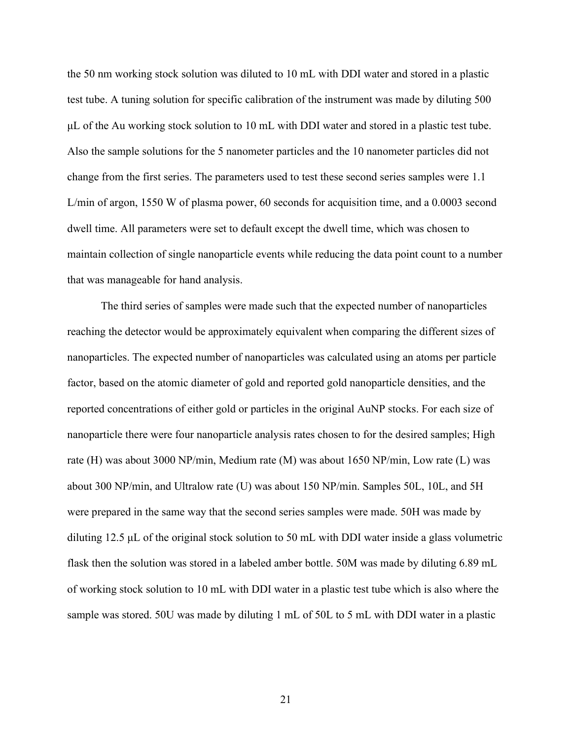the 50 nm working stock solution was diluted to 10 mL with DDI water and stored in a plastic test tube. A tuning solution for specific calibration of the instrument was made by diluting 500 μL of the Au working stock solution to 10 mL with DDI water and stored in a plastic test tube. Also the sample solutions for the 5 nanometer particles and the 10 nanometer particles did not change from the first series. The parameters used to test these second series samples were 1.1 L/min of argon, 1550 W of plasma power, 60 seconds for acquisition time, and a 0.0003 second dwell time. All parameters were set to default except the dwell time, which was chosen to maintain collection of single nanoparticle events while reducing the data point count to a number that was manageable for hand analysis.

The third series of samples were made such that the expected number of nanoparticles reaching the detector would be approximately equivalent when comparing the different sizes of nanoparticles. The expected number of nanoparticles was calculated using an atoms per particle factor, based on the atomic diameter of gold and reported gold nanoparticle densities, and the reported concentrations of either gold or particles in the original AuNP stocks. For each size of nanoparticle there were four nanoparticle analysis rates chosen to for the desired samples; High rate (H) was about 3000 NP/min, Medium rate (M) was about 1650 NP/min, Low rate (L) was about 300 NP/min, and Ultralow rate (U) was about 150 NP/min. Samples 50L, 10L, and 5H were prepared in the same way that the second series samples were made. 50H was made by diluting 12.5 μL of the original stock solution to 50 mL with DDI water inside a glass volumetric flask then the solution was stored in a labeled amber bottle. 50M was made by diluting 6.89 mL of working stock solution to 10 mL with DDI water in a plastic test tube which is also where the sample was stored. 50U was made by diluting 1 mL of 50L to 5 mL with DDI water in a plastic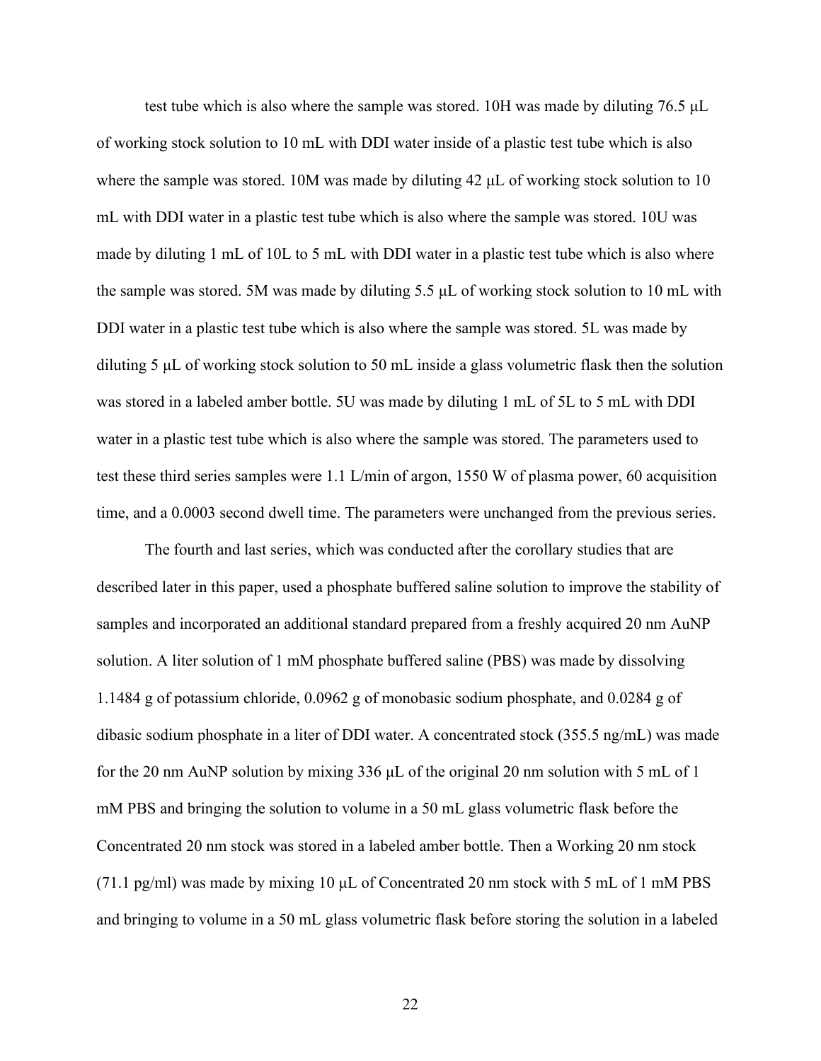test tube which is also where the sample was stored. 10H was made by diluting 76.5 μL of working stock solution to 10 mL with DDI water inside of a plastic test tube which is also where the sample was stored. 10M was made by diluting 42 μL of working stock solution to 10 mL with DDI water in a plastic test tube which is also where the sample was stored. 10U was made by diluting 1 mL of 10L to 5 mL with DDI water in a plastic test tube which is also where the sample was stored. 5M was made by diluting 5.5 μL of working stock solution to 10 mL with DDI water in a plastic test tube which is also where the sample was stored. 5L was made by diluting 5 μL of working stock solution to 50 mL inside a glass volumetric flask then the solution was stored in a labeled amber bottle. 5U was made by diluting 1 mL of 5L to 5 mL with DDI water in a plastic test tube which is also where the sample was stored. The parameters used to test these third series samples were 1.1 L/min of argon, 1550 W of plasma power, 60 acquisition time, and a 0.0003 second dwell time. The parameters were unchanged from the previous series.

The fourth and last series, which was conducted after the corollary studies that are described later in this paper, used a phosphate buffered saline solution to improve the stability of samples and incorporated an additional standard prepared from a freshly acquired 20 nm AuNP solution. A liter solution of 1 mM phosphate buffered saline (PBS) was made by dissolving 1.1484 g of potassium chloride, 0.0962 g of monobasic sodium phosphate, and 0.0284 g of dibasic sodium phosphate in a liter of DDI water. A concentrated stock (355.5 ng/mL) was made for the 20 nm AuNP solution by mixing 336 μL of the original 20 nm solution with 5 mL of 1 mM PBS and bringing the solution to volume in a 50 mL glass volumetric flask before the Concentrated 20 nm stock was stored in a labeled amber bottle. Then a Working 20 nm stock (71.1 pg/ml) was made by mixing 10 μL of Concentrated 20 nm stock with 5 mL of 1 mM PBS and bringing to volume in a 50 mL glass volumetric flask before storing the solution in a labeled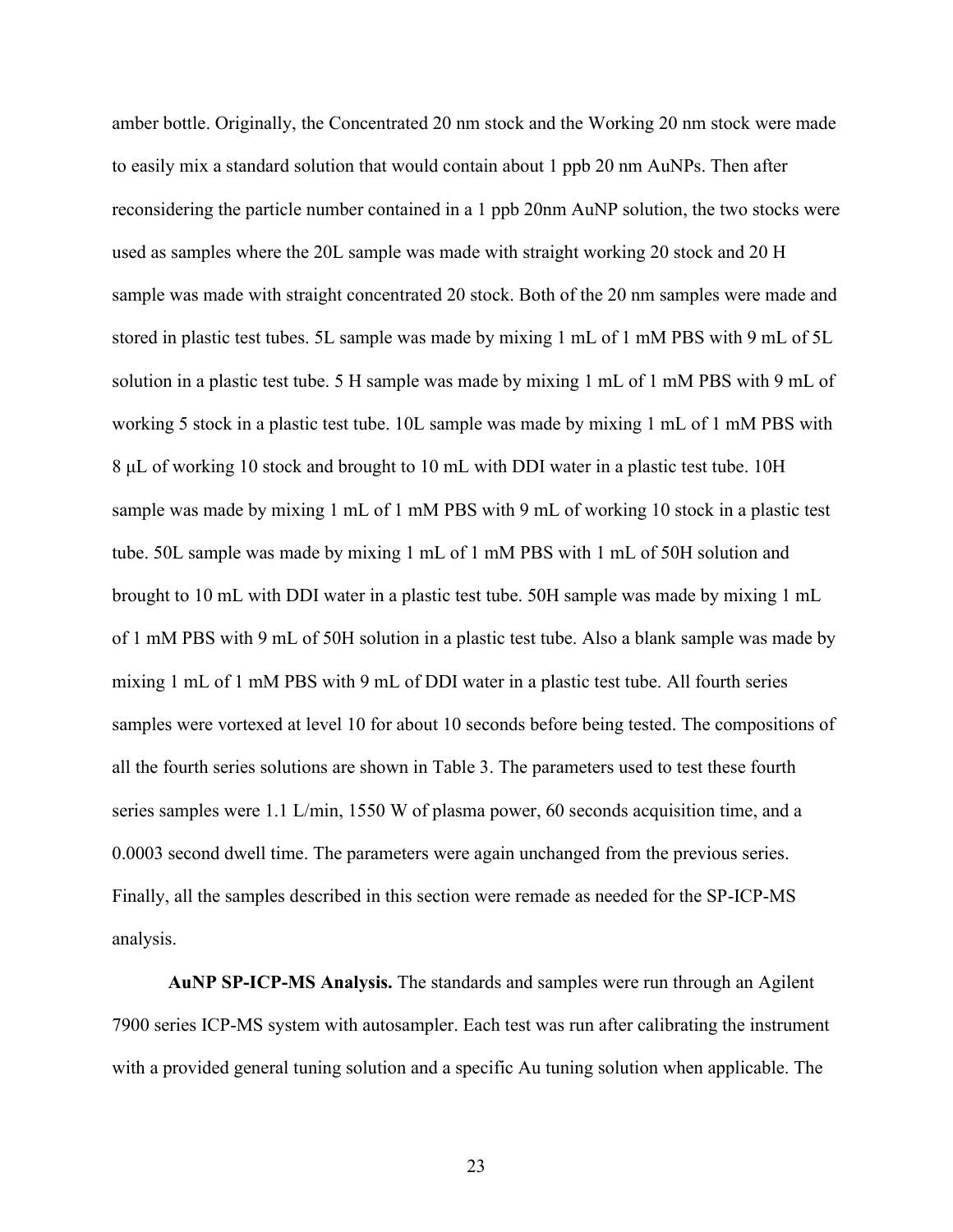amber bottle. Originally, the Concentrated 20 nm stock and the Working 20 nm stock were made to easily mix a standard solution that would contain about 1 ppb 20 nm AuNPs. Then after reconsidering the particle number contained in a 1 ppb 20nm AuNP solution, the two stocks were used as samples where the 20L sample was made with straight working 20 stock and 20 H sample was made with straight concentrated 20 stock. Both of the 20 nm samples were made and stored in plastic test tubes. 5L sample was made by mixing 1 mL of 1 mM PBS with 9 mL of 5L solution in a plastic test tube. 5 H sample was made by mixing 1 mL of 1 mM PBS with 9 mL of working 5 stock in a plastic test tube. 10L sample was made by mixing 1 mL of 1 mM PBS with 8 μL of working 10 stock and brought to 10 mL with DDI water in a plastic test tube. 10H sample was made by mixing 1 mL of 1 mM PBS with 9 mL of working 10 stock in a plastic test tube. 50L sample was made by mixing 1 mL of 1 mM PBS with 1 mL of 50H solution and brought to 10 mL with DDI water in a plastic test tube. 50H sample was made by mixing 1 mL of 1 mM PBS with 9 mL of 50H solution in a plastic test tube. Also a blank sample was made by mixing 1 mL of 1 mM PBS with 9 mL of DDI water in a plastic test tube. All fourth series samples were vortexed at level 10 for about 10 seconds before being tested. The compositions of all the fourth series solutions are shown in Table 3. The parameters used to test these fourth series samples were 1.1 L/min, 1550 W of plasma power, 60 seconds acquisition time, and a 0.0003 second dwell time. The parameters were again unchanged from the previous series. Finally, all the samples described in this section were remade as needed for the SP-ICP-MS analysis.

**AuNP SP-ICP-MS Analysis.** The standards and samples were run through an Agilent 7900 series ICP-MS system with autosampler. Each test was run after calibrating the instrument with a provided general tuning solution and a specific Au tuning solution when applicable. The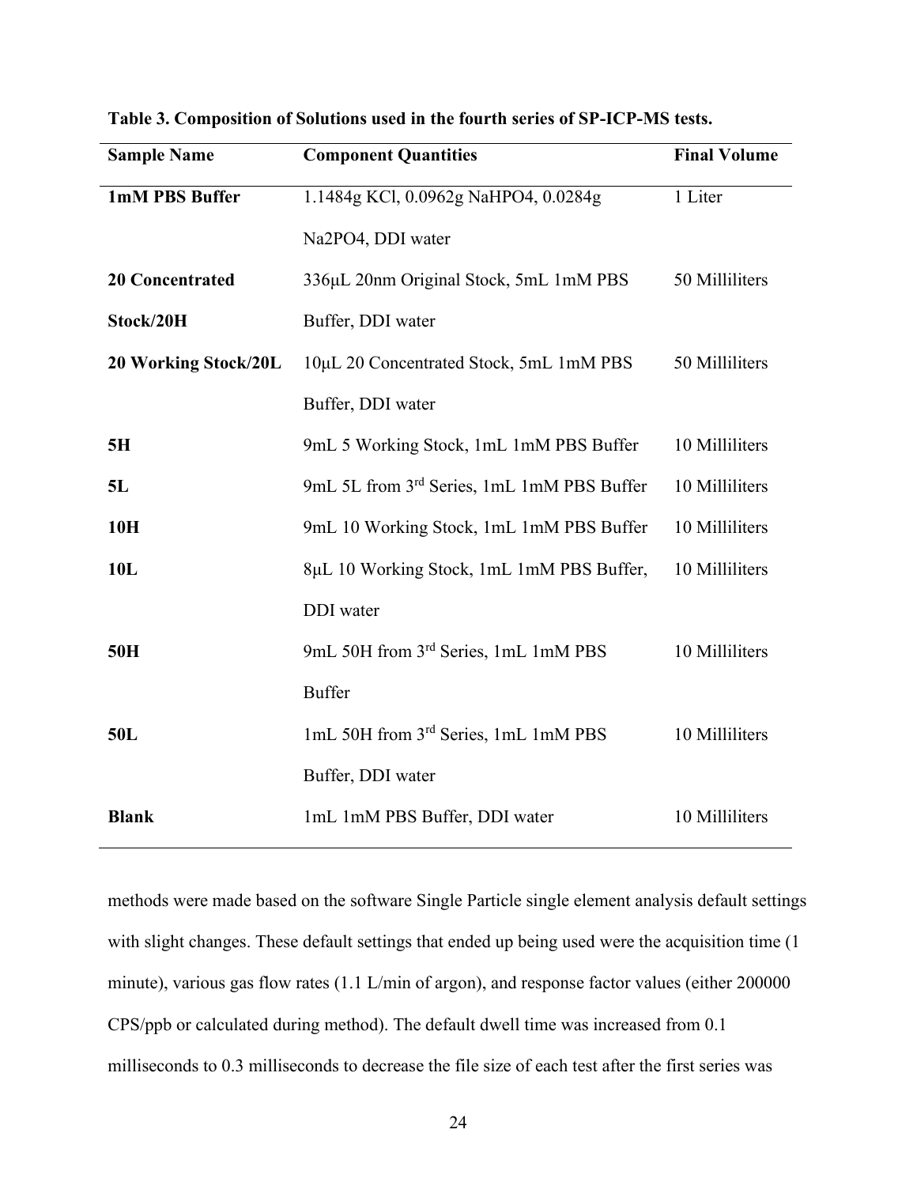**Table 3. Composition of Solutions used in the fourth series of SP-ICP-MS tests.**

| Sample Name | Component Quantities | Final Volume |
|---|---|---|
| **1mM PBS Buffer** | 1.1484g KCl, 0.0962g NaHPO4, 0.0284g Na2PO4, DDI water | 1 Liter |
| **20 Concentrated Stock/20H** | 336μL 20nm Original Stock, 5mL 1mM PBS Buffer, DDI water | 50 Milliliters |
| **20 Working Stock/20L** | 10μL 20 Concentrated Stock, 5mL 1mM PBS Buffer, DDI water | 50 Milliliters |
| **5H** | 9mL 5 Working Stock, 1mL 1mM PBS Buffer | 10 Milliliters |
| **5L** | 9mL 5L from 3rd Series, 1mL 1mM PBS Buffer | 10 Milliliters |
| **10H** | 9mL 10 Working Stock, 1mL 1mM PBS Buffer | 10 Milliliters |
| **10L** | 8μL 10 Working Stock, 1mL 1mM PBS Buffer, DDI water | 10 Milliliters |
| **50H** | 9mL 50H from 3rd Series, 1mL 1mM PBS Buffer | 10 Milliliters |
| **50L** | 1mL 50H from 3rd Series, 1mL 1mM PBS Buffer, DDI water | 10 Milliliters |
| **Blank** | 1mL 1mM PBS Buffer, DDI water | 10 Milliliters |

methods were made based on the software Single Particle single element analysis default settings with slight changes. These default settings that ended up being used were the acquisition time (1 minute), various gas flow rates (1.1 L/min of argon), and response factor values (either 200000 CPS/ppb or calculated during method). The default dwell time was increased from 0.1 milliseconds to 0.3 milliseconds to decrease the file size of each test after the first series was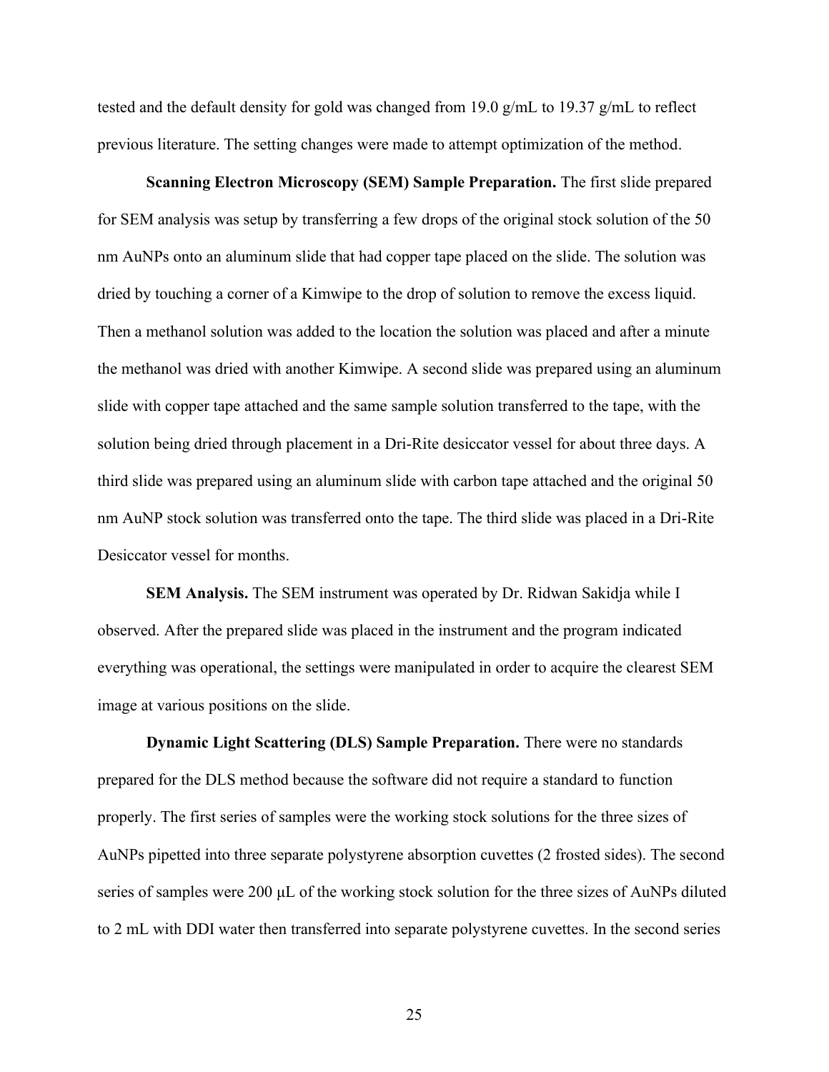tested and the default density for gold was changed from 19.0 g/mL to 19.37 g/mL to reflect previous literature. The setting changes were made to attempt optimization of the method.

**Scanning Electron Microscopy (SEM) Sample Preparation.** The first slide prepared for SEM analysis was setup by transferring a few drops of the original stock solution of the 50 nm AuNPs onto an aluminum slide that had copper tape placed on the slide. The solution was dried by touching a corner of a Kimwipe to the drop of solution to remove the excess liquid. Then a methanol solution was added to the location the solution was placed and after a minute the methanol was dried with another Kimwipe. A second slide was prepared using an aluminum slide with copper tape attached and the same sample solution transferred to the tape, with the solution being dried through placement in a Dri-Rite desiccator vessel for about three days. A third slide was prepared using an aluminum slide with carbon tape attached and the original 50 nm AuNP stock solution was transferred onto the tape. The third slide was placed in a Dri-Rite Desiccator vessel for months.

**SEM Analysis.** The SEM instrument was operated by Dr. Ridwan Sakidja while I observed. After the prepared slide was placed in the instrument and the program indicated everything was operational, the settings were manipulated in order to acquire the clearest SEM image at various positions on the slide.

**Dynamic Light Scattering (DLS) Sample Preparation.** There were no standards prepared for the DLS method because the software did not require a standard to function properly. The first series of samples were the working stock solutions for the three sizes of AuNPs pipetted into three separate polystyrene absorption cuvettes (2 frosted sides). The second series of samples were 200 μL of the working stock solution for the three sizes of AuNPs diluted to 2 mL with DDI water then transferred into separate polystyrene cuvettes. In the second series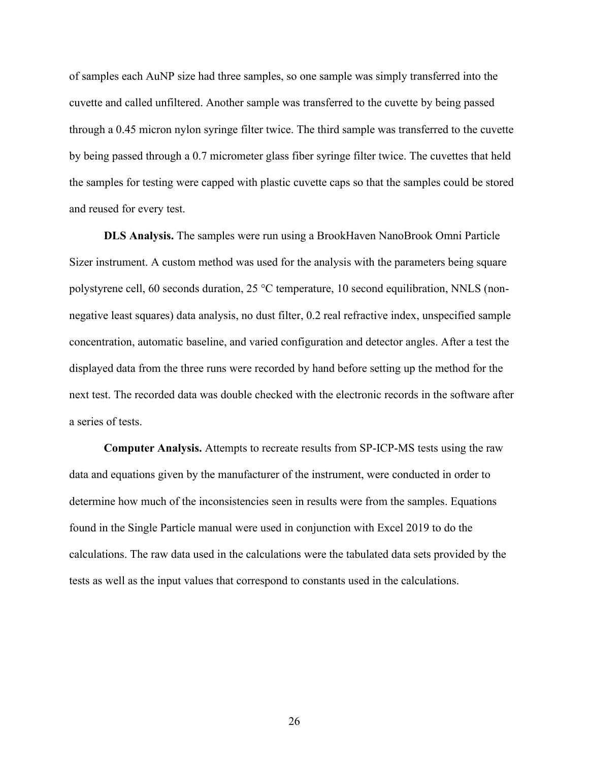of samples each AuNP size had three samples, so one sample was simply transferred into the cuvette and called unfiltered. Another sample was transferred to the cuvette by being passed through a 0.45 micron nylon syringe filter twice. The third sample was transferred to the cuvette by being passed through a 0.7 micrometer glass fiber syringe filter twice. The cuvettes that held the samples for testing were capped with plastic cuvette caps so that the samples could be stored and reused for every test.

**DLS Analysis.** The samples were run using a BrookHaven NanoBrook Omni Particle Sizer instrument. A custom method was used for the analysis with the parameters being square polystyrene cell, 60 seconds duration, 25 °C temperature, 10 second equilibration, NNLS (non-negative least squares) data analysis, no dust filter, 0.2 real refractive index, unspecified sample concentration, automatic baseline, and varied configuration and detector angles. After a test the displayed data from the three runs were recorded by hand before setting up the method for the next test. The recorded data was double checked with the electronic records in the software after a series of tests.

**Computer Analysis.** Attempts to recreate results from SP-ICP-MS tests using the raw data and equations given by the manufacturer of the instrument, were conducted in order to determine how much of the inconsistencies seen in results were from the samples. Equations found in the Single Particle manual were used in conjunction with Excel 2019 to do the calculations. The raw data used in the calculations were the tabulated data sets provided by the tests as well as the input values that correspond to constants used in the calculations.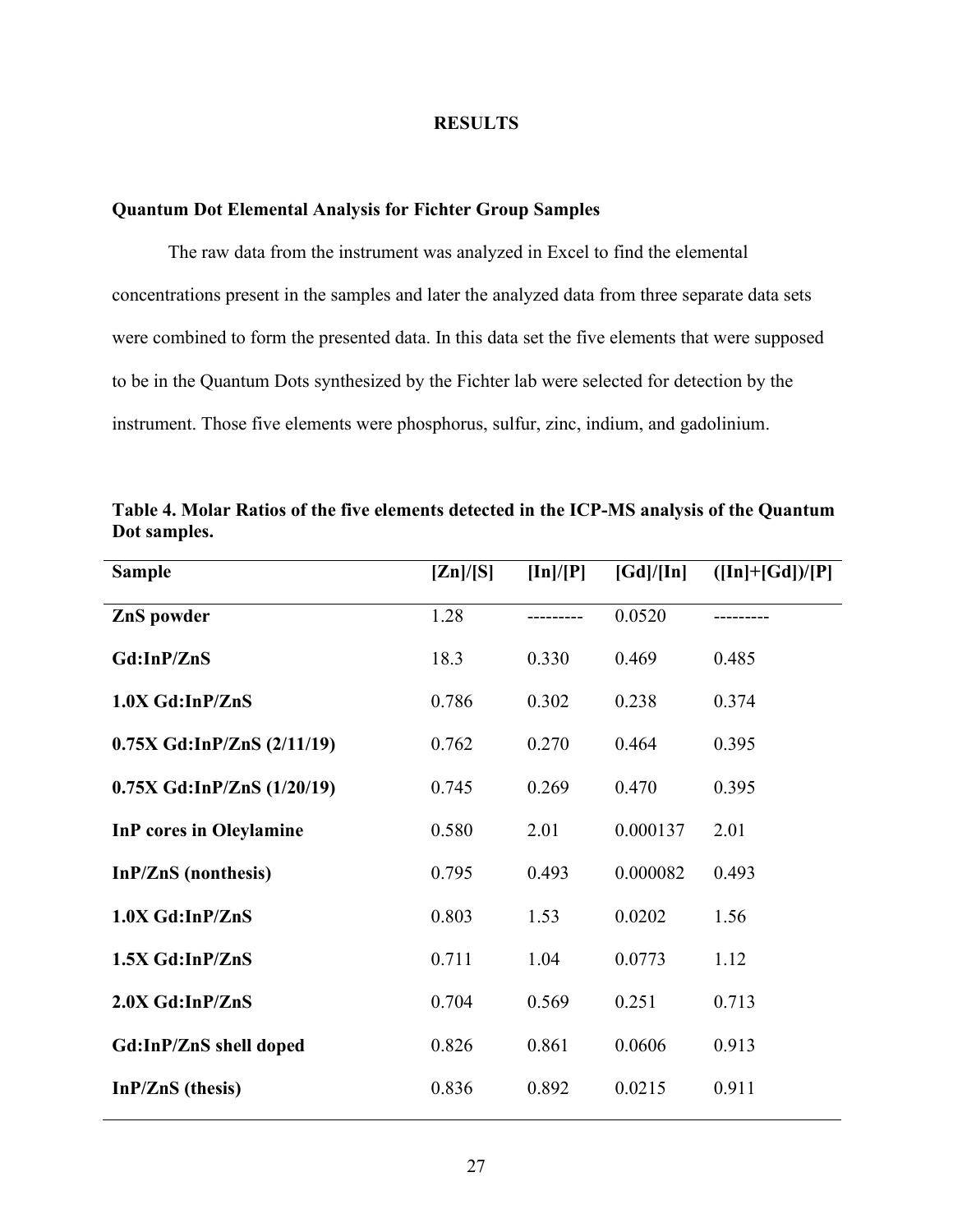# RESULTS

## Quantum Dot Elemental Analysis for Fichter Group Samples

The raw data from the instrument was analyzed in Excel to find the elemental concentrations present in the samples and later the analyzed data from three separate data sets were combined to form the presented data. In this data set the five elements that were supposed to be in the Quantum Dots synthesized by the Fichter lab were selected for detection by the instrument. Those five elements were phosphorus, sulfur, zinc, indium, and gadolinium.

**Table 4. Molar Ratios of the five elements detected in the ICP-MS analysis of the Quantum Dot samples.**

| Sample | [Zn]/[S] | [In]/[P] | [Gd]/[In] | ([In]+[Gd])/[P] |
|---|---|---|---|---|
| **ZnS powder** | 1.28 | --------- | 0.0520 | --------- |
| **Gd:InP/ZnS** | 18.3 | 0.330 | 0.469 | 0.485 |
| **1.0X Gd:InP/ZnS** | 0.786 | 0.302 | 0.238 | 0.374 |
| **0.75X Gd:InP/ZnS (2/11/19)** | 0.762 | 0.270 | 0.464 | 0.395 |
| **0.75X Gd:InP/ZnS (1/20/19)** | 0.745 | 0.269 | 0.470 | 0.395 |
| **InP cores in Oleylamine** | 0.580 | 2.01 | 0.000137 | 2.01 |
| **InP/ZnS (nonthesis)** | 0.795 | 0.493 | 0.000082 | 0.493 |
| **1.0X Gd:InP/ZnS** | 0.803 | 1.53 | 0.0202 | 1.56 |
| **1.5X Gd:InP/ZnS** | 0.711 | 1.04 | 0.0773 | 1.12 |
| **2.0X Gd:InP/ZnS** | 0.704 | 0.569 | 0.251 | 0.713 |
| **Gd:InP/ZnS shell doped** | 0.826 | 0.861 | 0.0606 | 0.913 |
| **InP/ZnS (thesis)** | 0.836 | 0.892 | 0.0215 | 0.911 |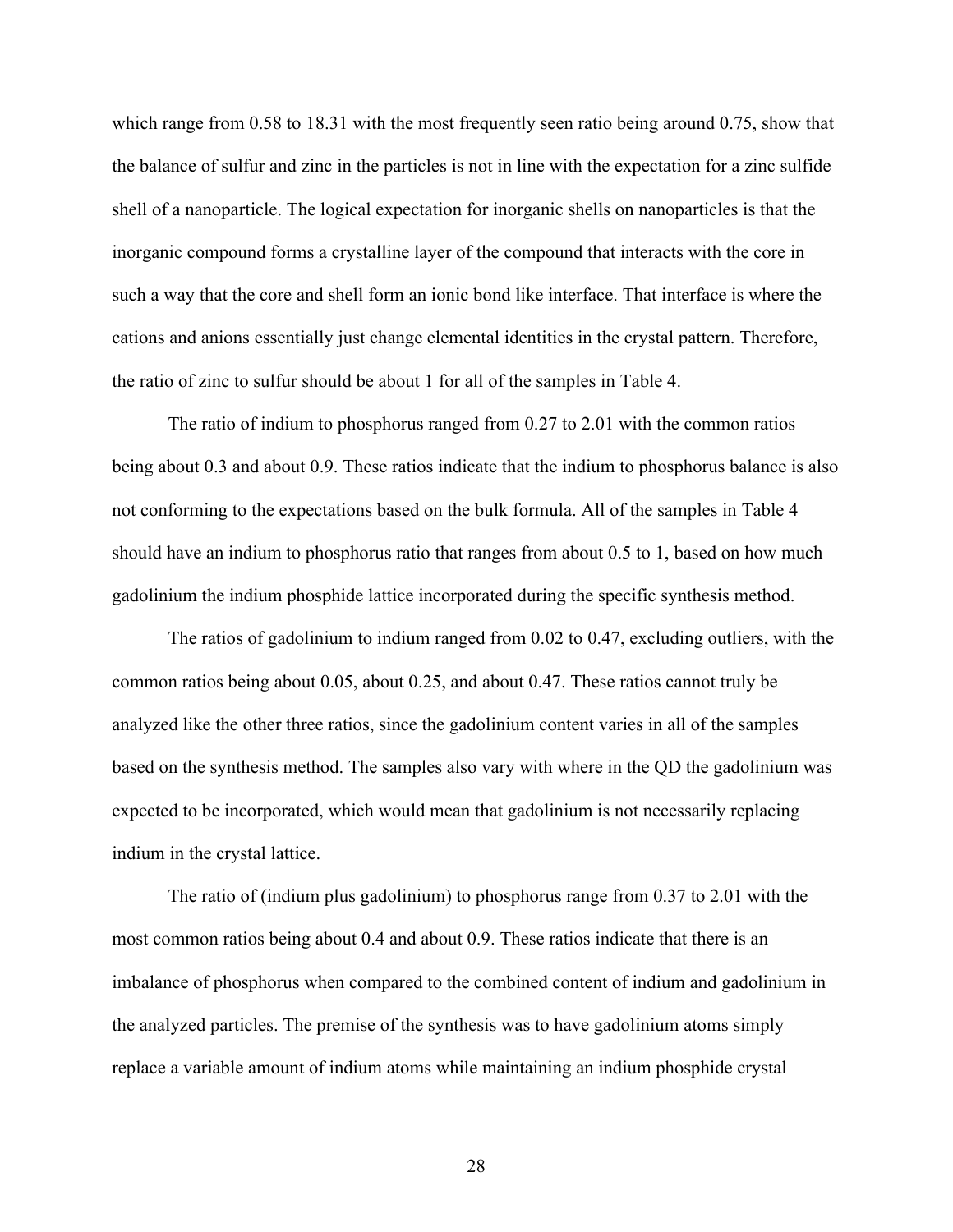which range from 0.58 to 18.31 with the most frequently seen ratio being around 0.75, show that the balance of sulfur and zinc in the particles is not in line with the expectation for a zinc sulfide shell of a nanoparticle. The logical expectation for inorganic shells on nanoparticles is that the inorganic compound forms a crystalline layer of the compound that interacts with the core in such a way that the core and shell form an ionic bond like interface. That interface is where the cations and anions essentially just change elemental identities in the crystal pattern. Therefore, the ratio of zinc to sulfur should be about 1 for all of the samples in Table 4.

The ratio of indium to phosphorus ranged from 0.27 to 2.01 with the common ratios being about 0.3 and about 0.9. These ratios indicate that the indium to phosphorus balance is also not conforming to the expectations based on the bulk formula. All of the samples in Table 4 should have an indium to phosphorus ratio that ranges from about 0.5 to 1, based on how much gadolinium the indium phosphide lattice incorporated during the specific synthesis method.

The ratios of gadolinium to indium ranged from 0.02 to 0.47, excluding outliers, with the common ratios being about 0.05, about 0.25, and about 0.47. These ratios cannot truly be analyzed like the other three ratios, since the gadolinium content varies in all of the samples based on the synthesis method. The samples also vary with where in the QD the gadolinium was expected to be incorporated, which would mean that gadolinium is not necessarily replacing indium in the crystal lattice.

The ratio of (indium plus gadolinium) to phosphorus range from 0.37 to 2.01 with the most common ratios being about 0.4 and about 0.9. These ratios indicate that there is an imbalance of phosphorus when compared to the combined content of indium and gadolinium in the analyzed particles. The premise of the synthesis was to have gadolinium atoms simply replace a variable amount of indium atoms while maintaining an indium phosphide crystal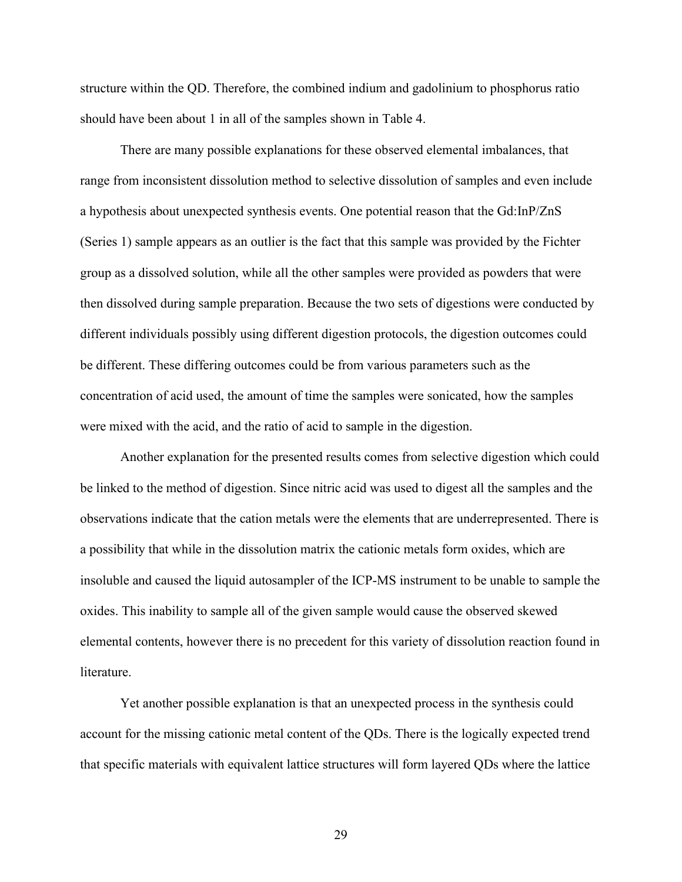structure within the QD. Therefore, the combined indium and gadolinium to phosphorus ratio should have been about 1 in all of the samples shown in Table 4.

There are many possible explanations for these observed elemental imbalances, that range from inconsistent dissolution method to selective dissolution of samples and even include a hypothesis about unexpected synthesis events. One potential reason that the Gd:InP/ZnS (Series 1) sample appears as an outlier is the fact that this sample was provided by the Fichter group as a dissolved solution, while all the other samples were provided as powders that were then dissolved during sample preparation. Because the two sets of digestions were conducted by different individuals possibly using different digestion protocols, the digestion outcomes could be different. These differing outcomes could be from various parameters such as the concentration of acid used, the amount of time the samples were sonicated, how the samples were mixed with the acid, and the ratio of acid to sample in the digestion.

Another explanation for the presented results comes from selective digestion which could be linked to the method of digestion. Since nitric acid was used to digest all the samples and the observations indicate that the cation metals were the elements that are underrepresented. There is a possibility that while in the dissolution matrix the cationic metals form oxides, which are insoluble and caused the liquid autosampler of the ICP-MS instrument to be unable to sample the oxides. This inability to sample all of the given sample would cause the observed skewed elemental contents, however there is no precedent for this variety of dissolution reaction found in literature.

Yet another possible explanation is that an unexpected process in the synthesis could account for the missing cationic metal content of the QDs. There is the logically expected trend that specific materials with equivalent lattice structures will form layered QDs where the lattice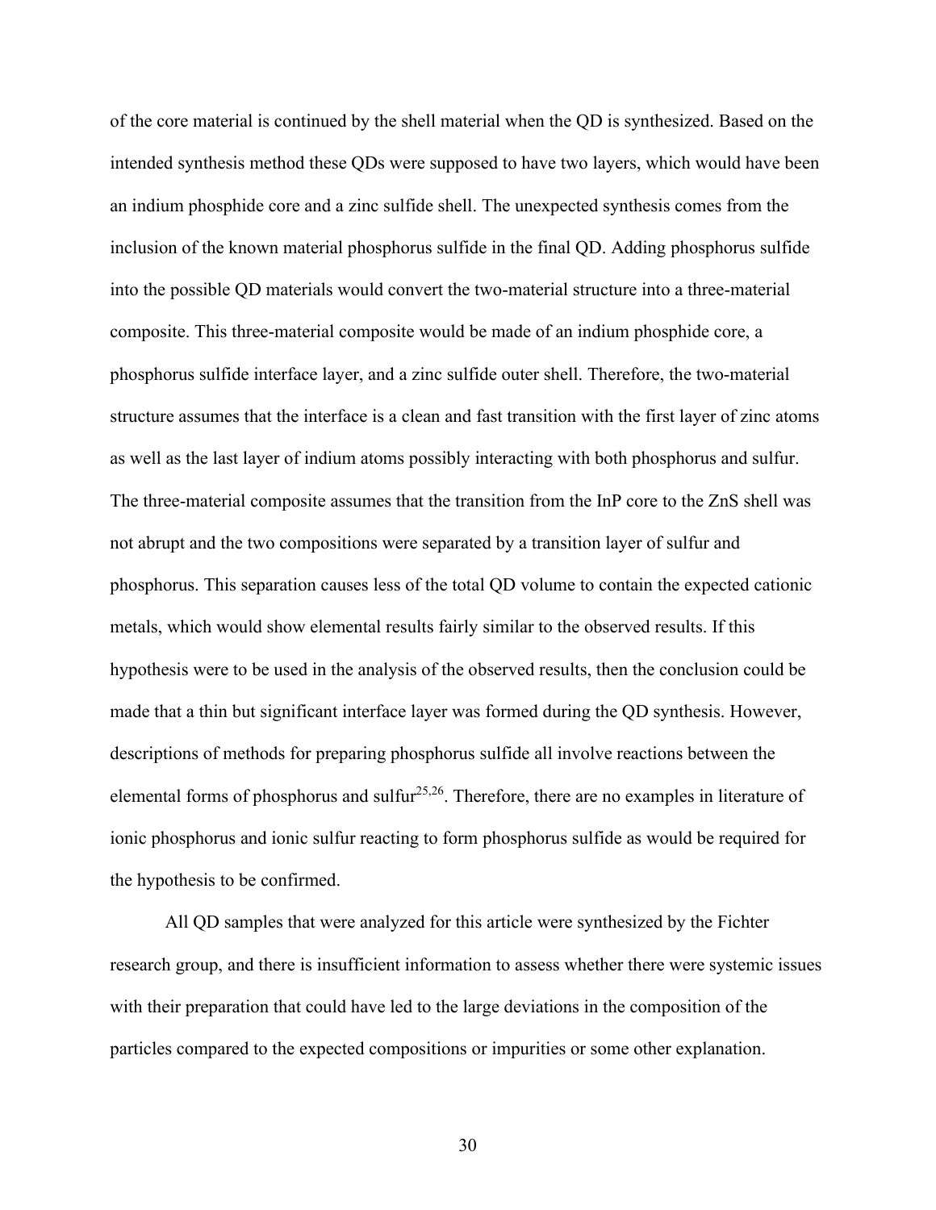of the core material is continued by the shell material when the QD is synthesized. Based on the intended synthesis method these QDs were supposed to have two layers, which would have been an indium phosphide core and a zinc sulfide shell. The unexpected synthesis comes from the inclusion of the known material phosphorus sulfide in the final QD. Adding phosphorus sulfide into the possible QD materials would convert the two-material structure into a three-material composite. This three-material composite would be made of an indium phosphide core, a phosphorus sulfide interface layer, and a zinc sulfide outer shell. Therefore, the two-material structure assumes that the interface is a clean and fast transition with the first layer of zinc atoms as well as the last layer of indium atoms possibly interacting with both phosphorus and sulfur. The three-material composite assumes that the transition from the InP core to the ZnS shell was not abrupt and the two compositions were separated by a transition layer of sulfur and phosphorus. This separation causes less of the total QD volume to contain the expected cationic metals, which would show elemental results fairly similar to the observed results. If this hypothesis were to be used in the analysis of the observed results, then the conclusion could be made that a thin but significant interface layer was formed during the QD synthesis. However, descriptions of methods for preparing phosphorus sulfide all involve reactions between the elemental forms of phosphorus and sulfur[25,26]. Therefore, there are no examples in literature of ionic phosphorus and ionic sulfur reacting to form phosphorus sulfide as would be required for the hypothesis to be confirmed.

All QD samples that were analyzed for this article were synthesized by the Fichter research group, and there is insufficient information to assess whether there were systemic issues with their preparation that could have led to the large deviations in the composition of the particles compared to the expected compositions or impurities or some other explanation.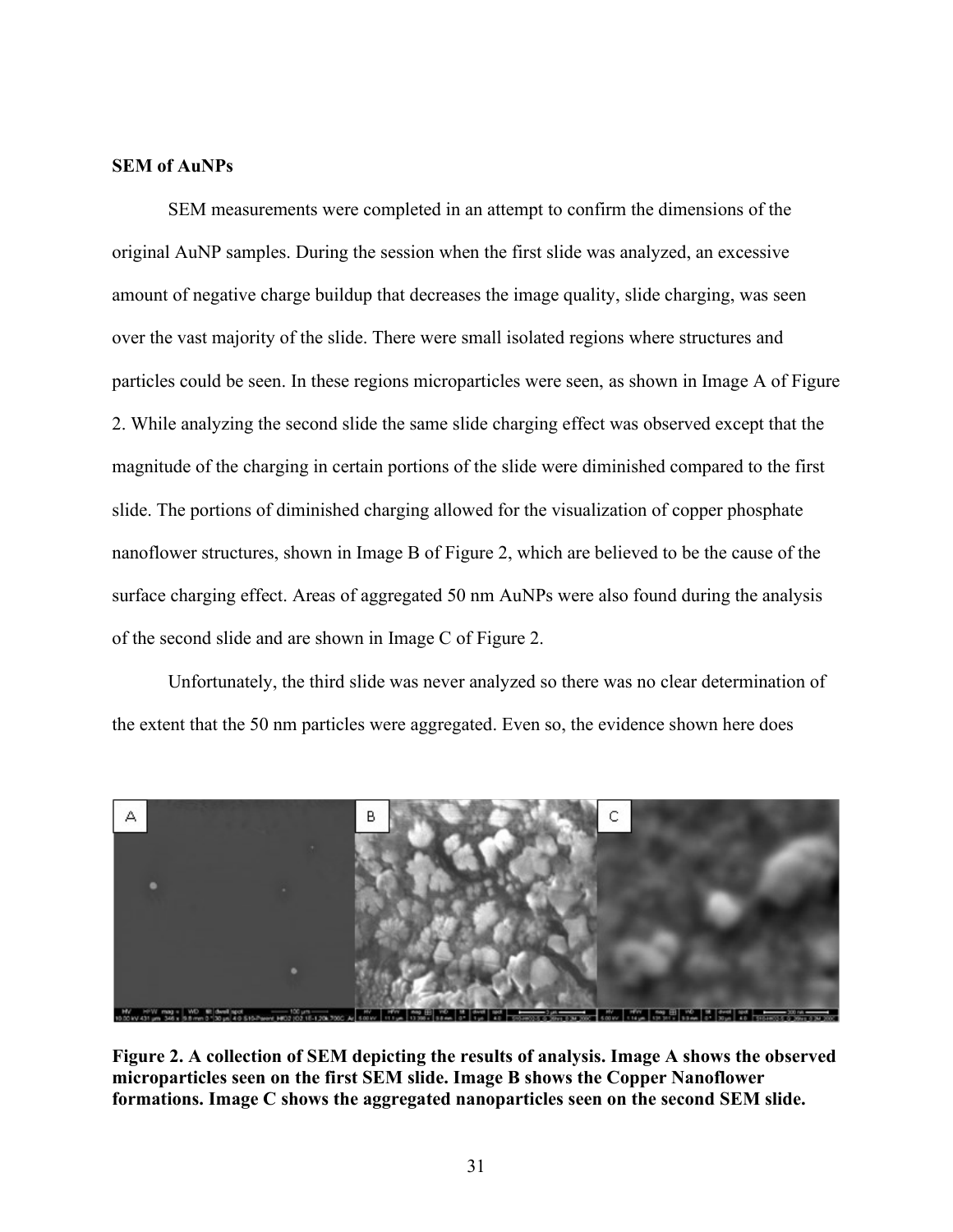**SEM of AuNPs**

SEM measurements were completed in an attempt to confirm the dimensions of the original AuNP samples. During the session when the first slide was analyzed, an excessive amount of negative charge buildup that decreases the image quality, slide charging, was seen over the vast majority of the slide. There were small isolated regions where structures and particles could be seen. In these regions microparticles were seen, as shown in Image A of Figure 2. While analyzing the second slide the same slide charging effect was observed except that the magnitude of the charging in certain portions of the slide were diminished compared to the first slide. The portions of diminished charging allowed for the visualization of copper phosphate nanoflower structures, shown in Image B of Figure 2, which are believed to be the cause of the surface charging effect. Areas of aggregated 50 nm AuNPs were also found during the analysis of the second slide and are shown in Image C of Figure 2.

Unfortunately, the third slide was never analyzed so there was no clear determination of the extent that the 50 nm particles were aggregated. Even so, the evidence shown here does

**Figure 2. A collection of SEM depicting the results of analysis. Image A shows the observed microparticles seen on the first SEM slide. Image B shows the Copper Nanoflower formations. Image C shows the aggregated nanoparticles seen on the second SEM slide.**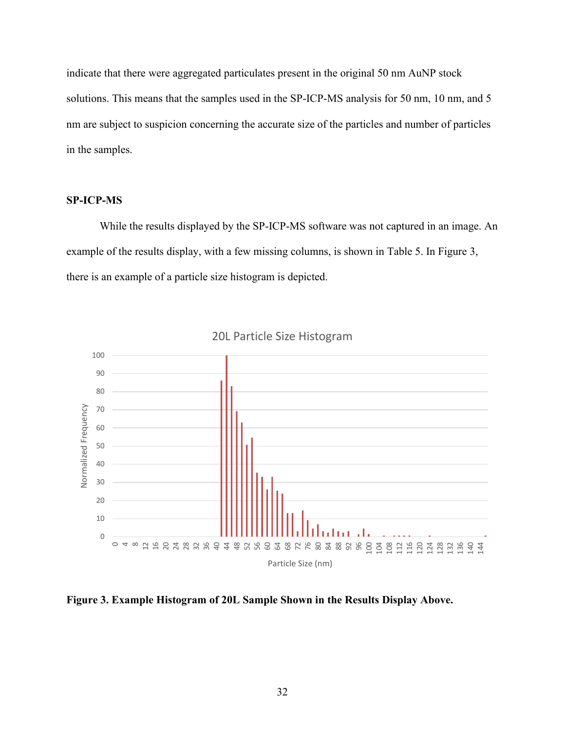indicate that there were aggregated particulates present in the original 50 nm AuNP stock solutions. This means that the samples used in the SP-ICP-MS analysis for 50 nm, 10 nm, and 5 nm are subject to suspicion concerning the accurate size of the particles and number of particles in the samples.

### SP-ICP-MS

While the results displayed by the SP-ICP-MS software was not captured in an image. An example of the results display, with a few missing columns, is shown in Table 5. In Figure 3, there is an example of a particle size histogram is depicted.

**Figure 3. Example Histogram of 20L Sample Shown in the Results Display Above.**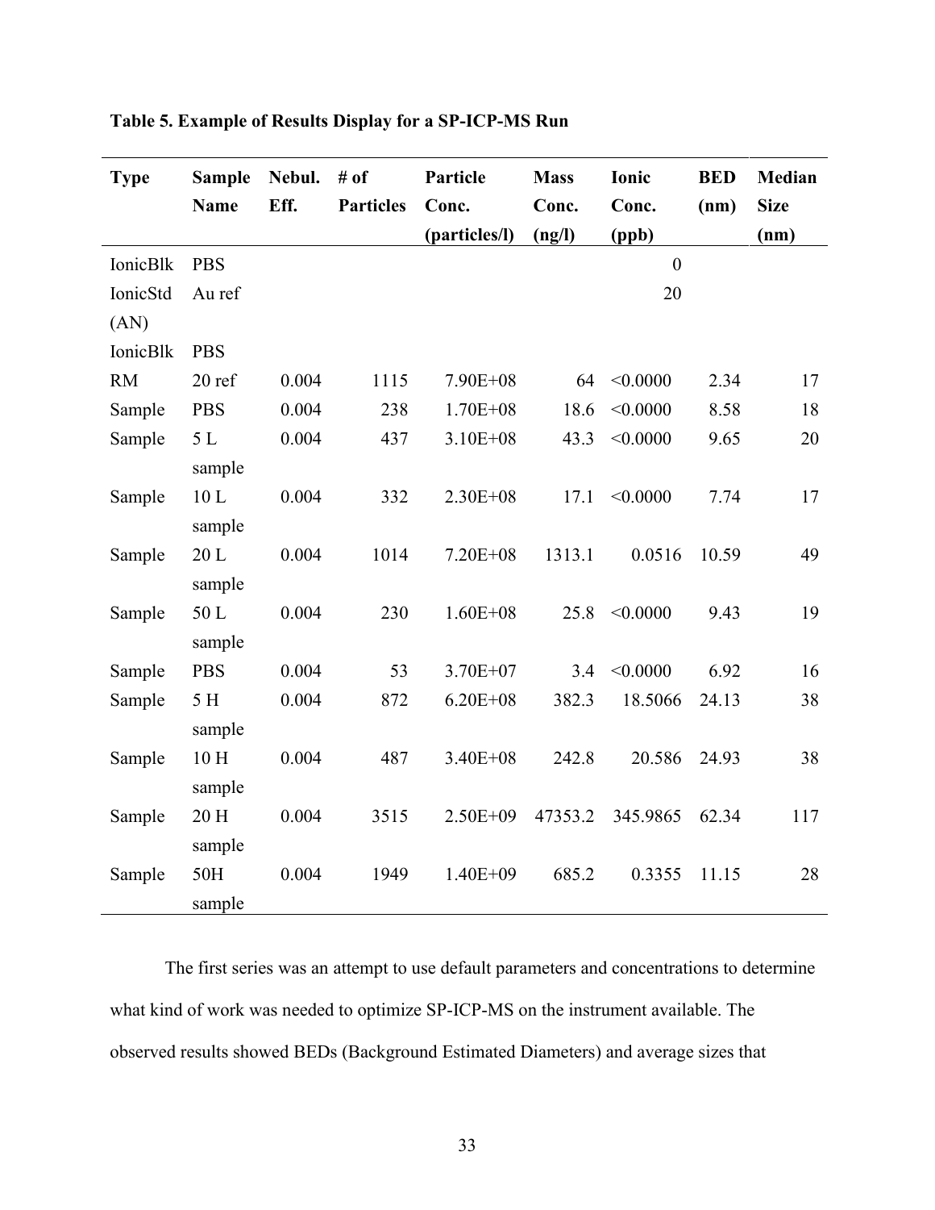**Table 5. Example of Results Display for a SP-ICP-MS Run**

| Type | Sample Name | Nebul. Eff. | # of Particles | Particle Conc. (particles/l) | Mass Conc. (ng/l) | Ionic Conc. (ppb) | BED (nm) | Median Size (nm) |
|---|---|---|---|---|---|---|---|---|
| IonicBlk | PBS | | | | | 0 | | |
| IonicStd (AN) | Au ref | | | | | 20 | | |
| IonicBlk | PBS | | | | | | | |
| RM | 20 ref | 0.004 | 1115 | 7.90E+08 | 64 | <0.0000 | 2.34 | 17 |
| Sample | PBS | 0.004 | 238 | 1.70E+08 | 18.6 | <0.0000 | 8.58 | 18 |
| Sample | 5 L sample | 0.004 | 437 | 3.10E+08 | 43.3 | <0.0000 | 9.65 | 20 |
| Sample | 10 L sample | 0.004 | 332 | 2.30E+08 | 17.1 | <0.0000 | 7.74 | 17 |
| Sample | 20 L sample | 0.004 | 1014 | 7.20E+08 | 1313.1 | 0.0516 | 10.59 | 49 |
| Sample | 50 L sample | 0.004 | 230 | 1.60E+08 | 25.8 | <0.0000 | 9.43 | 19 |
| Sample | PBS | 0.004 | 53 | 3.70E+07 | 3.4 | <0.0000 | 6.92 | 16 |
| Sample | 5 H sample | 0.004 | 872 | 6.20E+08 | 382.3 | 18.5066 | 24.13 | 38 |
| Sample | 10 H sample | 0.004 | 487 | 3.40E+08 | 242.8 | 20.586 | 24.93 | 38 |
| Sample | 20 H sample | 0.004 | 3515 | 2.50E+09 | 47353.2 | 345.9865 | 62.34 | 117 |
| Sample | 50H sample | 0.004 | 1949 | 1.40E+09 | 685.2 | 0.3355 | 11.15 | 28 |

The first series was an attempt to use default parameters and concentrations to determine what kind of work was needed to optimize SP-ICP-MS on the instrument available. The observed results showed BEDs (Background Estimated Diameters) and average sizes that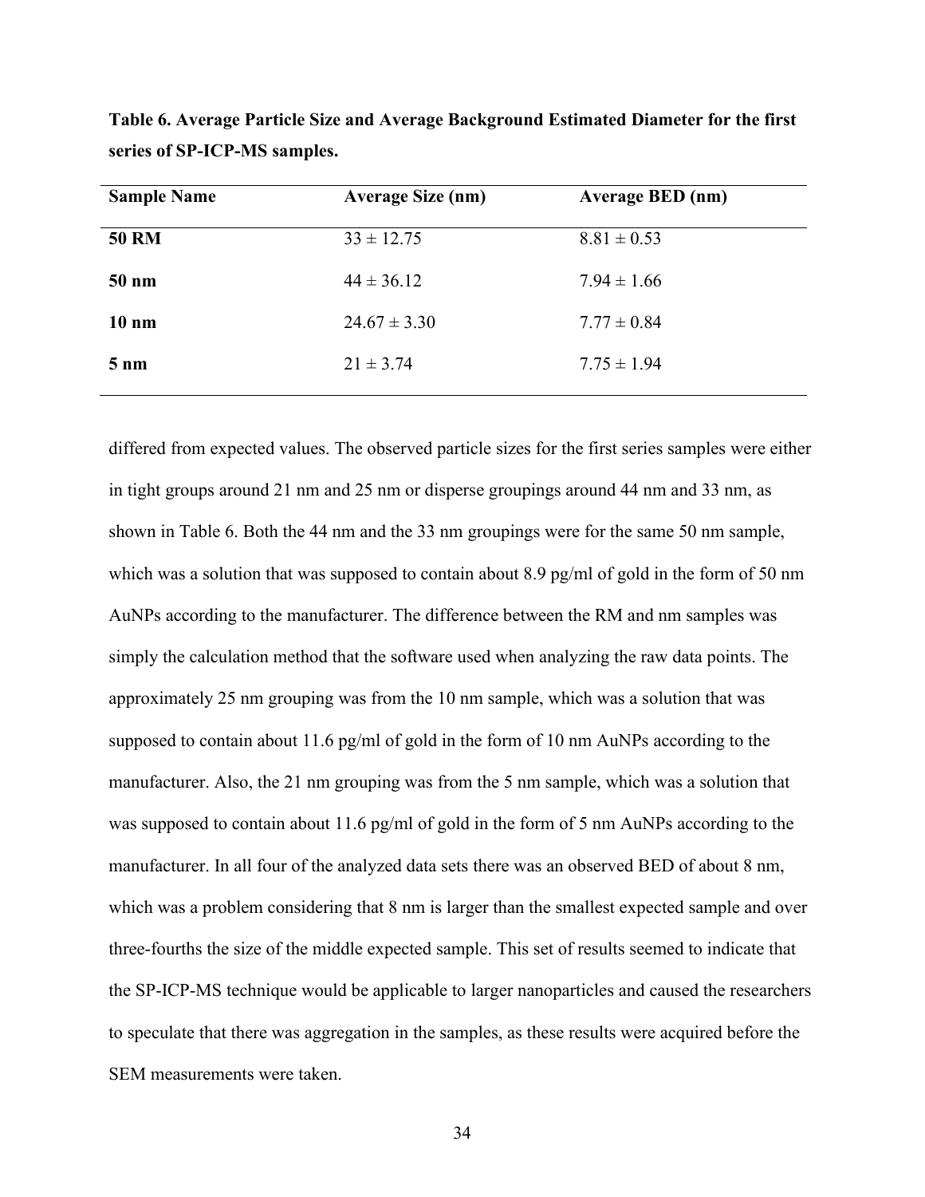**Table 6. Average Particle Size and Average Background Estimated Diameter for the first series of SP-ICP-MS samples.**

| Sample Name | Average Size (nm) | Average BED (nm) |
|---|---|---|
| **50 RM** | 33 ± 12.75 | 8.81 ± 0.53 |
| **50 nm** | 44 ± 36.12 | 7.94 ± 1.66 |
| **10 nm** | 24.67 ± 3.30 | 7.77 ± 0.84 |
| **5 nm** | 21 ± 3.74 | 7.75 ± 1.94 |

differed from expected values. The observed particle sizes for the first series samples were either in tight groups around 21 nm and 25 nm or disperse groupings around 44 nm and 33 nm, as shown in Table 6. Both the 44 nm and the 33 nm groupings were for the same 50 nm sample, which was a solution that was supposed to contain about 8.9 pg/ml of gold in the form of 50 nm AuNPs according to the manufacturer. The difference between the RM and nm samples was simply the calculation method that the software used when analyzing the raw data points. The approximately 25 nm grouping was from the 10 nm sample, which was a solution that was supposed to contain about 11.6 pg/ml of gold in the form of 10 nm AuNPs according to the manufacturer. Also, the 21 nm grouping was from the 5 nm sample, which was a solution that was supposed to contain about 11.6 pg/ml of gold in the form of 5 nm AuNPs according to the manufacturer. In all four of the analyzed data sets there was an observed BED of about 8 nm, which was a problem considering that 8 nm is larger than the smallest expected sample and over three-fourths the size of the middle expected sample. This set of results seemed to indicate that the SP-ICP-MS technique would be applicable to larger nanoparticles and caused the researchers to speculate that there was aggregation in the samples, as these results were acquired before the SEM measurements were taken.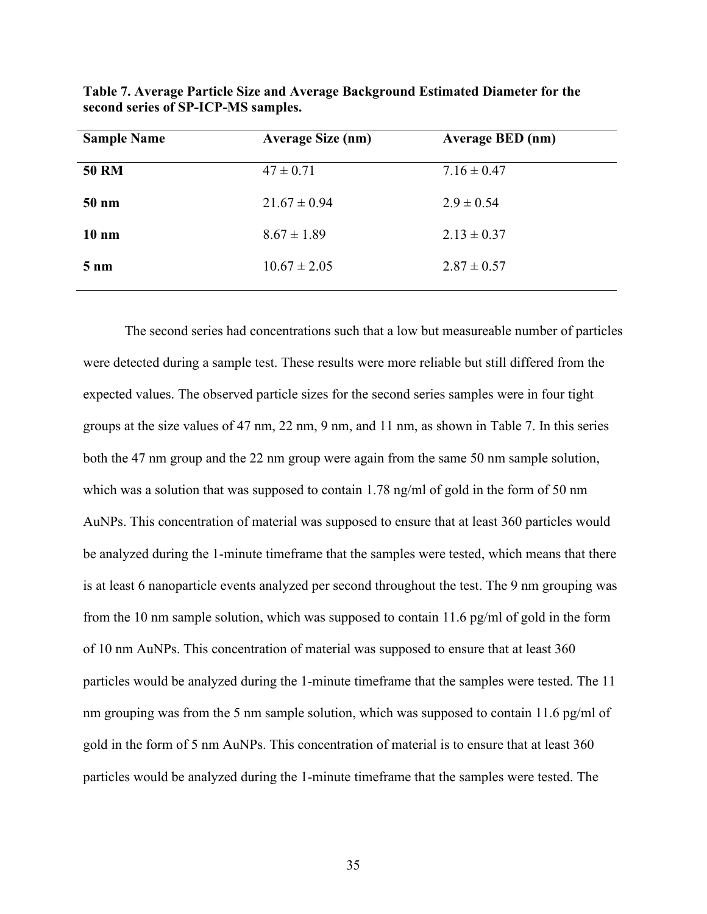**Table 7. Average Particle Size and Average Background Estimated Diameter for the second series of SP-ICP-MS samples.**

| Sample Name | Average Size (nm) | Average BED (nm) |
|---|---|---|
| **50 RM** | 47 ± 0.71 | 7.16 ± 0.47 |
| **50 nm** | 21.67 ± 0.94 | 2.9 ± 0.54 |
| **10 nm** | 8.67 ± 1.89 | 2.13 ± 0.37 |
| **5 nm** | 10.67 ± 2.05 | 2.87 ± 0.57 |

The second series had concentrations such that a low but measureable number of particles were detected during a sample test. These results were more reliable but still differed from the expected values. The observed particle sizes for the second series samples were in four tight groups at the size values of 47 nm, 22 nm, 9 nm, and 11 nm, as shown in Table 7. In this series both the 47 nm group and the 22 nm group were again from the same 50 nm sample solution, which was a solution that was supposed to contain 1.78 ng/ml of gold in the form of 50 nm AuNPs. This concentration of material was supposed to ensure that at least 360 particles would be analyzed during the 1-minute timeframe that the samples were tested, which means that there is at least 6 nanoparticle events analyzed per second throughout the test. The 9 nm grouping was from the 10 nm sample solution, which was supposed to contain 11.6 pg/ml of gold in the form of 10 nm AuNPs. This concentration of material was supposed to ensure that at least 360 particles would be analyzed during the 1-minute timeframe that the samples were tested. The 11 nm grouping was from the 5 nm sample solution, which was supposed to contain 11.6 pg/ml of gold in the form of 5 nm AuNPs. This concentration of material is to ensure that at least 360 particles would be analyzed during the 1-minute timeframe that the samples were tested. The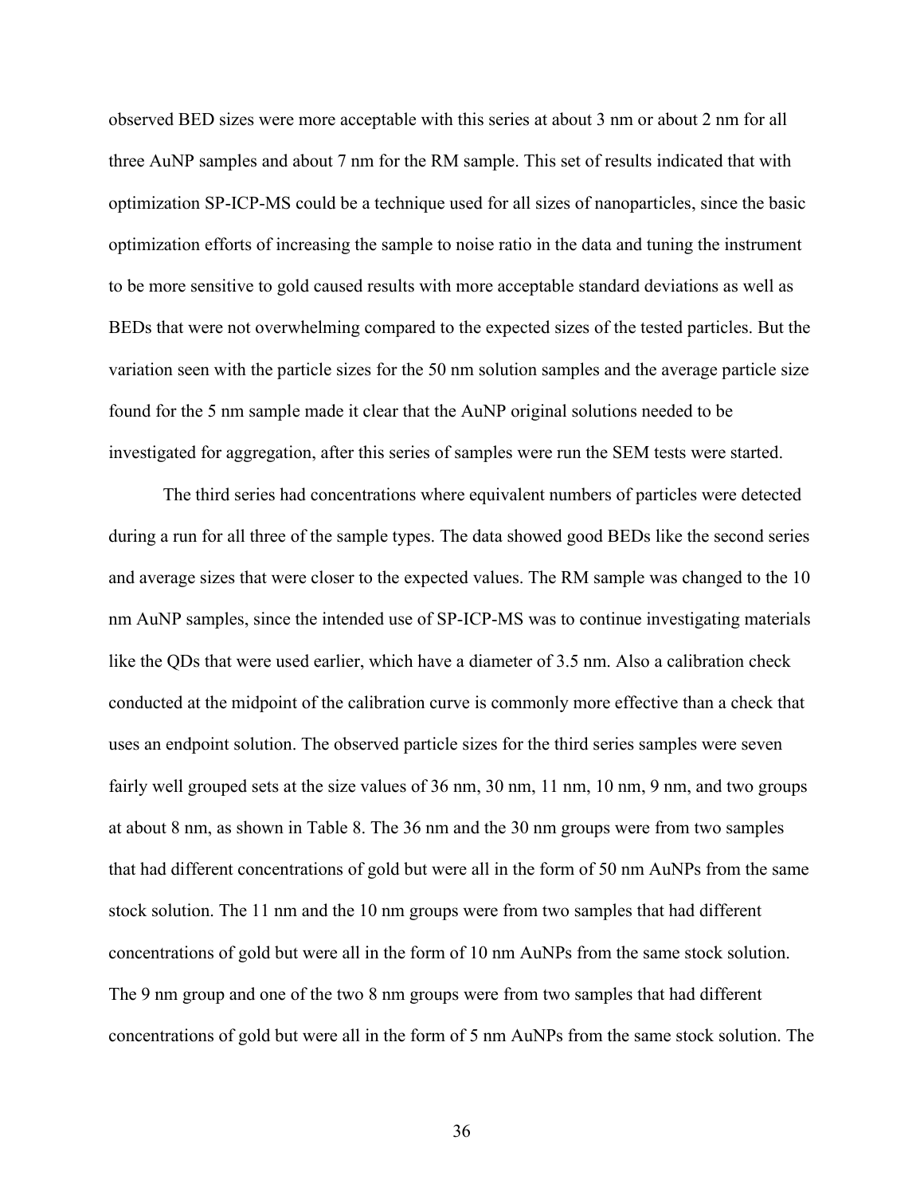observed BED sizes were more acceptable with this series at about 3 nm or about 2 nm for all three AuNP samples and about 7 nm for the RM sample. This set of results indicated that with optimization SP-ICP-MS could be a technique used for all sizes of nanoparticles, since the basic optimization efforts of increasing the sample to noise ratio in the data and tuning the instrument to be more sensitive to gold caused results with more acceptable standard deviations as well as BEDs that were not overwhelming compared to the expected sizes of the tested particles. But the variation seen with the particle sizes for the 50 nm solution samples and the average particle size found for the 5 nm sample made it clear that the AuNP original solutions needed to be investigated for aggregation, after this series of samples were run the SEM tests were started.

The third series had concentrations where equivalent numbers of particles were detected during a run for all three of the sample types. The data showed good BEDs like the second series and average sizes that were closer to the expected values. The RM sample was changed to the 10 nm AuNP samples, since the intended use of SP-ICP-MS was to continue investigating materials like the QDs that were used earlier, which have a diameter of 3.5 nm. Also a calibration check conducted at the midpoint of the calibration curve is commonly more effective than a check that uses an endpoint solution. The observed particle sizes for the third series samples were seven fairly well grouped sets at the size values of 36 nm, 30 nm, 11 nm, 10 nm, 9 nm, and two groups at about 8 nm, as shown in Table 8. The 36 nm and the 30 nm groups were from two samples that had different concentrations of gold but were all in the form of 50 nm AuNPs from the same stock solution. The 11 nm and the 10 nm groups were from two samples that had different concentrations of gold but were all in the form of 10 nm AuNPs from the same stock solution. The 9 nm group and one of the two 8 nm groups were from two samples that had different concentrations of gold but were all in the form of 5 nm AuNPs from the same stock solution. The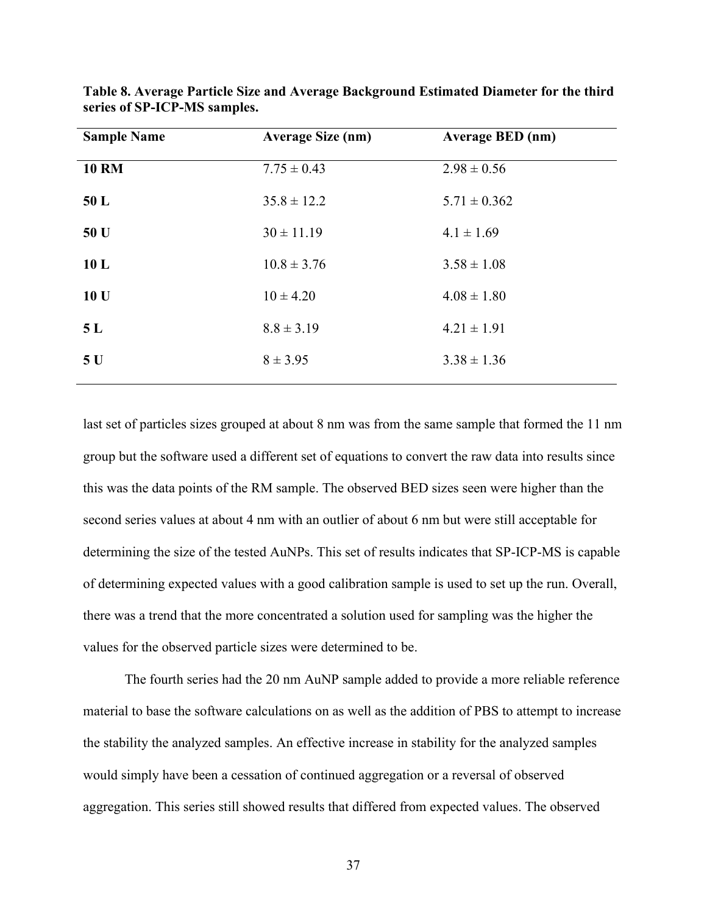**Table 8. Average Particle Size and Average Background Estimated Diameter for the third series of SP-ICP-MS samples.**

| Sample Name | Average Size (nm) | Average BED (nm) |
|---|---|---|
| **10 RM** | 7.75 ± 0.43 | 2.98 ± 0.56 |
| **50 L** | 35.8 ± 12.2 | 5.71 ± 0.362 |
| **50 U** | 30 ± 11.19 | 4.1 ± 1.69 |
| **10 L** | 10.8 ± 3.76 | 3.58 ± 1.08 |
| **10 U** | 10 ± 4.20 | 4.08 ± 1.80 |
| **5 L** | 8.8 ± 3.19 | 4.21 ± 1.91 |
| **5 U** | 8 ± 3.95 | 3.38 ± 1.36 |

last set of particles sizes grouped at about 8 nm was from the same sample that formed the 11 nm group but the software used a different set of equations to convert the raw data into results since this was the data points of the RM sample. The observed BED sizes seen were higher than the second series values at about 4 nm with an outlier of about 6 nm but were still acceptable for determining the size of the tested AuNPs. This set of results indicates that SP-ICP-MS is capable of determining expected values with a good calibration sample is used to set up the run. Overall, there was a trend that the more concentrated a solution used for sampling was the higher the values for the observed particle sizes were determined to be.

The fourth series had the 20 nm AuNP sample added to provide a more reliable reference material to base the software calculations on as well as the addition of PBS to attempt to increase the stability the analyzed samples. An effective increase in stability for the analyzed samples would simply have been a cessation of continued aggregation or a reversal of observed aggregation. This series still showed results that differed from expected values. The observed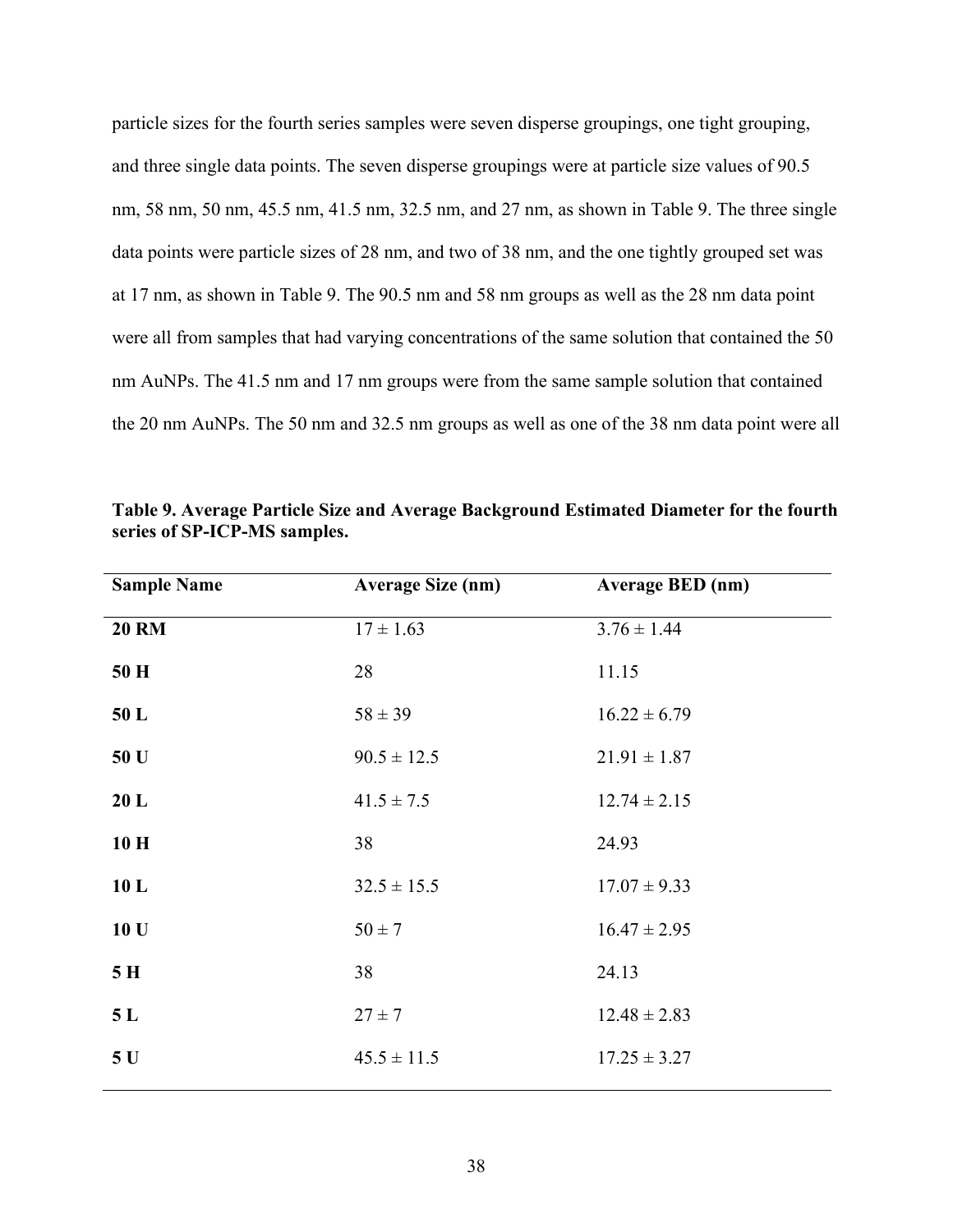particle sizes for the fourth series samples were seven disperse groupings, one tight grouping, and three single data points. The seven disperse groupings were at particle size values of 90.5 nm, 58 nm, 50 nm, 45.5 nm, 41.5 nm, 32.5 nm, and 27 nm, as shown in Table 9. The three single data points were particle sizes of 28 nm, and two of 38 nm, and the one tightly grouped set was at 17 nm, as shown in Table 9. The 90.5 nm and 58 nm groups as well as the 28 nm data point were all from samples that had varying concentrations of the same solution that contained the 50 nm AuNPs. The 41.5 nm and 17 nm groups were from the same sample solution that contained the 20 nm AuNPs. The 50 nm and 32.5 nm groups as well as one of the 38 nm data point were all

**Table 9. Average Particle Size and Average Background Estimated Diameter for the fourth series of SP-ICP-MS samples.**

| Sample Name | Average Size (nm) | Average BED (nm) |
|---|---|---|
| **20 RM** | 17 ± 1.63 | 3.76 ± 1.44 |
| **50 H** | 28 | 11.15 |
| **50 L** | 58 ± 39 | 16.22 ± 6.79 |
| **50 U** | 90.5 ± 12.5 | 21.91 ± 1.87 |
| **20 L** | 41.5 ± 7.5 | 12.74 ± 2.15 |
| **10 H** | 38 | 24.93 |
| **10 L** | 32.5 ± 15.5 | 17.07 ± 9.33 |
| **10 U** | 50 ± 7 | 16.47 ± 2.95 |
| **5 H** | 38 | 24.13 |
| **5 L** | 27 ± 7 | 12.48 ± 2.83 |
| **5 U** | 45.5 ± 11.5 | 17.25 ± 3.27 |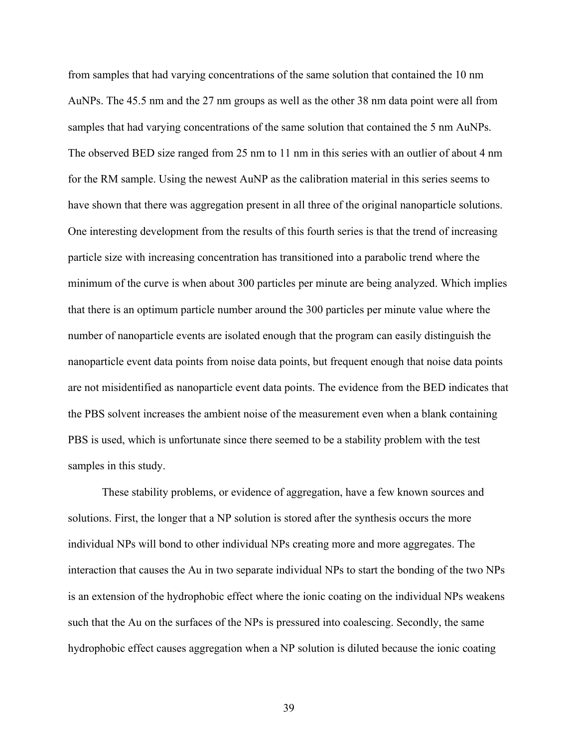from samples that had varying concentrations of the same solution that contained the 10 nm AuNPs. The 45.5 nm and the 27 nm groups as well as the other 38 nm data point were all from samples that had varying concentrations of the same solution that contained the 5 nm AuNPs. The observed BED size ranged from 25 nm to 11 nm in this series with an outlier of about 4 nm for the RM sample. Using the newest AuNP as the calibration material in this series seems to have shown that there was aggregation present in all three of the original nanoparticle solutions. One interesting development from the results of this fourth series is that the trend of increasing particle size with increasing concentration has transitioned into a parabolic trend where the minimum of the curve is when about 300 particles per minute are being analyzed. Which implies that there is an optimum particle number around the 300 particles per minute value where the number of nanoparticle events are isolated enough that the program can easily distinguish the nanoparticle event data points from noise data points, but frequent enough that noise data points are not misidentified as nanoparticle event data points. The evidence from the BED indicates that the PBS solvent increases the ambient noise of the measurement even when a blank containing PBS is used, which is unfortunate since there seemed to be a stability problem with the test samples in this study.

These stability problems, or evidence of aggregation, have a few known sources and solutions. First, the longer that a NP solution is stored after the synthesis occurs the more individual NPs will bond to other individual NPs creating more and more aggregates. The interaction that causes the Au in two separate individual NPs to start the bonding of the two NPs is an extension of the hydrophobic effect where the ionic coating on the individual NPs weakens such that the Au on the surfaces of the NPs is pressured into coalescing. Secondly, the same hydrophobic effect causes aggregation when a NP solution is diluted because the ionic coating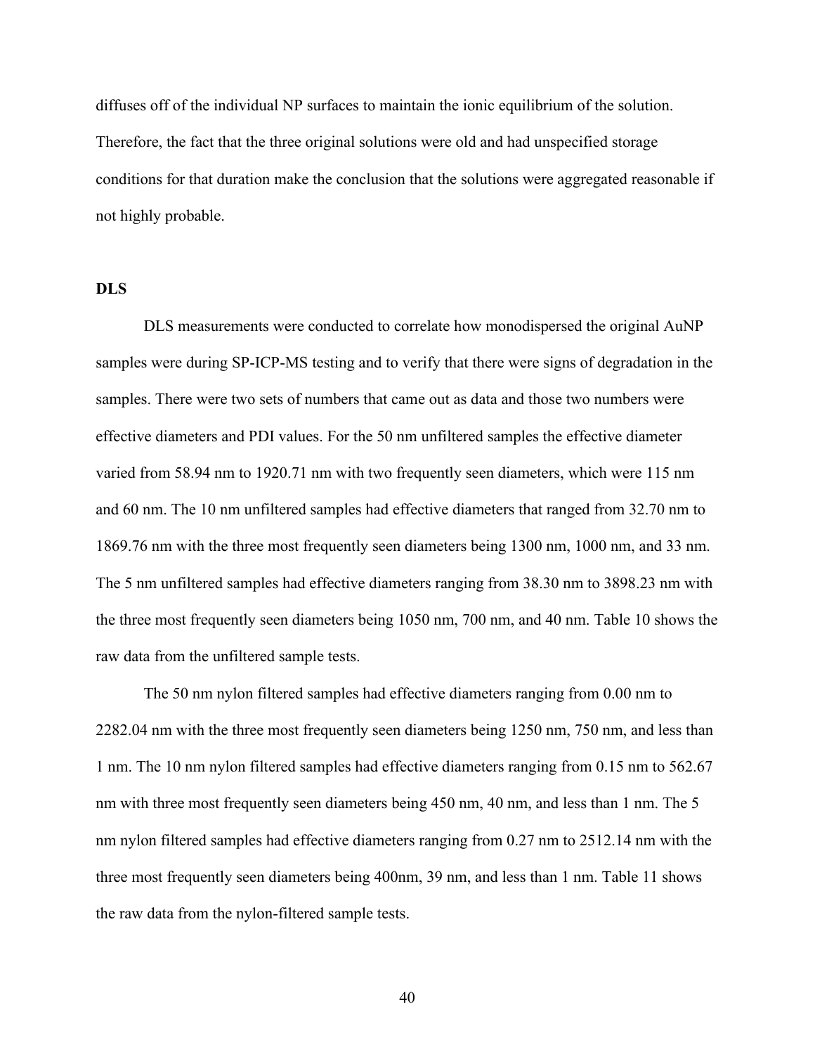diffuses off of the individual NP surfaces to maintain the ionic equilibrium of the solution. Therefore, the fact that the three original solutions were old and had unspecified storage conditions for that duration make the conclusion that the solutions were aggregated reasonable if not highly probable.

### DLS

DLS measurements were conducted to correlate how monodispersed the original AuNP samples were during SP-ICP-MS testing and to verify that there were signs of degradation in the samples. There were two sets of numbers that came out as data and those two numbers were effective diameters and PDI values. For the 50 nm unfiltered samples the effective diameter varied from 58.94 nm to 1920.71 nm with two frequently seen diameters, which were 115 nm and 60 nm. The 10 nm unfiltered samples had effective diameters that ranged from 32.70 nm to 1869.76 nm with the three most frequently seen diameters being 1300 nm, 1000 nm, and 33 nm. The 5 nm unfiltered samples had effective diameters ranging from 38.30 nm to 3898.23 nm with the three most frequently seen diameters being 1050 nm, 700 nm, and 40 nm. Table 10 shows the raw data from the unfiltered sample tests.

The 50 nm nylon filtered samples had effective diameters ranging from 0.00 nm to 2282.04 nm with the three most frequently seen diameters being 1250 nm, 750 nm, and less than 1 nm. The 10 nm nylon filtered samples had effective diameters ranging from 0.15 nm to 562.67 nm with three most frequently seen diameters being 450 nm, 40 nm, and less than 1 nm. The 5 nm nylon filtered samples had effective diameters ranging from 0.27 nm to 2512.14 nm with the three most frequently seen diameters being 400nm, 39 nm, and less than 1 nm. Table 11 shows the raw data from the nylon-filtered sample tests.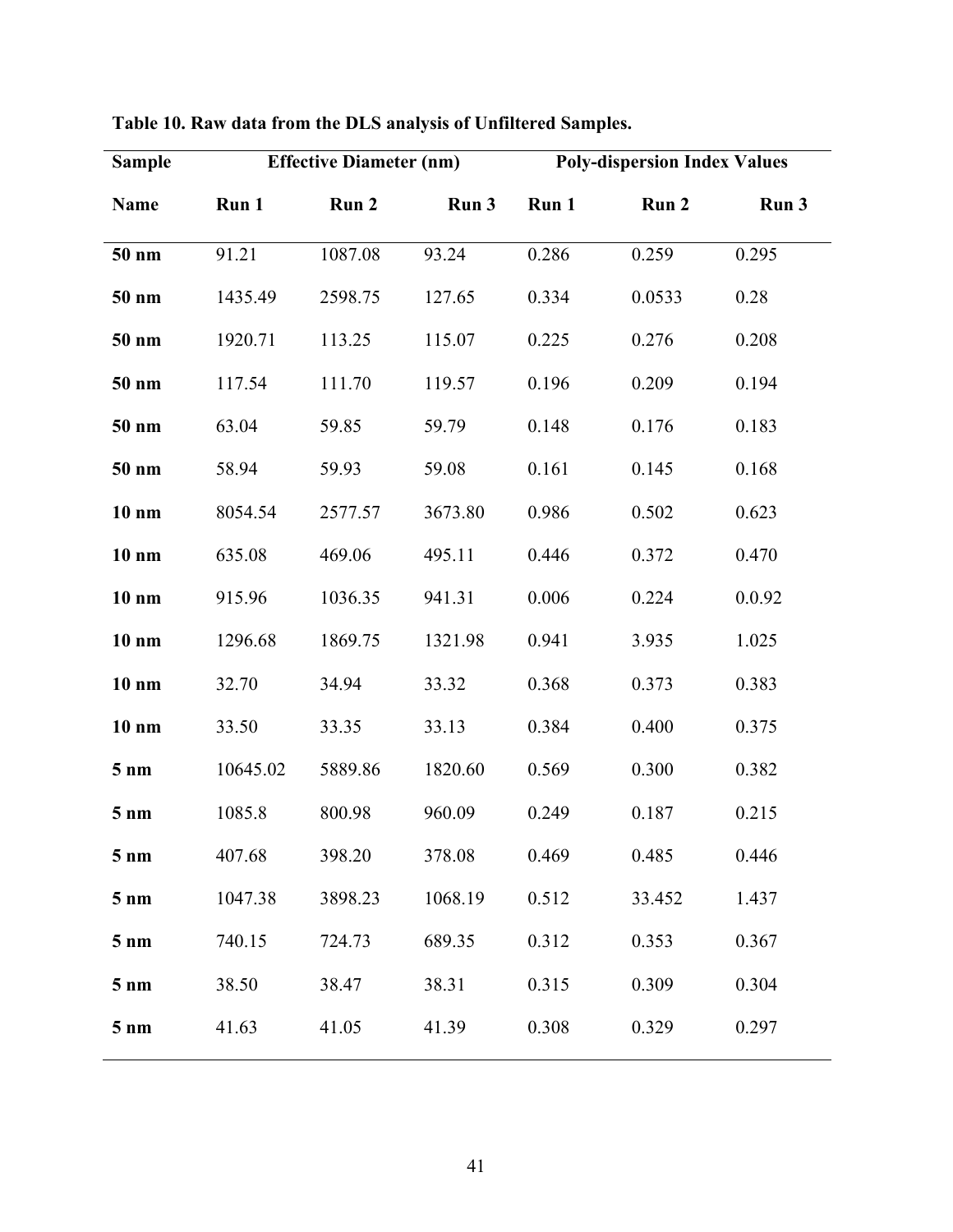**Table 10. Raw data from the DLS analysis of Unfiltered Samples.**

| Sample | Effective Diameter (nm) | | | Poly-dispersion Index Values | | |
|---|---|---|---|---|---|---|
| Name | Run 1 | Run 2 | Run 3 | Run 1 | Run 2 | Run 3 |
| **50 nm** | 91.21 | 1087.08 | 93.24 | 0.286 | 0.259 | 0.295 |
| **50 nm** | 1435.49 | 2598.75 | 127.65 | 0.334 | 0.0533 | 0.28 |
| **50 nm** | 1920.71 | 113.25 | 115.07 | 0.225 | 0.276 | 0.208 |
| **50 nm** | 117.54 | 111.70 | 119.57 | 0.196 | 0.209 | 0.194 |
| **50 nm** | 63.04 | 59.85 | 59.79 | 0.148 | 0.176 | 0.183 |
| **50 nm** | 58.94 | 59.93 | 59.08 | 0.161 | 0.145 | 0.168 |
| **10 nm** | 8054.54 | 2577.57 | 3673.80 | 0.986 | 0.502 | 0.623 |
| **10 nm** | 635.08 | 469.06 | 495.11 | 0.446 | 0.372 | 0.470 |
| **10 nm** | 915.96 | 1036.35 | 941.31 | 0.006 | 0.224 | 0.0.92 |
| **10 nm** | 1296.68 | 1869.75 | 1321.98 | 0.941 | 3.935 | 1.025 |
| **10 nm** | 32.70 | 34.94 | 33.32 | 0.368 | 0.373 | 0.383 |
| **10 nm** | 33.50 | 33.35 | 33.13 | 0.384 | 0.400 | 0.375 |
| **5 nm** | 10645.02 | 5889.86 | 1820.60 | 0.569 | 0.300 | 0.382 |
| **5 nm** | 1085.8 | 800.98 | 960.09 | 0.249 | 0.187 | 0.215 |
| **5 nm** | 407.68 | 398.20 | 378.08 | 0.469 | 0.485 | 0.446 |
| **5 nm** | 1047.38 | 3898.23 | 1068.19 | 0.512 | 33.452 | 1.437 |
| **5 nm** | 740.15 | 724.73 | 689.35 | 0.312 | 0.353 | 0.367 |
| **5 nm** | 38.50 | 38.47 | 38.31 | 0.315 | 0.309 | 0.304 |
| **5 nm** | 41.63 | 41.05 | 41.39 | 0.308 | 0.329 | 0.297 |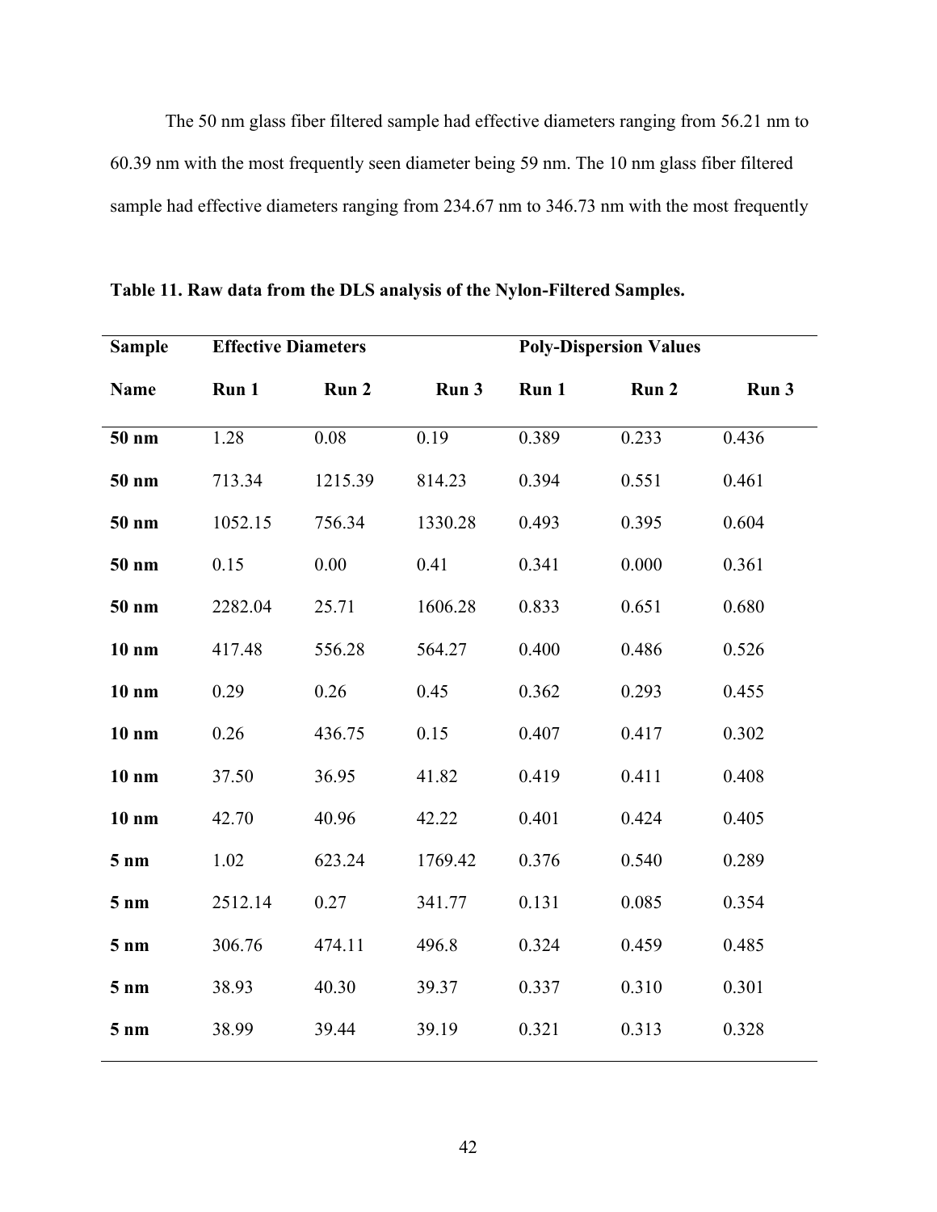The 50 nm glass fiber filtered sample had effective diameters ranging from 56.21 nm to 60.39 nm with the most frequently seen diameter being 59 nm. The 10 nm glass fiber filtered sample had effective diameters ranging from 234.67 nm to 346.73 nm with the most frequently

**Table 11. Raw data from the DLS analysis of the Nylon-Filtered Samples.**

| Sample | Effective Diameters | | | Poly-Dispersion Values | | |
|---|---|---|---|---|---|---|
| Name | Run 1 | Run 2 | Run 3 | Run 1 | Run 2 | Run 3 |
| **50 nm** | 1.28 | 0.08 | 0.19 | 0.389 | 0.233 | 0.436 |
| **50 nm** | 713.34 | 1215.39 | 814.23 | 0.394 | 0.551 | 0.461 |
| **50 nm** | 1052.15 | 756.34 | 1330.28 | 0.493 | 0.395 | 0.604 |
| **50 nm** | 0.15 | 0.00 | 0.41 | 0.341 | 0.000 | 0.361 |
| **50 nm** | 2282.04 | 25.71 | 1606.28 | 0.833 | 0.651 | 0.680 |
| **10 nm** | 417.48 | 556.28 | 564.27 | 0.400 | 0.486 | 0.526 |
| **10 nm** | 0.29 | 0.26 | 0.45 | 0.362 | 0.293 | 0.455 |
| **10 nm** | 0.26 | 436.75 | 0.15 | 0.407 | 0.417 | 0.302 |
| **10 nm** | 37.50 | 36.95 | 41.82 | 0.419 | 0.411 | 0.408 |
| **10 nm** | 42.70 | 40.96 | 42.22 | 0.401 | 0.424 | 0.405 |
| **5 nm** | 1.02 | 623.24 | 1769.42 | 0.376 | 0.540 | 0.289 |
| **5 nm** | 2512.14 | 0.27 | 341.77 | 0.131 | 0.085 | 0.354 |
| **5 nm** | 306.76 | 474.11 | 496.8 | 0.324 | 0.459 | 0.485 |
| **5 nm** | 38.93 | 40.30 | 39.37 | 0.337 | 0.310 | 0.301 |
| **5 nm** | 38.99 | 39.44 | 39.19 | 0.321 | 0.313 | 0.328 |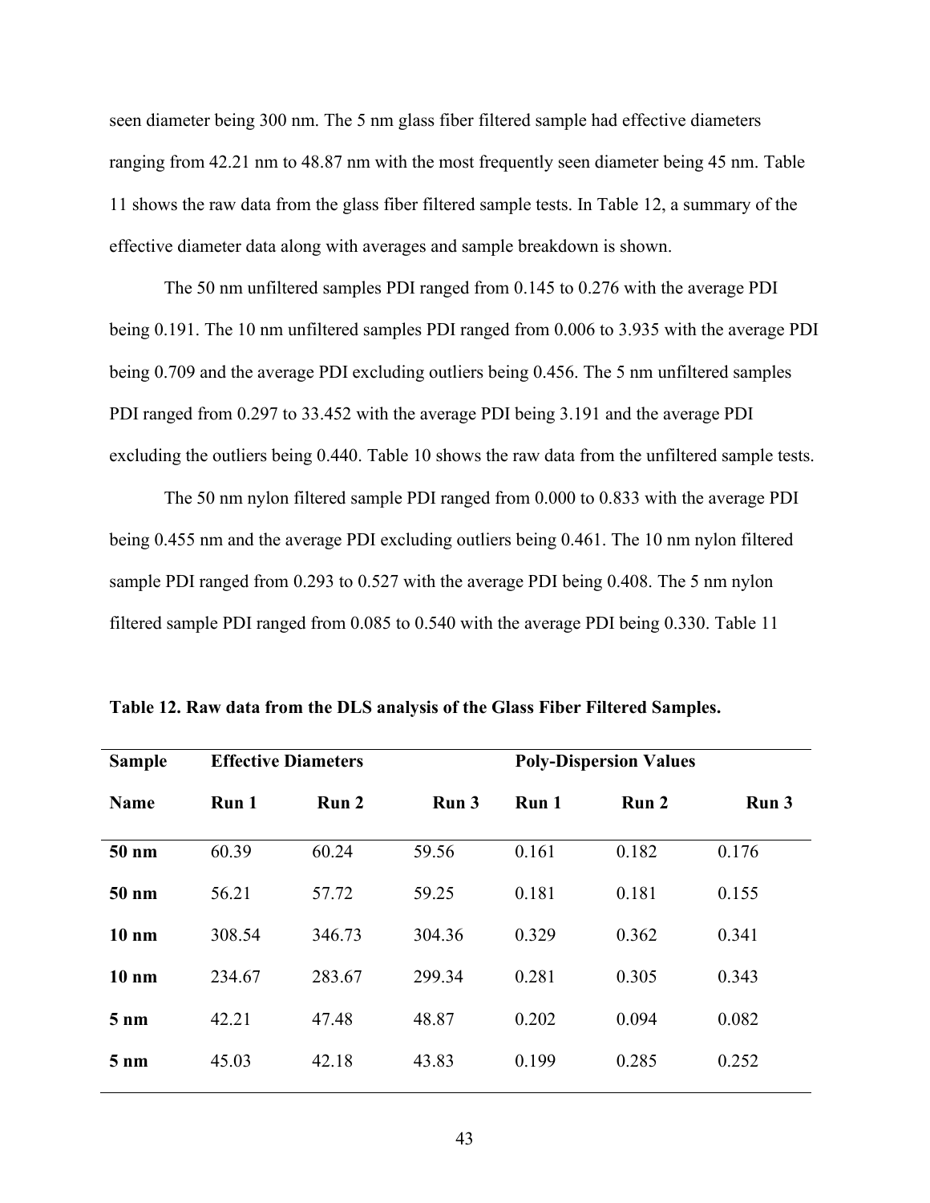seen diameter being 300 nm. The 5 nm glass fiber filtered sample had effective diameters ranging from 42.21 nm to 48.87 nm with the most frequently seen diameter being 45 nm. Table 11 shows the raw data from the glass fiber filtered sample tests. In Table 12, a summary of the effective diameter data along with averages and sample breakdown is shown.

The 50 nm unfiltered samples PDI ranged from 0.145 to 0.276 with the average PDI being 0.191. The 10 nm unfiltered samples PDI ranged from 0.006 to 3.935 with the average PDI being 0.709 and the average PDI excluding outliers being 0.456. The 5 nm unfiltered samples PDI ranged from 0.297 to 33.452 with the average PDI being 3.191 and the average PDI excluding the outliers being 0.440. Table 10 shows the raw data from the unfiltered sample tests.

The 50 nm nylon filtered sample PDI ranged from 0.000 to 0.833 with the average PDI being 0.455 nm and the average PDI excluding outliers being 0.461. The 10 nm nylon filtered sample PDI ranged from 0.293 to 0.527 with the average PDI being 0.408. The 5 nm nylon filtered sample PDI ranged from 0.085 to 0.540 with the average PDI being 0.330. Table 11

**Table 12. Raw data from the DLS analysis of the Glass Fiber Filtered Samples.**

| **Sample** | **Effective Diameters** | | | **Poly-Dispersion Values** | | |
|---|---|---|---|---|---|---|
| **Name** | **Run 1** | **Run 2** | **Run 3** | **Run 1** | **Run 2** | **Run 3** |
| **50 nm** | 60.39 | 60.24 | 59.56 | 0.161 | 0.182 | 0.176 |
| **50 nm** | 56.21 | 57.72 | 59.25 | 0.181 | 0.181 | 0.155 |
| **10 nm** | 308.54 | 346.73 | 304.36 | 0.329 | 0.362 | 0.341 |
| **10 nm** | 234.67 | 283.67 | 299.34 | 0.281 | 0.305 | 0.343 |
| **5 nm** | 42.21 | 47.48 | 48.87 | 0.202 | 0.094 | 0.082 |
| **5 nm** | 45.03 | 42.18 | 43.83 | 0.199 | 0.285 | 0.252 |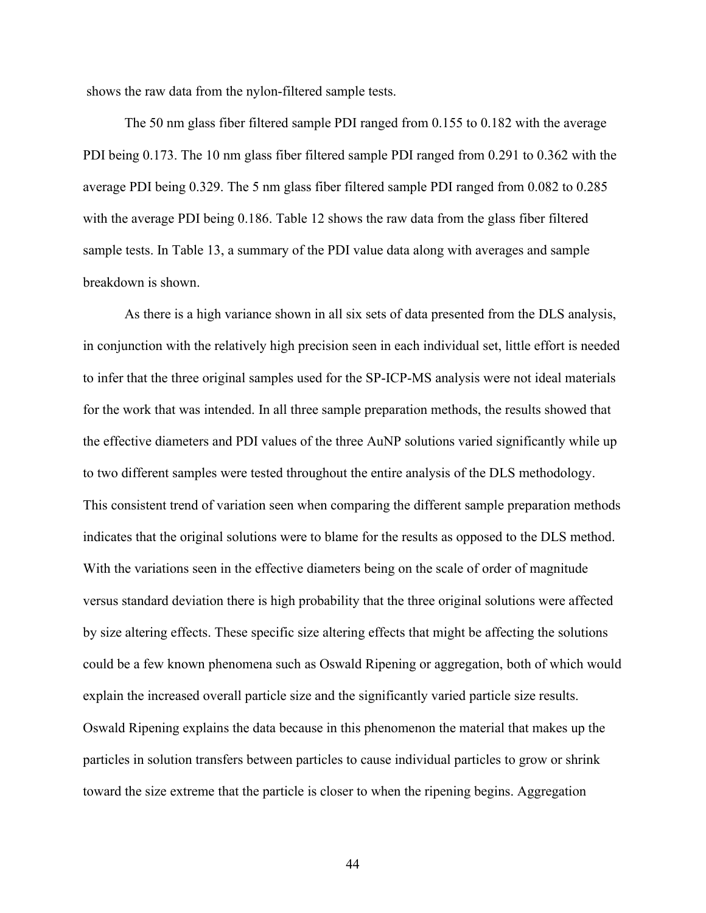shows the raw data from the nylon-filtered sample tests.

The 50 nm glass fiber filtered sample PDI ranged from 0.155 to 0.182 with the average PDI being 0.173. The 10 nm glass fiber filtered sample PDI ranged from 0.291 to 0.362 with the average PDI being 0.329. The 5 nm glass fiber filtered sample PDI ranged from 0.082 to 0.285 with the average PDI being 0.186. Table 12 shows the raw data from the glass fiber filtered sample tests. In Table 13, a summary of the PDI value data along with averages and sample breakdown is shown.

As there is a high variance shown in all six sets of data presented from the DLS analysis, in conjunction with the relatively high precision seen in each individual set, little effort is needed to infer that the three original samples used for the SP-ICP-MS analysis were not ideal materials for the work that was intended. In all three sample preparation methods, the results showed that the effective diameters and PDI values of the three AuNP solutions varied significantly while up to two different samples were tested throughout the entire analysis of the DLS methodology. This consistent trend of variation seen when comparing the different sample preparation methods indicates that the original solutions were to blame for the results as opposed to the DLS method. With the variations seen in the effective diameters being on the scale of order of magnitude versus standard deviation there is high probability that the three original solutions were affected by size altering effects. These specific size altering effects that might be affecting the solutions could be a few known phenomena such as Oswald Ripening or aggregation, both of which would explain the increased overall particle size and the significantly varied particle size results. Oswald Ripening explains the data because in this phenomenon the material that makes up the particles in solution transfers between particles to cause individual particles to grow or shrink toward the size extreme that the particle is closer to when the ripening begins. Aggregation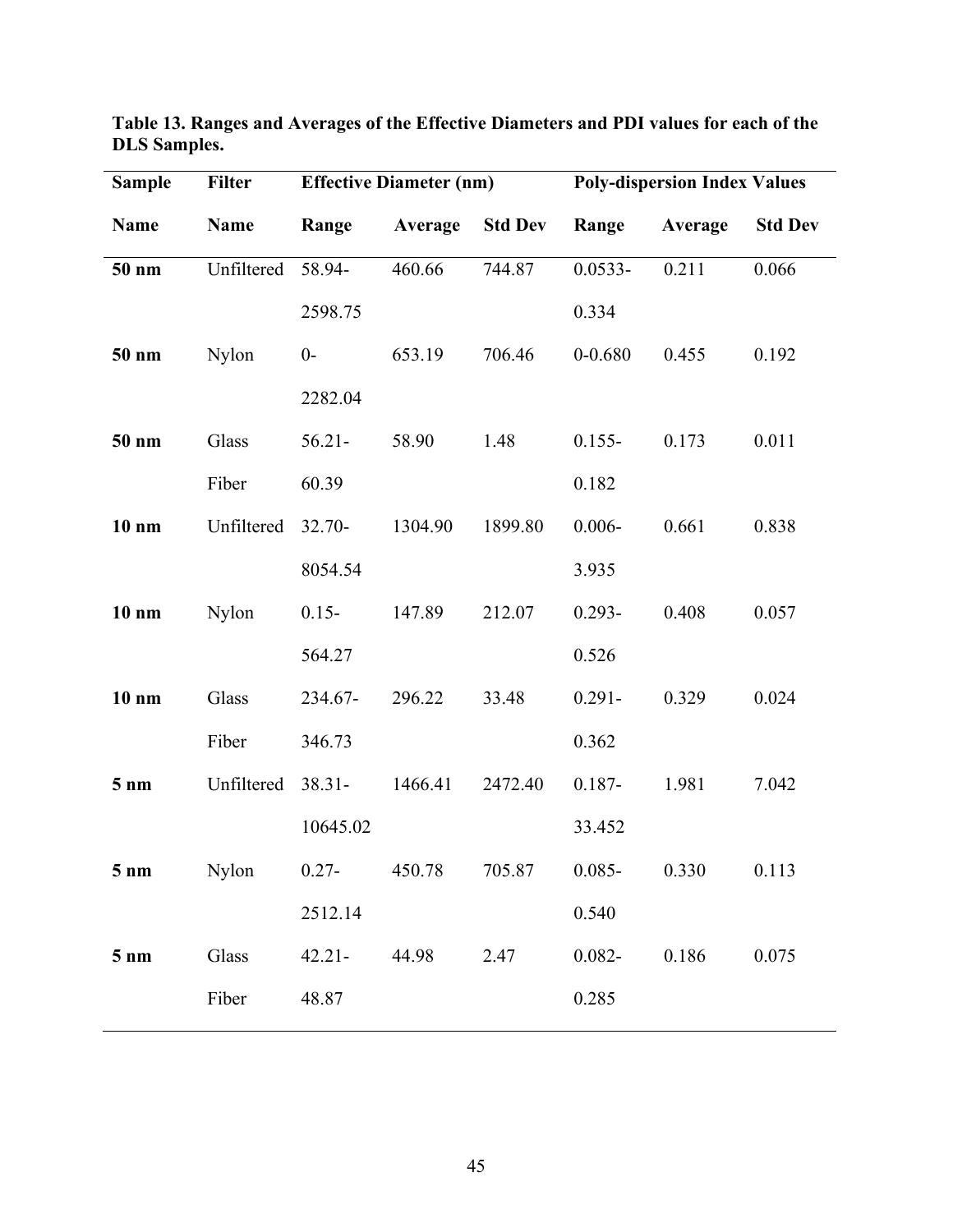**Table 13. Ranges and Averages of the Effective Diameters and PDI values for each of the DLS Samples.**

| Sample Name | Filter Name | Effective Diameter (nm) | | | Poly-dispersion Index Values | | |
|---|---|---|---|---|---|---|---|
| | | Range | Average | Std Dev | Range | Average | Std Dev |
| **50 nm** | Unfiltered | 58.94-2598.75 | 460.66 | 744.87 | 0.0533-0.334 | 0.211 | 0.066 |
| **50 nm** | Nylon | 0-2282.04 | 653.19 | 706.46 | 0-0.680 | 0.455 | 0.192 |
| **50 nm** | Glass Fiber | 56.21-60.39 | 58.90 | 1.48 | 0.155-0.182 | 0.173 | 0.011 |
| **10 nm** | Unfiltered | 32.70-8054.54 | 1304.90 | 1899.80 | 0.006-3.935 | 0.661 | 0.838 |
| **10 nm** | Nylon | 0.15-564.27 | 147.89 | 212.07 | 0.293-0.526 | 0.408 | 0.057 |
| **10 nm** | Glass Fiber | 234.67-346.73 | 296.22 | 33.48 | 0.291-0.362 | 0.329 | 0.024 |
| **5 nm** | Unfiltered | 38.31-10645.02 | 1466.41 | 2472.40 | 0.187-33.452 | 1.981 | 7.042 |
| **5 nm** | Nylon | 0.27-2512.14 | 450.78 | 705.87 | 0.085-0.540 | 0.330 | 0.113 |
| **5 nm** | Glass Fiber | 42.21-48.87 | 44.98 | 2.47 | 0.082-0.285 | 0.186 | 0.075 |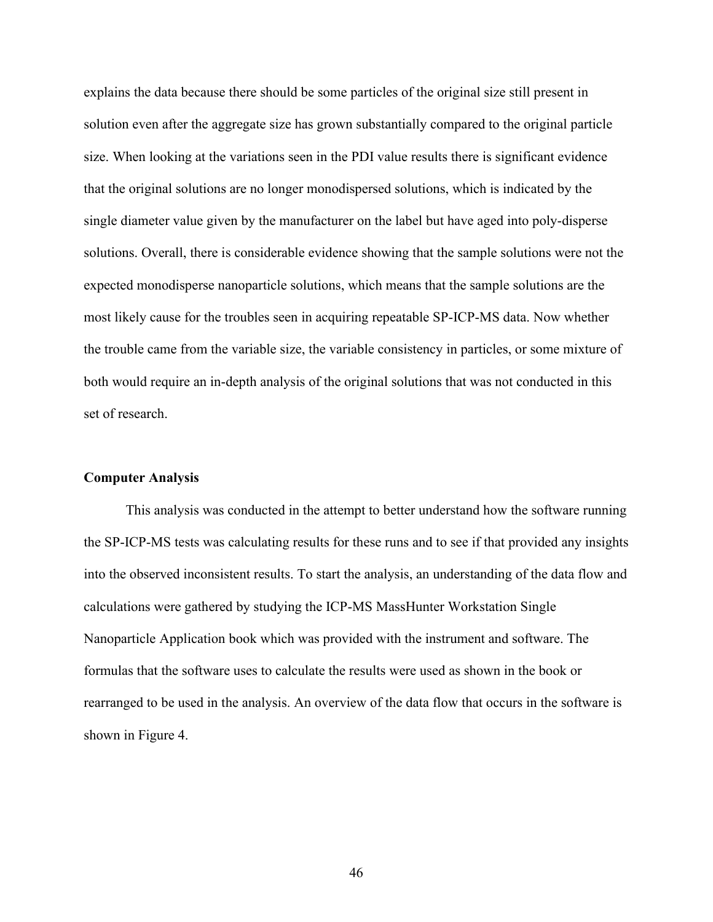explains the data because there should be some particles of the original size still present in solution even after the aggregate size has grown substantially compared to the original particle size. When looking at the variations seen in the PDI value results there is significant evidence that the original solutions are no longer monodispersed solutions, which is indicated by the single diameter value given by the manufacturer on the label but have aged into poly-disperse solutions. Overall, there is considerable evidence showing that the sample solutions were not the expected monodisperse nanoparticle solutions, which means that the sample solutions are the most likely cause for the troubles seen in acquiring repeatable SP-ICP-MS data. Now whether the trouble came from the variable size, the variable consistency in particles, or some mixture of both would require an in-depth analysis of the original solutions that was not conducted in this set of research.

**Computer Analysis**

This analysis was conducted in the attempt to better understand how the software running the SP-ICP-MS tests was calculating results for these runs and to see if that provided any insights into the observed inconsistent results. To start the analysis, an understanding of the data flow and calculations were gathered by studying the ICP-MS MassHunter Workstation Single Nanoparticle Application book which was provided with the instrument and software. The formulas that the software uses to calculate the results were used as shown in the book or rearranged to be used in the analysis. An overview of the data flow that occurs in the software is shown in Figure 4.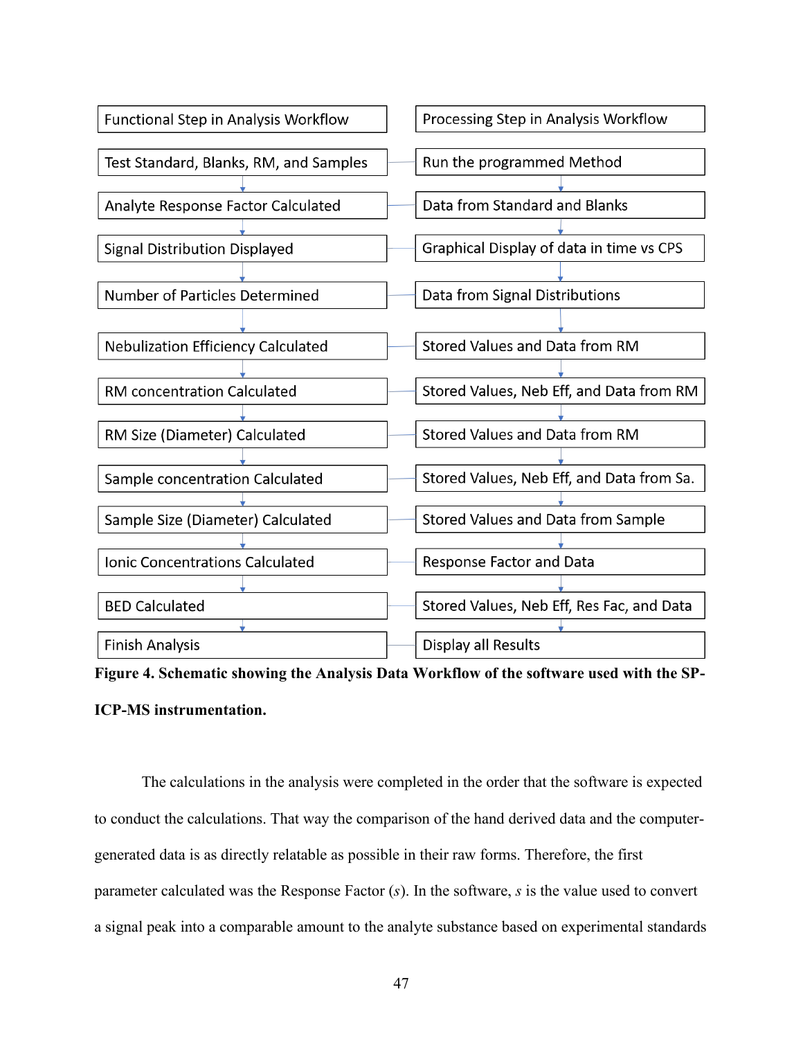| Functional Step in Analysis Workflow | Processing Step in Analysis Workflow |
| --- | --- |
| Test Standard, Blanks, RM, and Samples | Run the programmed Method |
| Analyte Response Factor Calculated | Data from Standard and Blanks |
| Signal Distribution Displayed | Graphical Display of data in time vs CPS |
| Number of Particles Determined | Data from Signal Distributions |
| Nebulization Efficiency Calculated | Stored Values and Data from RM |
| RM concentration Calculated | Stored Values, Neb Eff, and Data from RM |
| RM Size (Diameter) Calculated | Stored Values and Data from RM |
| Sample concentration Calculated | Stored Values, Neb Eff, and Data from Sa. |
| Sample Size (Diameter) Calculated | Stored Values and Data from Sample |
| Ionic Concentrations Calculated | Response Factor and Data |
| BED Calculated | Stored Values, Neb Eff, Res Fac, and Data |
| Finish Analysis | Display all Results |

**Figure 4. Schematic showing the Analysis Data Workflow of the software used with the SP-ICP-MS instrumentation.**

The calculations in the analysis were completed in the order that the software is expected to conduct the calculations. That way the comparison of the hand derived data and the computer-generated data is as directly relatable as possible in their raw forms. Therefore, the first parameter calculated was the Response Factor ($s$). In the software, $s$ is the value used to convert a signal peak into a comparable amount to the analyte substance based on experimental standards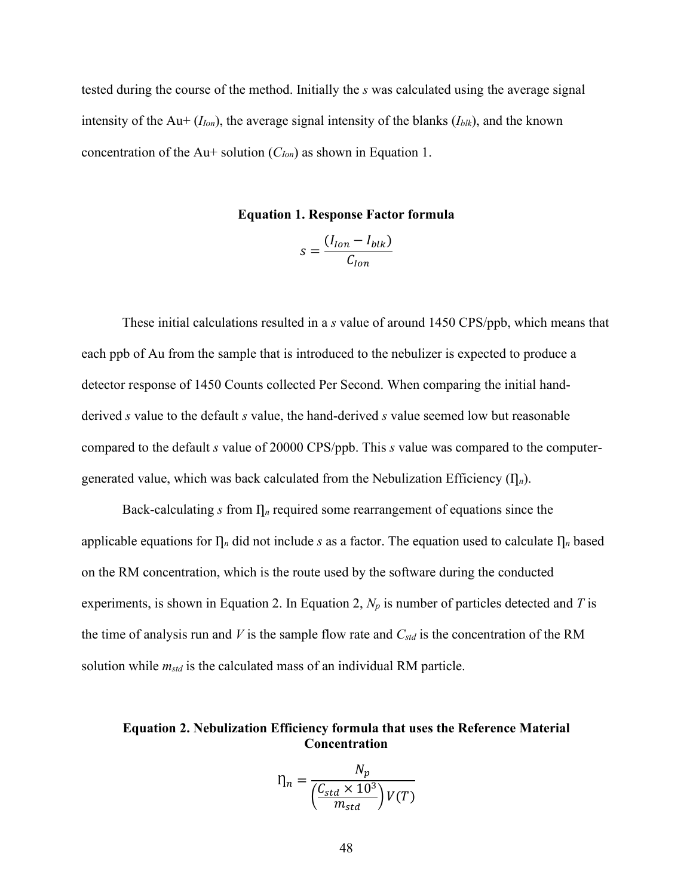tested during the course of the method. Initially the *s* was calculated using the average signal intensity of the Au+ ($I_{Ion}$), the average signal intensity of the blanks ($I_{blk}$), and the known concentration of the Au+ solution ($C_{Ion}$) as shown in Equation 1.

**Equation 1. Response Factor formula**

$$s = \frac{(I_{Ion} - I_{blk})}{C_{Ion}}$$

These initial calculations resulted in a *s* value of around 1450 CPS/ppb, which means that each ppb of Au from the sample that is introduced to the nebulizer is expected to produce a detector response of 1450 Counts collected Per Second. When comparing the initial hand-derived *s* value to the default *s* value, the hand-derived *s* value seemed low but reasonable compared to the default *s* value of 20000 CPS/ppb. This *s* value was compared to the computer-generated value, which was back calculated from the Nebulization Efficiency ($\eta_n$).

Back-calculating *s* from $\eta_n$ required some rearrangement of equations since the applicable equations for $\eta_n$ did not include *s* as a factor. The equation used to calculate $\eta_n$ based on the RM concentration, which is the route used by the software during the conducted experiments, is shown in Equation 2. In Equation 2, $N_p$ is number of particles detected and $T$ is the time of analysis run and $V$ is the sample flow rate and $C_{std}$ is the concentration of the RM solution while $m_{std}$ is the calculated mass of an individual RM particle.

**Equation 2. Nebulization Efficiency formula that uses the Reference Material Concentration**

$$\eta_n = \frac{N_p}{\left(\frac{C_{std} \times 10^3}{m_{std}}\right) V(T)}$$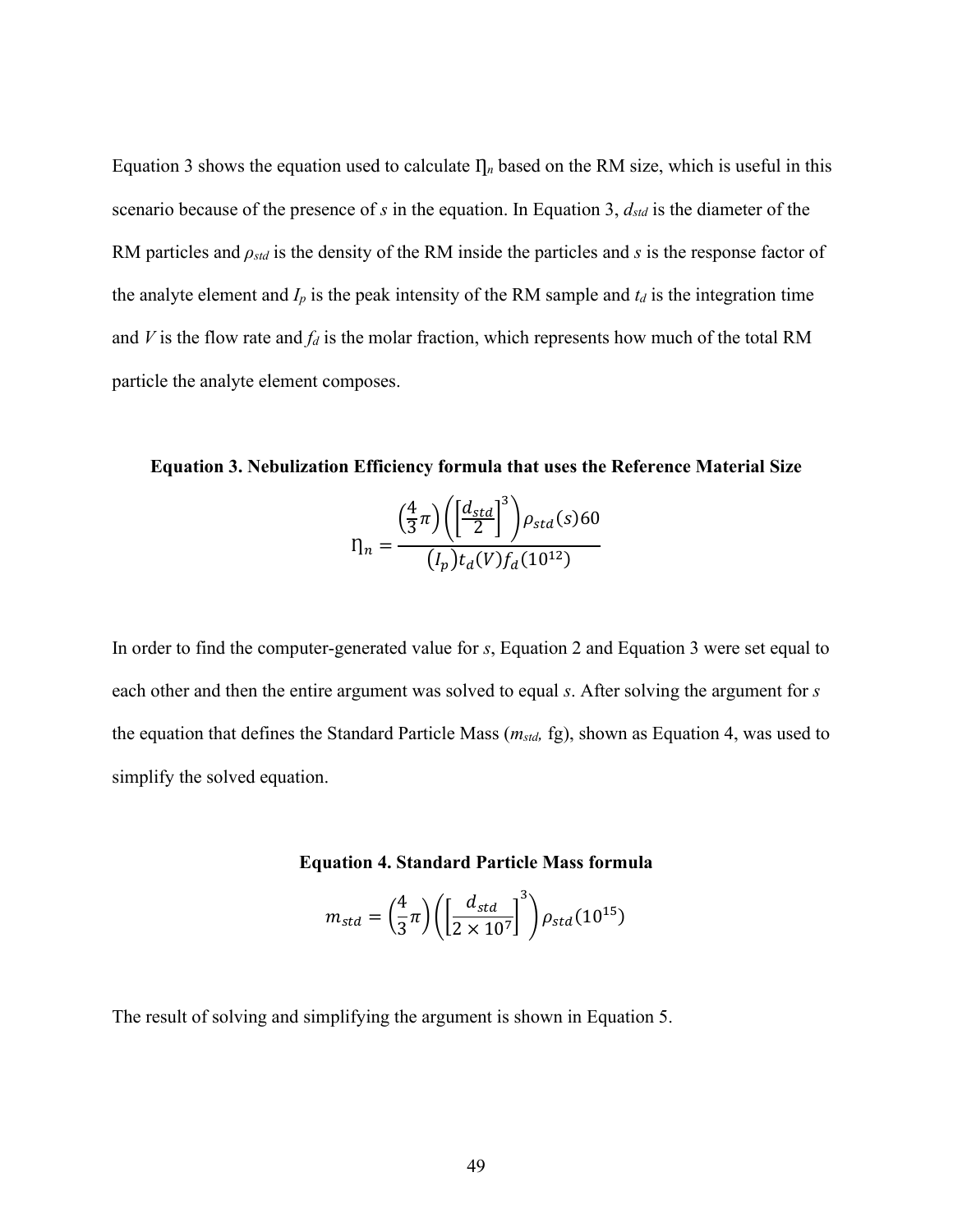Equation 3 shows the equation used to calculate $\eta_n$ based on the RM size, which is useful in this scenario because of the presence of $s$ in the equation. In Equation 3, $d_{std}$ is the diameter of the RM particles and $\rho_{std}$ is the density of the RM inside the particles and $s$ is the response factor of the analyte element and $I_p$ is the peak intensity of the RM sample and $t_d$ is the integration time and $V$ is the flow rate and $f_d$ is the molar fraction, which represents how much of the total RM particle the analyte element composes.

**Equation 3. Nebulization Efficiency formula that uses the Reference Material Size**

$$\eta_n = \frac{\left(\frac{4}{3}\pi\right)\left(\left[\frac{d_{std}}{2}\right]^3\right)\rho_{std}(s)60}{\left(I_p\right)t_d(V)f_d(10^{12})}$$

In order to find the computer-generated value for $s$, Equation 2 and Equation 3 were set equal to each other and then the entire argument was solved to equal $s$. After solving the argument for $s$ the equation that defines the Standard Particle Mass ($m_{std}$, fg), shown as Equation 4, was used to simplify the solved equation.

**Equation 4. Standard Particle Mass formula**

$$m_{std} = \left(\frac{4}{3}\pi\right)\left(\left[\frac{d_{std}}{2 \times 10^7}\right]^3\right)\rho_{std}(10^{15})$$

The result of solving and simplifying the argument is shown in Equation 5.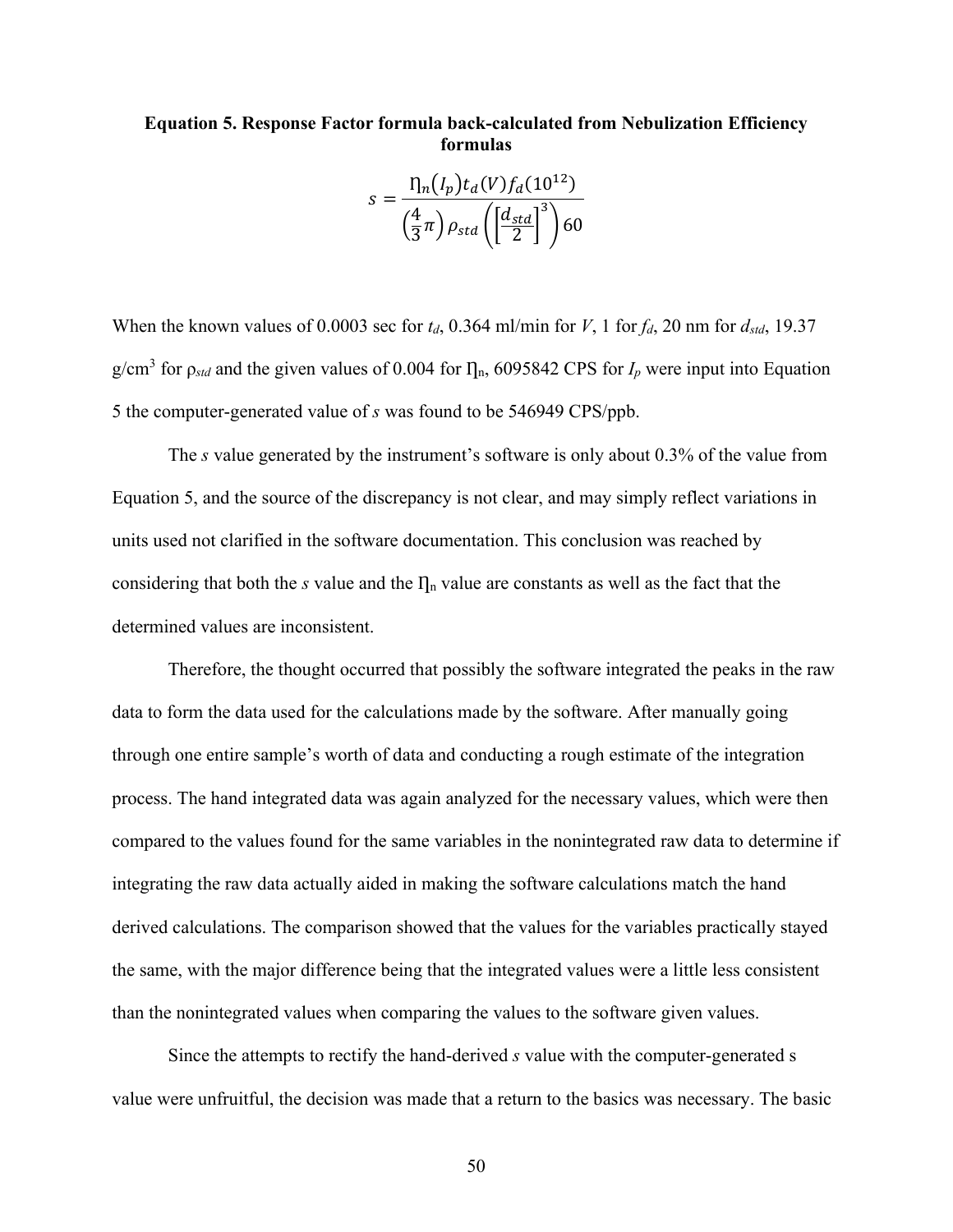**Equation 5. Response Factor formula back-calculated from Nebulization Efficiency formulas**

$$s = \frac{\eta_n(I_p)t_d(V)f_d(10^{12})}{\left(\frac{4}{3}\pi\right)\rho_{std}\left(\left[\frac{d_{std}}{2}\right]^3\right)60}$$

When the known values of 0.0003 sec for $t_d$, 0.364 ml/min for $V$, 1 for $f_d$, 20 nm for $d_{std}$, 19.37 g/cm$^3$ for $\rho_{std}$ and the given values of 0.004 for $\eta_n$, 6095842 CPS for $I_p$ were input into Equation 5 the computer-generated value of $s$ was found to be 546949 CPS/ppb.

The $s$ value generated by the instrument's software is only about 0.3% of the value from Equation 5, and the source of the discrepancy is not clear, and may simply reflect variations in units used not clarified in the software documentation. This conclusion was reached by considering that both the $s$ value and the $\eta_n$ value are constants as well as the fact that the determined values are inconsistent.

Therefore, the thought occurred that possibly the software integrated the peaks in the raw data to form the data used for the calculations made by the software. After manually going through one entire sample's worth of data and conducting a rough estimate of the integration process. The hand integrated data was again analyzed for the necessary values, which were then compared to the values found for the same variables in the nonintegrated raw data to determine if integrating the raw data actually aided in making the software calculations match the hand derived calculations. The comparison showed that the values for the variables practically stayed the same, with the major difference being that the integrated values were a little less consistent than the nonintegrated values when comparing the values to the software given values.

Since the attempts to rectify the hand-derived $s$ value with the computer-generated s value were unfruitful, the decision was made that a return to the basics was necessary. The basic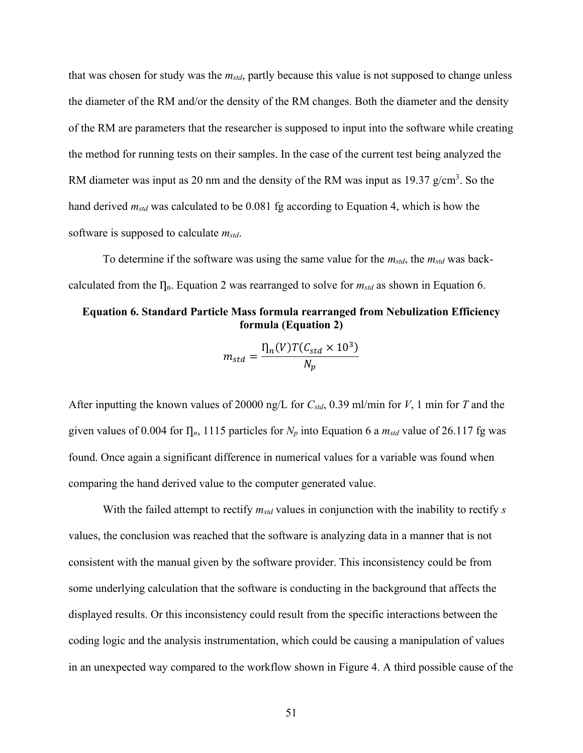that was chosen for study was the $m_{std}$, partly because this value is not supposed to change unless the diameter of the RM and/or the density of the RM changes. Both the diameter and the density of the RM are parameters that the researcher is supposed to input into the software while creating the method for running tests on their samples. In the case of the current test being analyzed the RM diameter was input as 20 nm and the density of the RM was input as 19.37 g/cm$^3$. So the hand derived $m_{std}$ was calculated to be 0.081 fg according to Equation 4, which is how the software is supposed to calculate $m_{std}$.

To determine if the software was using the same value for the $m_{std}$, the $m_{std}$ was back-calculated from the $\eta_n$. Equation 2 was rearranged to solve for $m_{std}$ as shown in Equation 6.

**Equation 6. Standard Particle Mass formula rearranged from Nebulization Efficiency formula (Equation 2)**

$$m_{std} = \frac{\eta_n(V)T(C_{std} \times 10^3)}{N_p}$$

After inputting the known values of 20000 ng/L for $C_{std}$, 0.39 ml/min for $V$, 1 min for $T$ and the given values of 0.004 for $\eta_n$, 1115 particles for $N_p$ into Equation 6 a $m_{std}$ value of 26.117 fg was found. Once again a significant difference in numerical values for a variable was found when comparing the hand derived value to the computer generated value.

With the failed attempt to rectify $m_{std}$ values in conjunction with the inability to rectify $s$ values, the conclusion was reached that the software is analyzing data in a manner that is not consistent with the manual given by the software provider. This inconsistency could be from some underlying calculation that the software is conducting in the background that affects the displayed results. Or this inconsistency could result from the specific interactions between the coding logic and the analysis instrumentation, which could be causing a manipulation of values in an unexpected way compared to the workflow shown in Figure 4. A third possible cause of the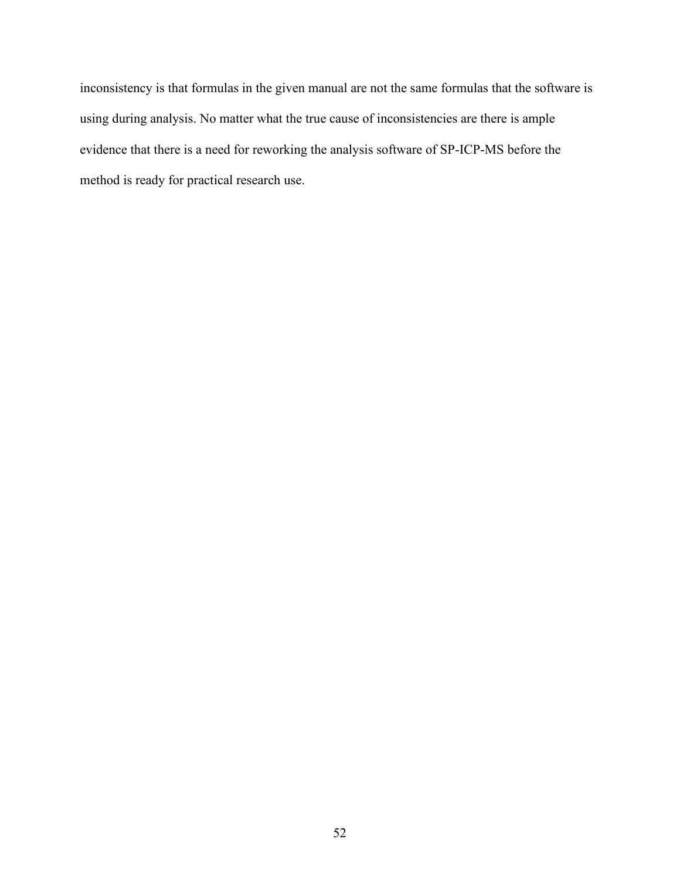inconsistency is that formulas in the given manual are not the same formulas that the software is using during analysis. No matter what the true cause of inconsistencies are there is ample evidence that there is a need for reworking the analysis software of SP-ICP-MS before the method is ready for practical research use.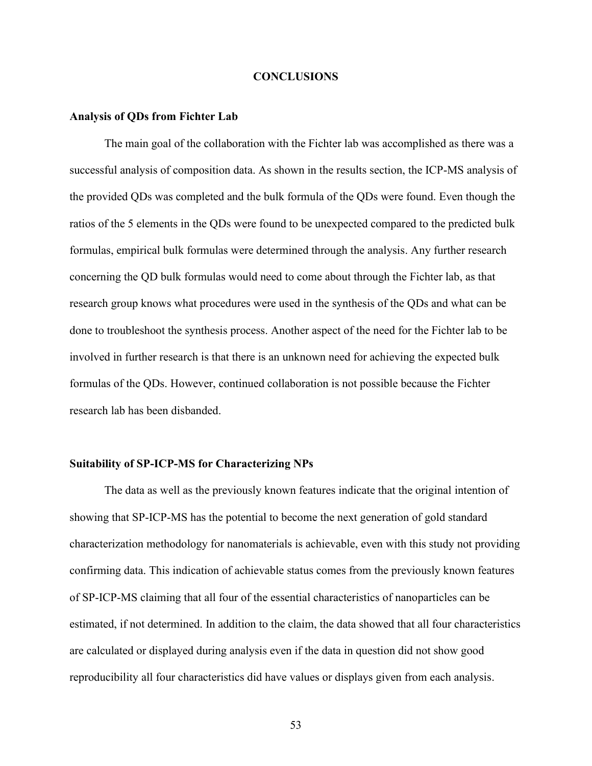# CONCLUSIONS

### Analysis of QDs from Fichter Lab

The main goal of the collaboration with the Fichter lab was accomplished as there was a successful analysis of composition data. As shown in the results section, the ICP-MS analysis of the provided QDs was completed and the bulk formula of the QDs were found. Even though the ratios of the 5 elements in the QDs were found to be unexpected compared to the predicted bulk formulas, empirical bulk formulas were determined through the analysis. Any further research concerning the QD bulk formulas would need to come about through the Fichter lab, as that research group knows what procedures were used in the synthesis of the QDs and what can be done to troubleshoot the synthesis process. Another aspect of the need for the Fichter lab to be involved in further research is that there is an unknown need for achieving the expected bulk formulas of the QDs. However, continued collaboration is not possible because the Fichter research lab has been disbanded.

### Suitability of SP-ICP-MS for Characterizing NPs

The data as well as the previously known features indicate that the original intention of showing that SP-ICP-MS has the potential to become the next generation of gold standard characterization methodology for nanomaterials is achievable, even with this study not providing confirming data. This indication of achievable status comes from the previously known features of SP-ICP-MS claiming that all four of the essential characteristics of nanoparticles can be estimated, if not determined. In addition to the claim, the data showed that all four characteristics are calculated or displayed during analysis even if the data in question did not show good reproducibility all four characteristics did have values or displays given from each analysis.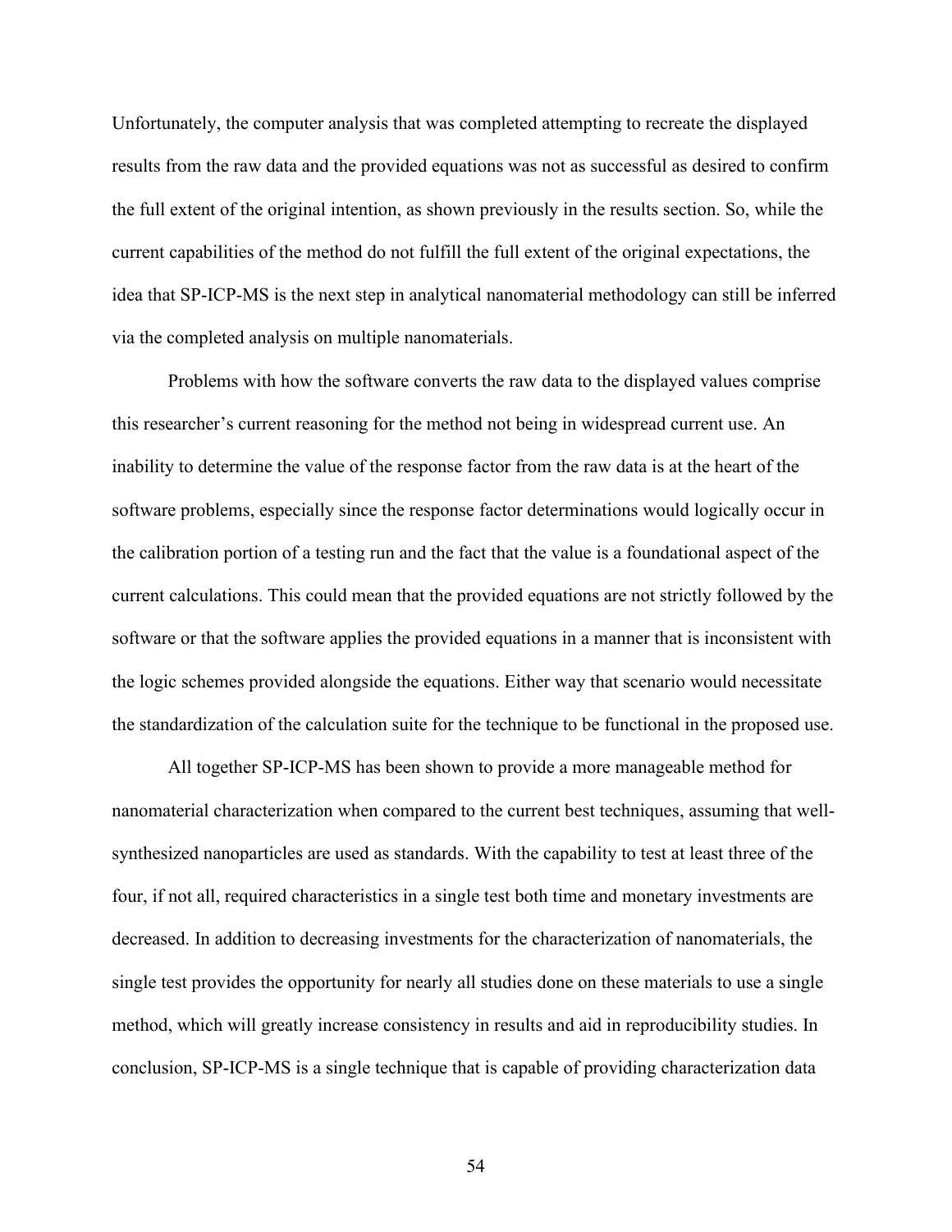Unfortunately, the computer analysis that was completed attempting to recreate the displayed results from the raw data and the provided equations was not as successful as desired to confirm the full extent of the original intention, as shown previously in the results section. So, while the current capabilities of the method do not fulfill the full extent of the original expectations, the idea that SP-ICP-MS is the next step in analytical nanomaterial methodology can still be inferred via the completed analysis on multiple nanomaterials.

Problems with how the software converts the raw data to the displayed values comprise this researcher's current reasoning for the method not being in widespread current use. An inability to determine the value of the response factor from the raw data is at the heart of the software problems, especially since the response factor determinations would logically occur in the calibration portion of a testing run and the fact that the value is a foundational aspect of the current calculations. This could mean that the provided equations are not strictly followed by the software or that the software applies the provided equations in a manner that is inconsistent with the logic schemes provided alongside the equations. Either way that scenario would necessitate the standardization of the calculation suite for the technique to be functional in the proposed use.

All together SP-ICP-MS has been shown to provide a more manageable method for nanomaterial characterization when compared to the current best techniques, assuming that well-synthesized nanoparticles are used as standards. With the capability to test at least three of the four, if not all, required characteristics in a single test both time and monetary investments are decreased. In addition to decreasing investments for the characterization of nanomaterials, the single test provides the opportunity for nearly all studies done on these materials to use a single method, which will greatly increase consistency in results and aid in reproducibility studies. In conclusion, SP-ICP-MS is a single technique that is capable of providing characterization data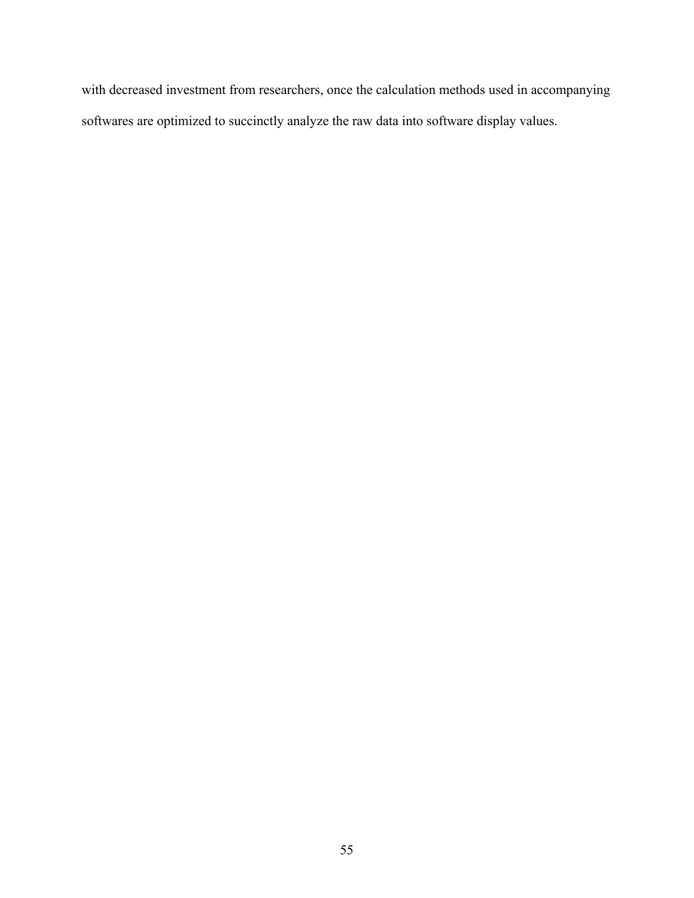with decreased investment from researchers, once the calculation methods used in accompanying softwares are optimized to succinctly analyze the raw data into software display values.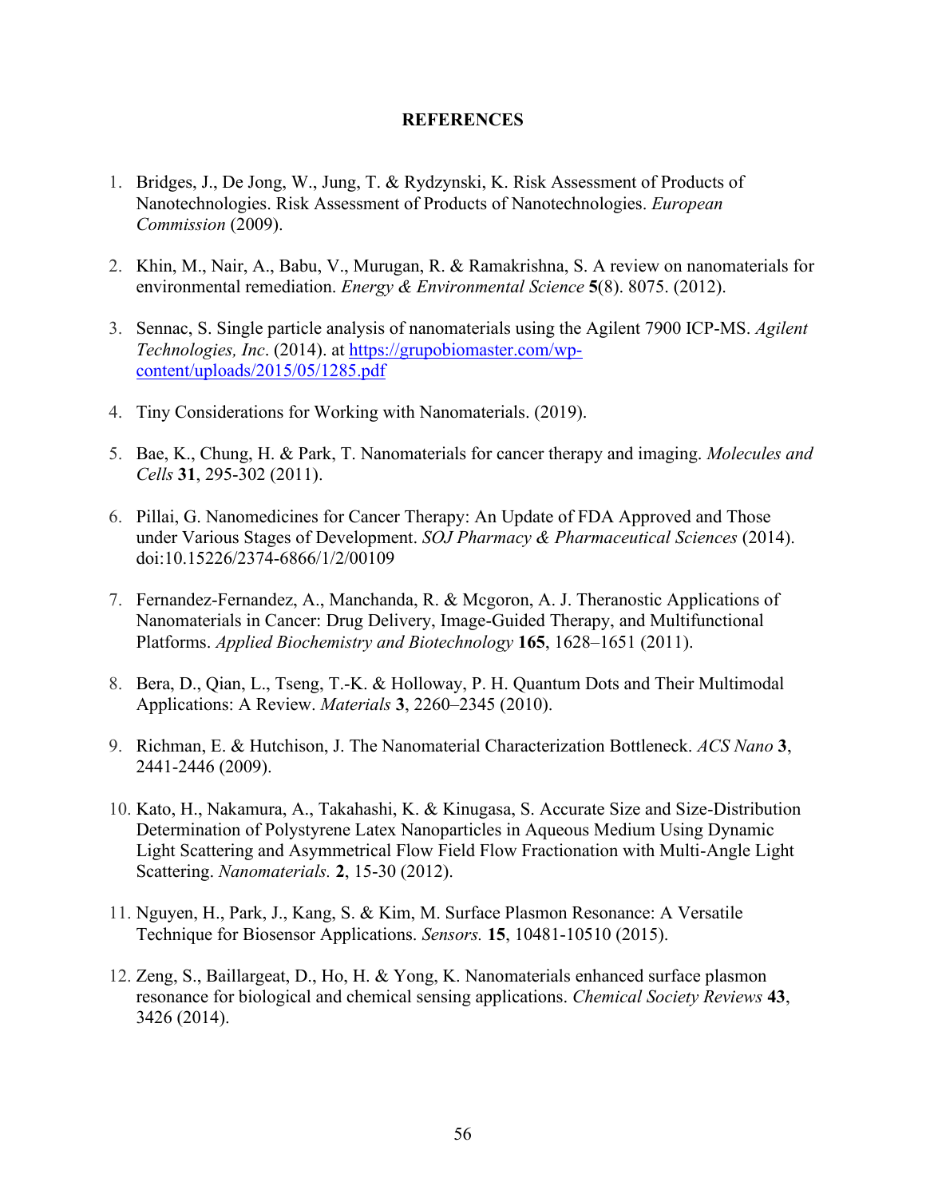## REFERENCES

1. Bridges, J., De Jong, W., Jung, T. & Rydzynski, K. Risk Assessment of Products of Nanotechnologies. Risk Assessment of Products of Nanotechnologies. *European Commission* (2009).

2. Khin, M., Nair, A., Babu, V., Murugan, R. & Ramakrishna, S. A review on nanomaterials for environmental remediation. *Energy & Environmental Science* **5**(8). 8075. (2012).

3. Sennac, S. Single particle analysis of nanomaterials using the Agilent 7900 ICP-MS. *Agilent Technologies, Inc*. (2014). at https://grupobiomaster.com/wp-content/uploads/2015/05/1285.pdf

4. Tiny Considerations for Working with Nanomaterials. (2019).

5. Bae, K., Chung, H. & Park, T. Nanomaterials for cancer therapy and imaging. *Molecules and Cells* **31**, 295-302 (2011).

6. Pillai, G. Nanomedicines for Cancer Therapy: An Update of FDA Approved and Those under Various Stages of Development. *SOJ Pharmacy & Pharmaceutical Sciences* (2014). doi:10.15226/2374-6866/1/2/00109

7. Fernandez-Fernandez, A., Manchanda, R. & Mcgoron, A. J. Theranostic Applications of Nanomaterials in Cancer: Drug Delivery, Image-Guided Therapy, and Multifunctional Platforms. *Applied Biochemistry and Biotechnology* **165**, 1628–1651 (2011).

8. Bera, D., Qian, L., Tseng, T.-K. & Holloway, P. H. Quantum Dots and Their Multimodal Applications: A Review. *Materials* **3**, 2260–2345 (2010).

9. Richman, E. & Hutchison, J. The Nanomaterial Characterization Bottleneck. *ACS Nano* **3**, 2441-2446 (2009).

10. Kato, H., Nakamura, A., Takahashi, K. & Kinugasa, S. Accurate Size and Size-Distribution Determination of Polystyrene Latex Nanoparticles in Aqueous Medium Using Dynamic Light Scattering and Asymmetrical Flow Field Flow Fractionation with Multi-Angle Light Scattering. *Nanomaterials.* **2**, 15-30 (2012).

11. Nguyen, H., Park, J., Kang, S. & Kim, M. Surface Plasmon Resonance: A Versatile Technique for Biosensor Applications. *Sensors.* **15**, 10481-10510 (2015).

12. Zeng, S., Baillargeat, D., Ho, H. & Yong, K. Nanomaterials enhanced surface plasmon resonance for biological and chemical sensing applications. *Chemical Society Reviews* **43**, 3426 (2014).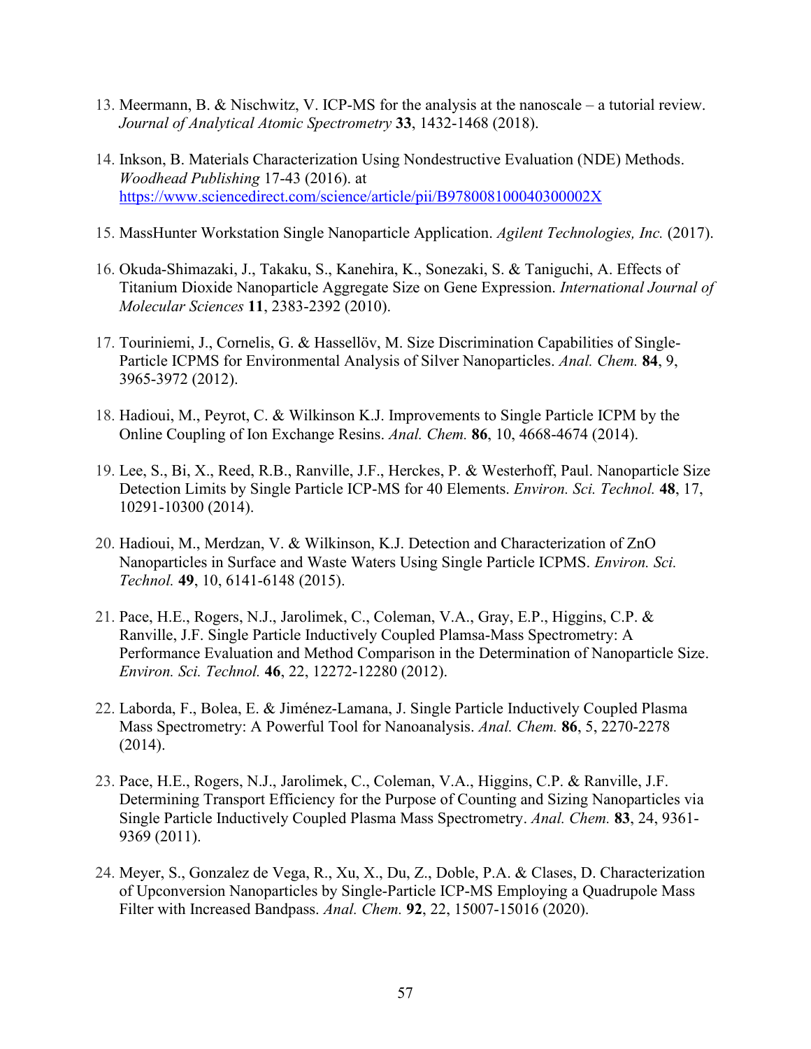13. Meermann, B. & Nischwitz, V. ICP-MS for the analysis at the nanoscale – a tutorial review. *Journal of Analytical Atomic Spectrometry* **33**, 1432-1468 (2018).

14. Inkson, B. Materials Characterization Using Nondestructive Evaluation (NDE) Methods. *Woodhead Publishing* 17-43 (2016). at https://www.sciencedirect.com/science/article/pii/B978008100040300002X

15. MassHunter Workstation Single Nanoparticle Application. *Agilent Technologies, Inc.* (2017).

16. Okuda-Shimazaki, J., Takaku, S., Kanehira, K., Sonezaki, S. & Taniguchi, A. Effects of Titanium Dioxide Nanoparticle Aggregate Size on Gene Expression. *International Journal of Molecular Sciences* **11**, 2383-2392 (2010).

17. Touriniemi, J., Cornelis, G. & Hassellöv, M. Size Discrimination Capabilities of Single-Particle ICPMS for Environmental Analysis of Silver Nanoparticles. *Anal. Chem.* **84**, 9, 3965-3972 (2012).

18. Hadioui, M., Peyrot, C. & Wilkinson K.J. Improvements to Single Particle ICPM by the Online Coupling of Ion Exchange Resins. *Anal. Chem.* **86**, 10, 4668-4674 (2014).

19. Lee, S., Bi, X., Reed, R.B., Ranville, J.F., Herckes, P. & Westerhoff, Paul. Nanoparticle Size Detection Limits by Single Particle ICP-MS for 40 Elements. *Environ. Sci. Technol.* **48**, 17, 10291-10300 (2014).

20. Hadioui, M., Merdzan, V. & Wilkinson, K.J. Detection and Characterization of ZnO Nanoparticles in Surface and Waste Waters Using Single Particle ICPMS. *Environ. Sci. Technol.* **49**, 10, 6141-6148 (2015).

21. Pace, H.E., Rogers, N.J., Jarolimek, C., Coleman, V.A., Gray, E.P., Higgins, C.P. & Ranville, J.F. Single Particle Inductively Coupled Plamsa-Mass Spectrometry: A Performance Evaluation and Method Comparison in the Determination of Nanoparticle Size. *Environ. Sci. Technol.* **46**, 22, 12272-12280 (2012).

22. Laborda, F., Bolea, E. & Jiménez-Lamana, J. Single Particle Inductively Coupled Plasma Mass Spectrometry: A Powerful Tool for Nanoanalysis. *Anal. Chem.* **86**, 5, 2270-2278 (2014).

23. Pace, H.E., Rogers, N.J., Jarolimek, C., Coleman, V.A., Higgins, C.P. & Ranville, J.F. Determining Transport Efficiency for the Purpose of Counting and Sizing Nanoparticles via Single Particle Inductively Coupled Plasma Mass Spectrometry. *Anal. Chem.* **83**, 24, 9361-9369 (2011).

24. Meyer, S., Gonzalez de Vega, R., Xu, X., Du, Z., Doble, P.A. & Clases, D. Characterization of Upconversion Nanoparticles by Single-Particle ICP-MS Employing a Quadrupole Mass Filter with Increased Bandpass. *Anal. Chem.* **92**, 22, 15007-15016 (2020).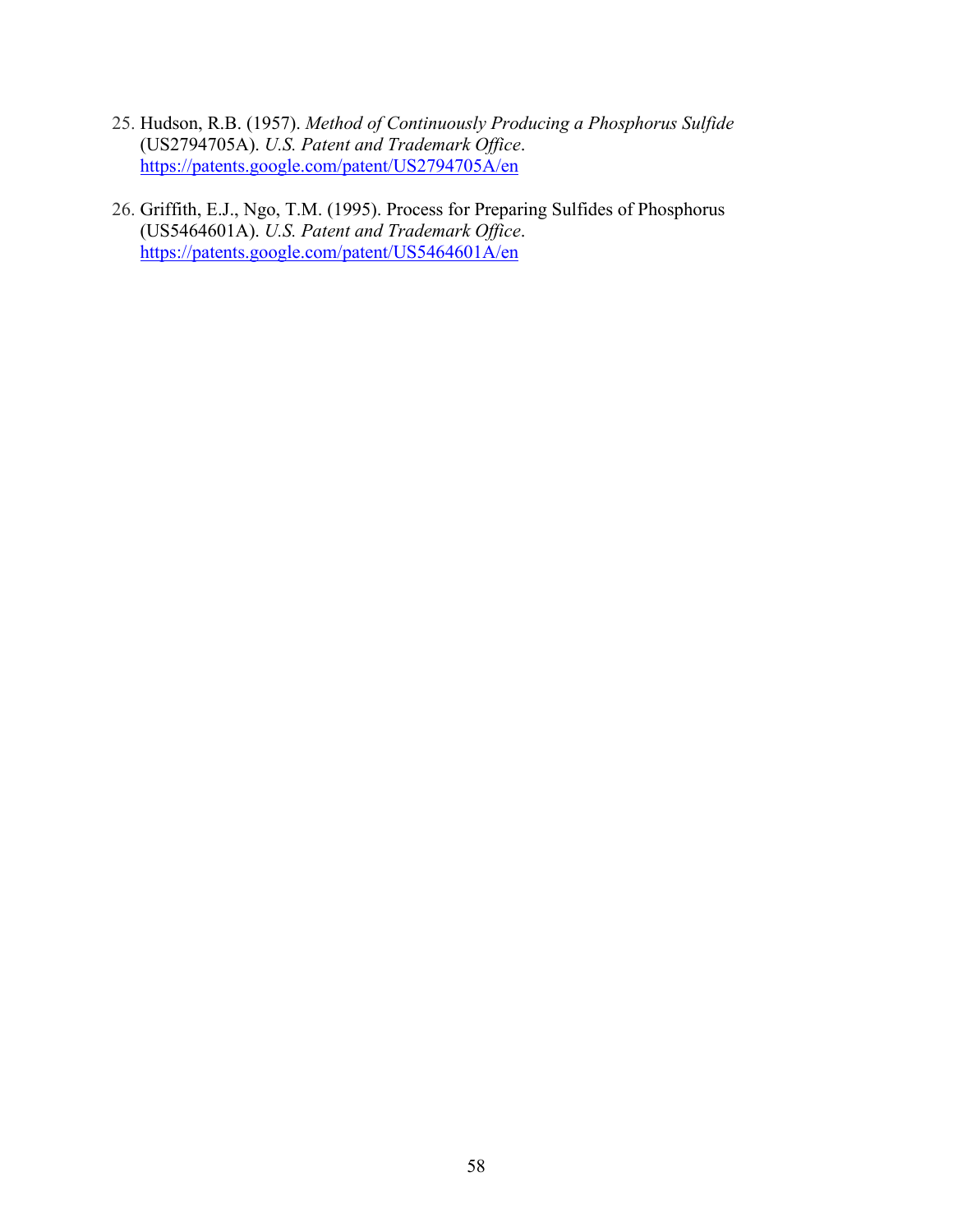25. Hudson, R.B. (1957). *Method of Continuously Producing a Phosphorus Sulfide* (US2794705A). *U.S. Patent and Trademark Office*. https://patents.google.com/patent/US2794705A/en

26. Griffith, E.J., Ngo, T.M. (1995). Process for Preparing Sulfides of Phosphorus (US5464601A). *U.S. Patent and Trademark Office*. https://patents.google.com/patent/US5464601A/en